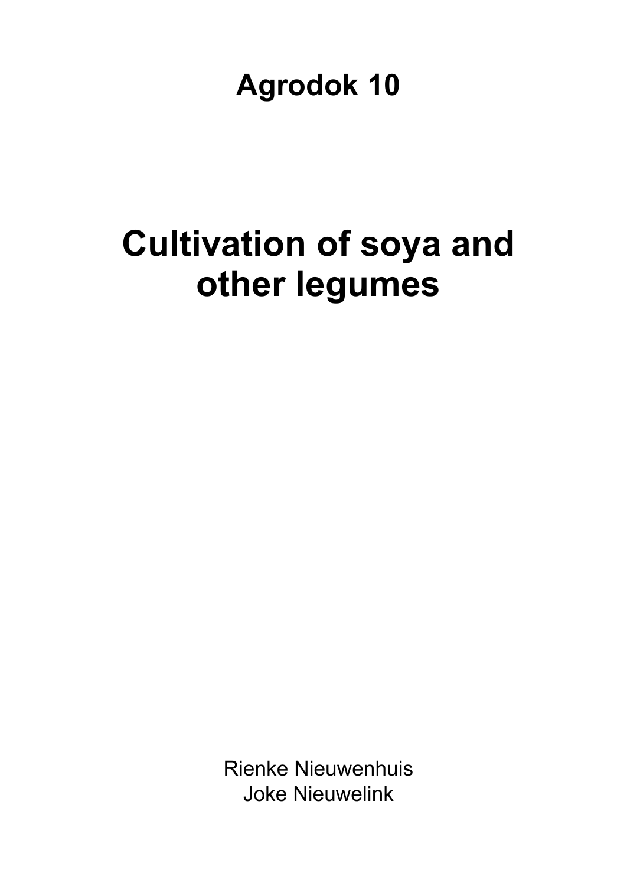**Agrodok 10**

# Cultivation of soya and other legumes

Rienke Nieuwenhuis
Joke Nieuwelink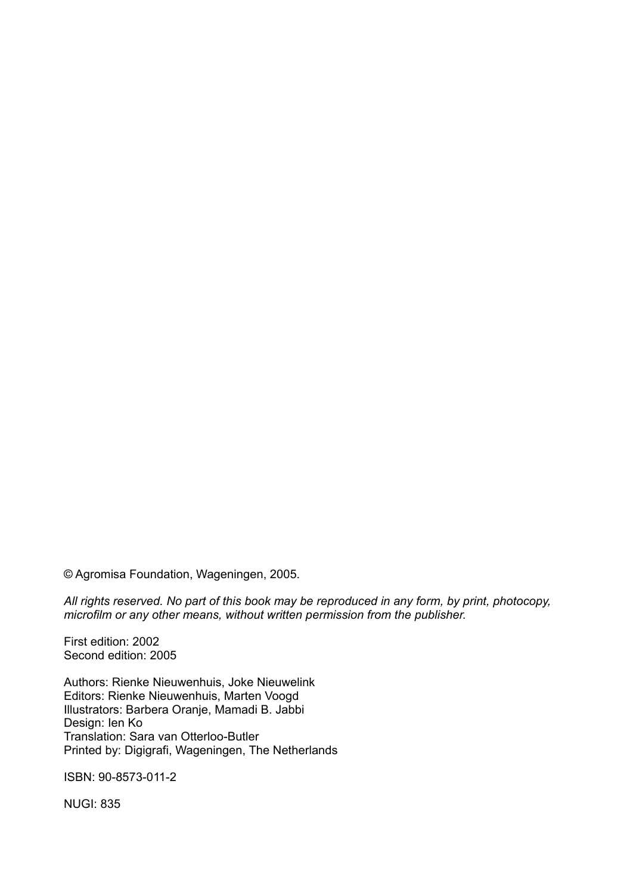© Agromisa Foundation, Wageningen, 2005.

*All rights reserved. No part of this book may be reproduced in any form, by print, photocopy, microfilm or any other means, without written permission from the publisher.*

First edition: 2002
Second edition: 2005

Authors: Rienke Nieuwenhuis, Joke Nieuwelink
Editors: Rienke Nieuwenhuis, Marten Voogd
Illustrators: Barbera Oranje, Mamadi B. Jabbi
Design: Ien Ko
Translation: Sara van Otterloo-Butler
Printed by: Digigrafi, Wageningen, The Netherlands

ISBN: 90-8573-011-2

NUGI: 835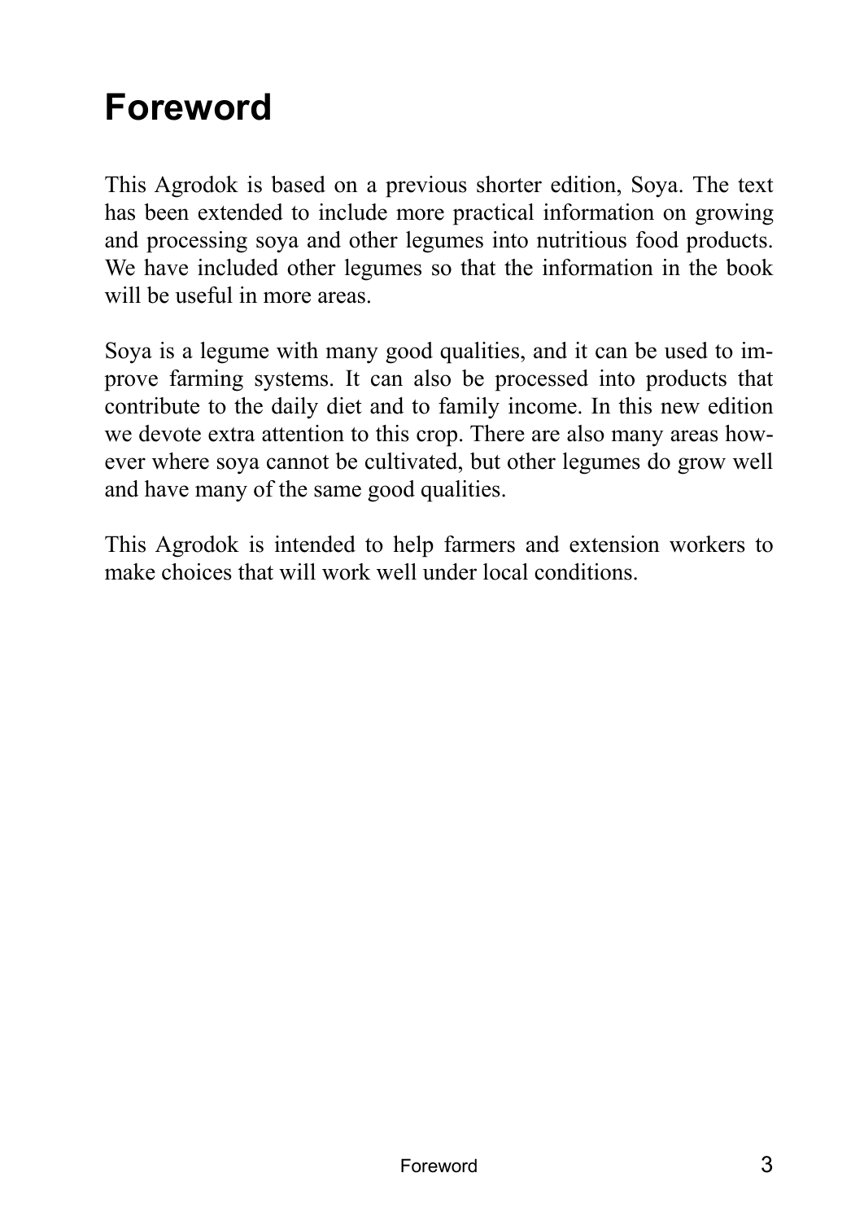# Foreword

This Agrodok is based on a previous shorter edition, Soya. The text has been extended to include more practical information on growing and processing soya and other legumes into nutritious food products. We have included other legumes so that the information in the book will be useful in more areas.

Soya is a legume with many good qualities, and it can be used to improve farming systems. It can also be processed into products that contribute to the daily diet and to family income. In this new edition we devote extra attention to this crop. There are also many areas however where soya cannot be cultivated, but other legumes do grow well and have many of the same good qualities.

This Agrodok is intended to help farmers and extension workers to make choices that will work well under local conditions.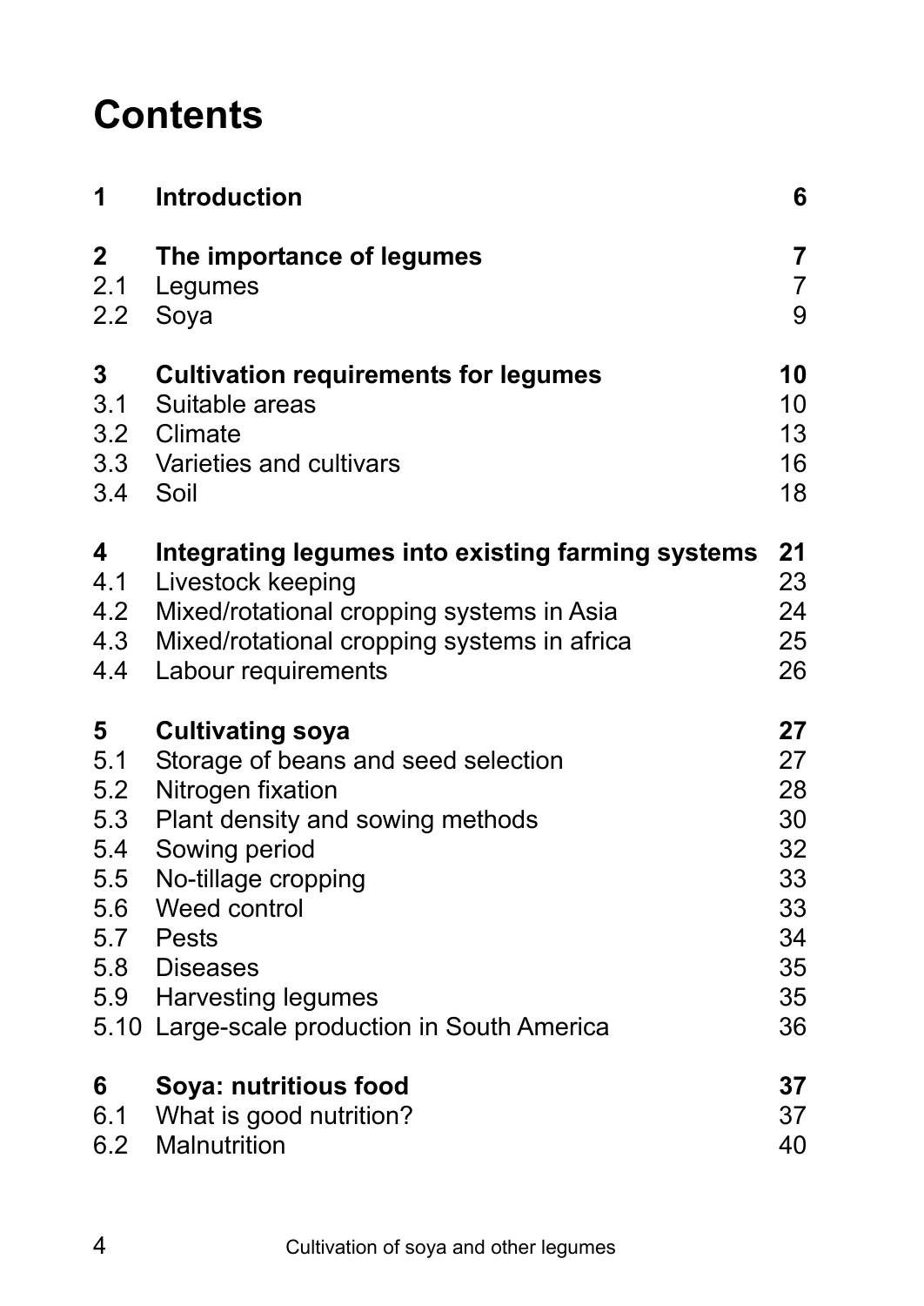# Contents

| | | |
|---|---|---|
| **1** | **Introduction** | **6** |
| **2** | **The importance of legumes** | **7** |
| 2.1 | Legumes | 7 |
| 2.2 | Soya | 9 |
| **3** | **Cultivation requirements for legumes** | **10** |
| 3.1 | Suitable areas | 10 |
| 3.2 | Climate | 13 |
| 3.3 | Varieties and cultivars | 16 |
| 3.4 | Soil | 18 |
| **4** | **Integrating legumes into existing farming systems** | **21** |
| 4.1 | Livestock keeping | 23 |
| 4.2 | Mixed/rotational cropping systems in Asia | 24 |
| 4.3 | Mixed/rotational cropping systems in africa | 25 |
| 4.4 | Labour requirements | 26 |
| **5** | **Cultivating soya** | **27** |
| 5.1 | Storage of beans and seed selection | 27 |
| 5.2 | Nitrogen fixation | 28 |
| 5.3 | Plant density and sowing methods | 30 |
| 5.4 | Sowing period | 32 |
| 5.5 | No-tillage cropping | 33 |
| 5.6 | Weed control | 33 |
| 5.7 | Pests | 34 |
| 5.8 | Diseases | 35 |
| 5.9 | Harvesting legumes | 35 |
| 5.10 | Large-scale production in South America | 36 |
| **6** | **Soya: nutritious food** | **37** |
| 6.1 | What is good nutrition? | 37 |
| 6.2 | Malnutrition | 40 |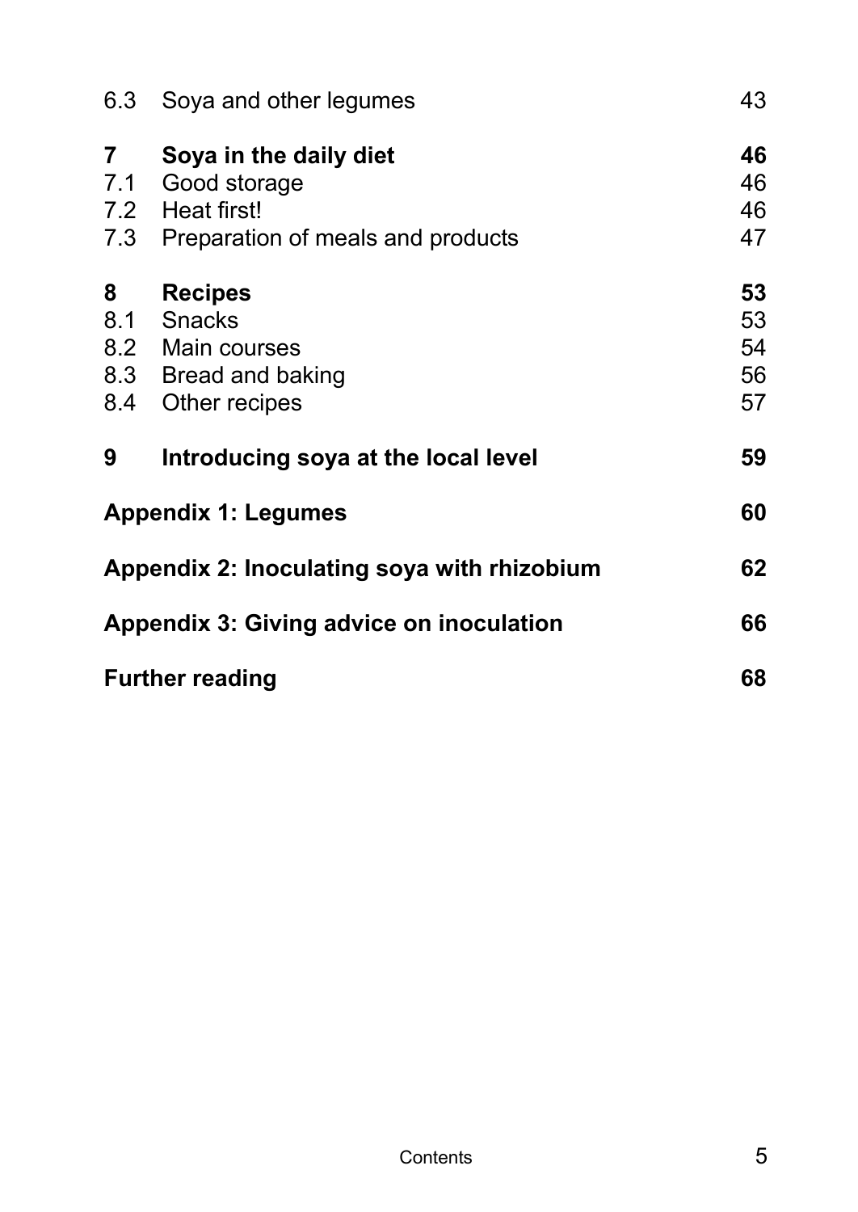| | | |
|---|---|---|
| 6.3 | Soya and other legumes | 43 |
| **7** | **Soya in the daily diet** | **46** |
| 7.1 | Good storage | 46 |
| 7.2 | Heat first! | 46 |
| 7.3 | Preparation of meals and products | 47 |
| **8** | **Recipes** | **53** |
| 8.1 | Snacks | 53 |
| 8.2 | Main courses | 54 |
| 8.3 | Bread and baking | 56 |
| 8.4 | Other recipes | 57 |
| **9** | **Introducing soya at the local level** | **59** |
| **Appendix 1: Legumes** | | **60** |
| **Appendix 2: Inoculating soya with rhizobium** | | **62** |
| **Appendix 3: Giving advice on inoculation** | | **66** |
| **Further reading** | | **68** |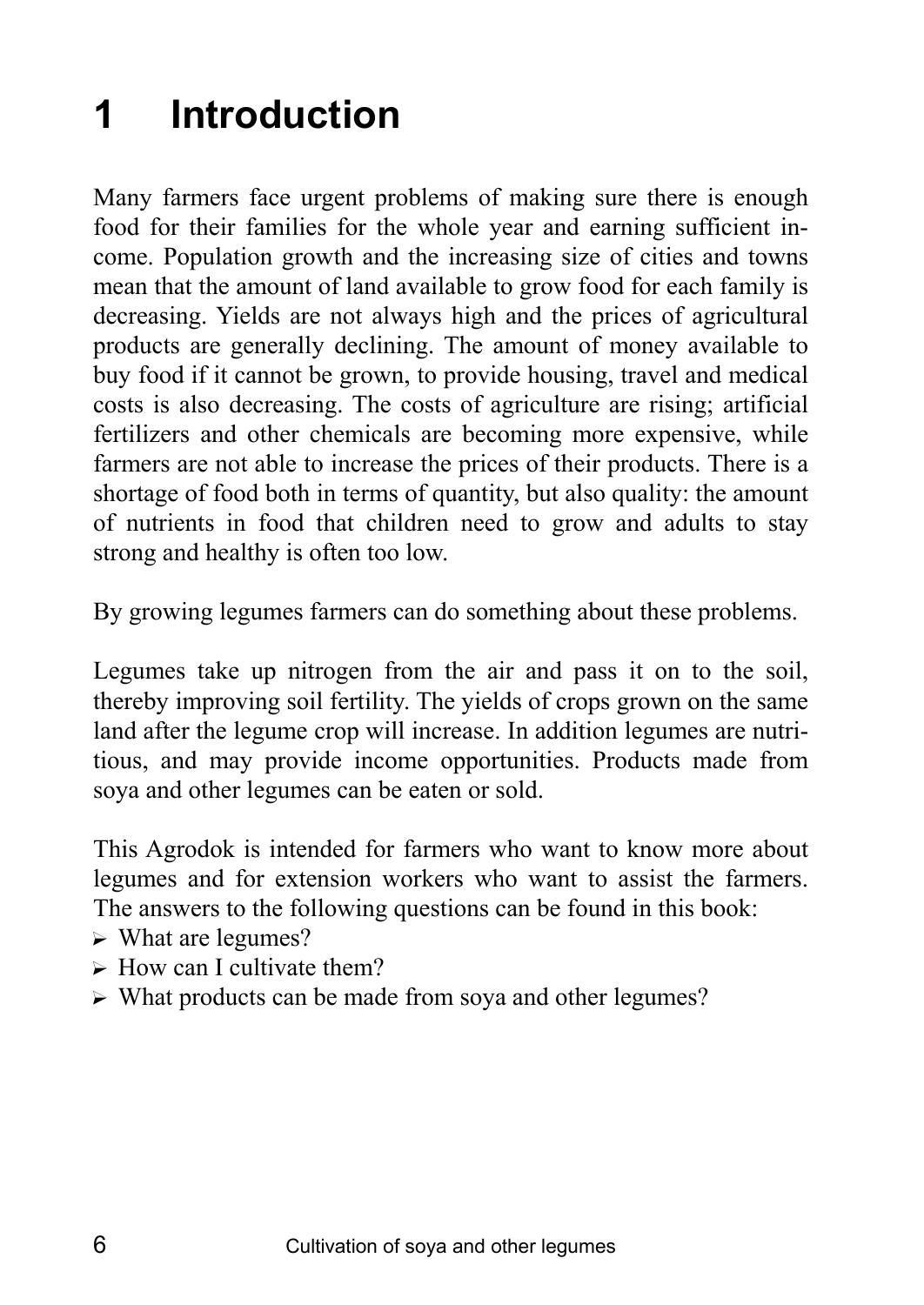# 1 Introduction

Many farmers face urgent problems of making sure there is enough food for their families for the whole year and earning sufficient income. Population growth and the increasing size of cities and towns mean that the amount of land available to grow food for each family is decreasing. Yields are not always high and the prices of agricultural products are generally declining. The amount of money available to buy food if it cannot be grown, to provide housing, travel and medical costs is also decreasing. The costs of agriculture are rising; artificial fertilizers and other chemicals are becoming more expensive, while farmers are not able to increase the prices of their products. There is a shortage of food both in terms of quantity, but also quality: the amount of nutrients in food that children need to grow and adults to stay strong and healthy is often too low.

By growing legumes farmers can do something about these problems.

Legumes take up nitrogen from the air and pass it on to the soil, thereby improving soil fertility. The yields of crops grown on the same land after the legume crop will increase. In addition legumes are nutritious, and may provide income opportunities. Products made from soya and other legumes can be eaten or sold.

This Agrodok is intended for farmers who want to know more about legumes and for extension workers who want to assist the farmers. The answers to the following questions can be found in this book:

- What are legumes?
- How can I cultivate them?
- What products can be made from soya and other legumes?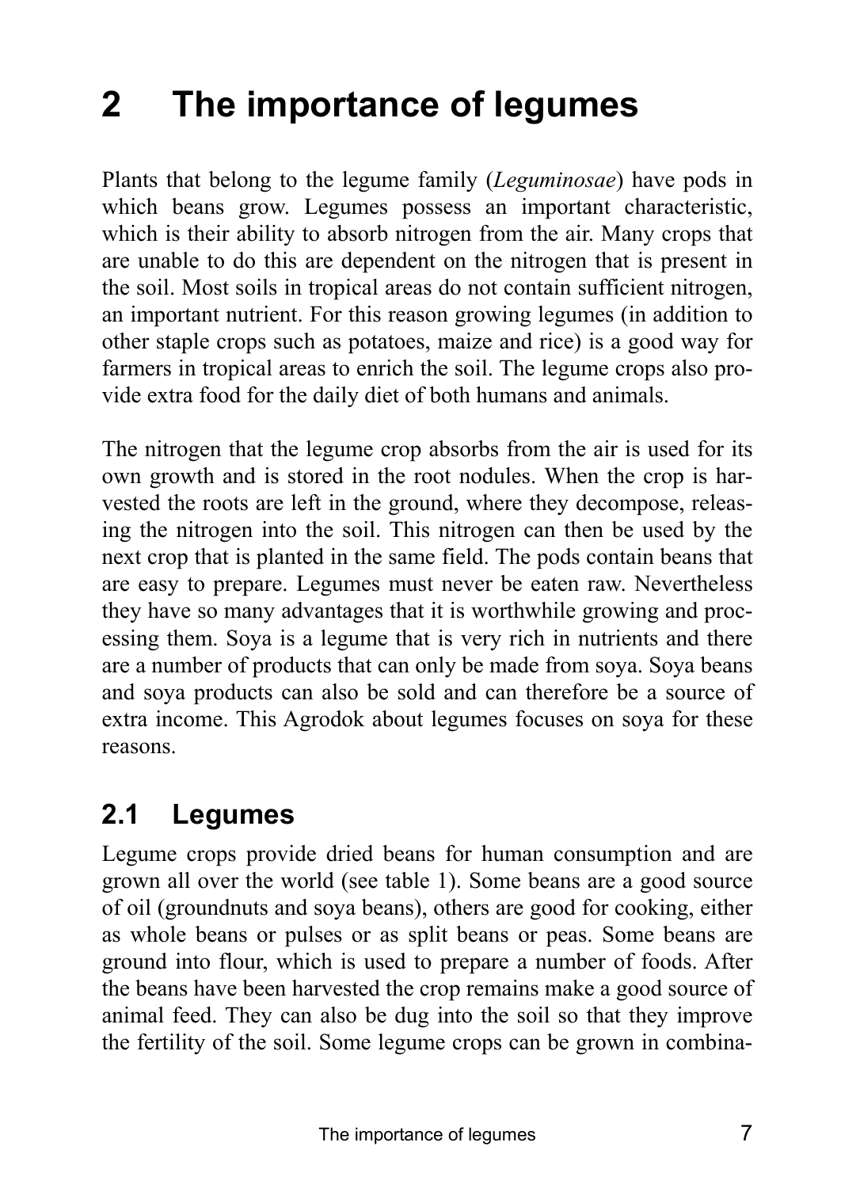# 2 The importance of legumes

Plants that belong to the legume family (*Leguminosae*) have pods in which beans grow. Legumes possess an important characteristic, which is their ability to absorb nitrogen from the air. Many crops that are unable to do this are dependent on the nitrogen that is present in the soil. Most soils in tropical areas do not contain sufficient nitrogen, an important nutrient. For this reason growing legumes (in addition to other staple crops such as potatoes, maize and rice) is a good way for farmers in tropical areas to enrich the soil. The legume crops also provide extra food for the daily diet of both humans and animals.

The nitrogen that the legume crop absorbs from the air is used for its own growth and is stored in the root nodules. When the crop is harvested the roots are left in the ground, where they decompose, releasing the nitrogen into the soil. This nitrogen can then be used by the next crop that is planted in the same field. The pods contain beans that are easy to prepare. Legumes must never be eaten raw. Nevertheless they have so many advantages that it is worthwhile growing and processing them. Soya is a legume that is very rich in nutrients and there are a number of products that can only be made from soya. Soya beans and soya products can also be sold and can therefore be a source of extra income. This Agrodok about legumes focuses on soya for these reasons.

## 2.1 Legumes

Legume crops provide dried beans for human consumption and are grown all over the world (see table 1). Some beans are a good source of oil (groundnuts and soya beans), others are good for cooking, either as whole beans or pulses or as split beans or peas. Some beans are ground into flour, which is used to prepare a number of foods. After the beans have been harvested the crop remains make a good source of animal feed. They can also be dug into the soil so that they improve the fertility of the soil. Some legume crops can be grown in combina-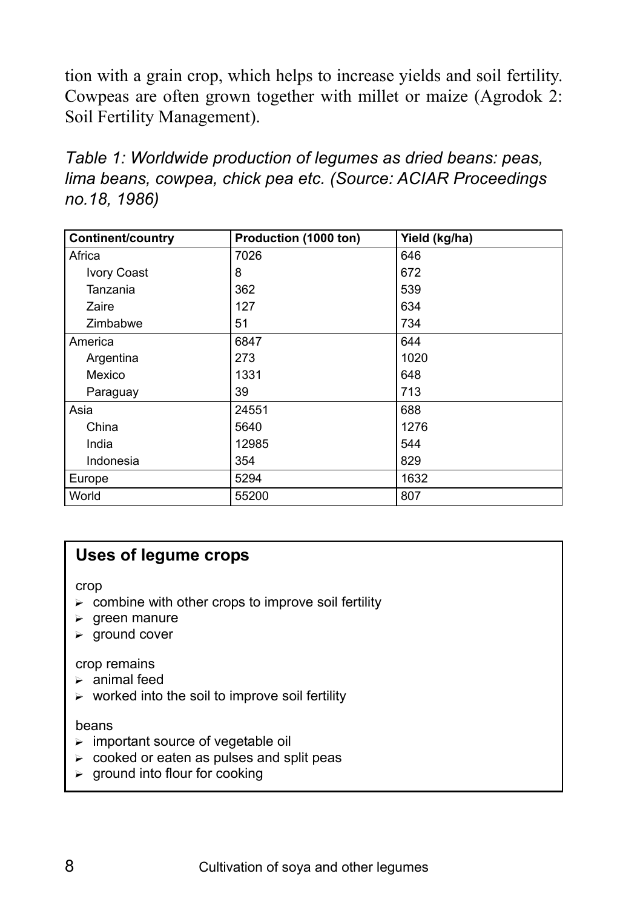tion with a grain crop, which helps to increase yields and soil fertility. Cowpeas are often grown together with millet or maize (Agrodok 2: Soil Fertility Management).

*Table 1: Worldwide production of legumes as dried beans: peas, lima beans, cowpea, chick pea etc. (Source: ACIAR Proceedings no.18, 1986)*

| Continent/country | Production (1000 ton) | Yield (kg/ha) |
|---|---|---|
| Africa | 7026 | 646 |
| Ivory Coast | 8 | 672 |
| Tanzania | 362 | 539 |
| Zaire | 127 | 634 |
| Zimbabwe | 51 | 734 |
| America | 6847 | 644 |
| Argentina | 273 | 1020 |
| Mexico | 1331 | 648 |
| Paraguay | 39 | 713 |
| Asia | 24551 | 688 |
| China | 5640 | 1276 |
| India | 12985 | 544 |
| Indonesia | 354 | 829 |
| Europe | 5294 | 1632 |
| World | 55200 | 807 |

### Uses of legume crops

crop
- combine with other crops to improve soil fertility
- green manure
- ground cover

crop remains
- animal feed
- worked into the soil to improve soil fertility

beans
- important source of vegetable oil
- cooked or eaten as pulses and split peas
- ground into flour for cooking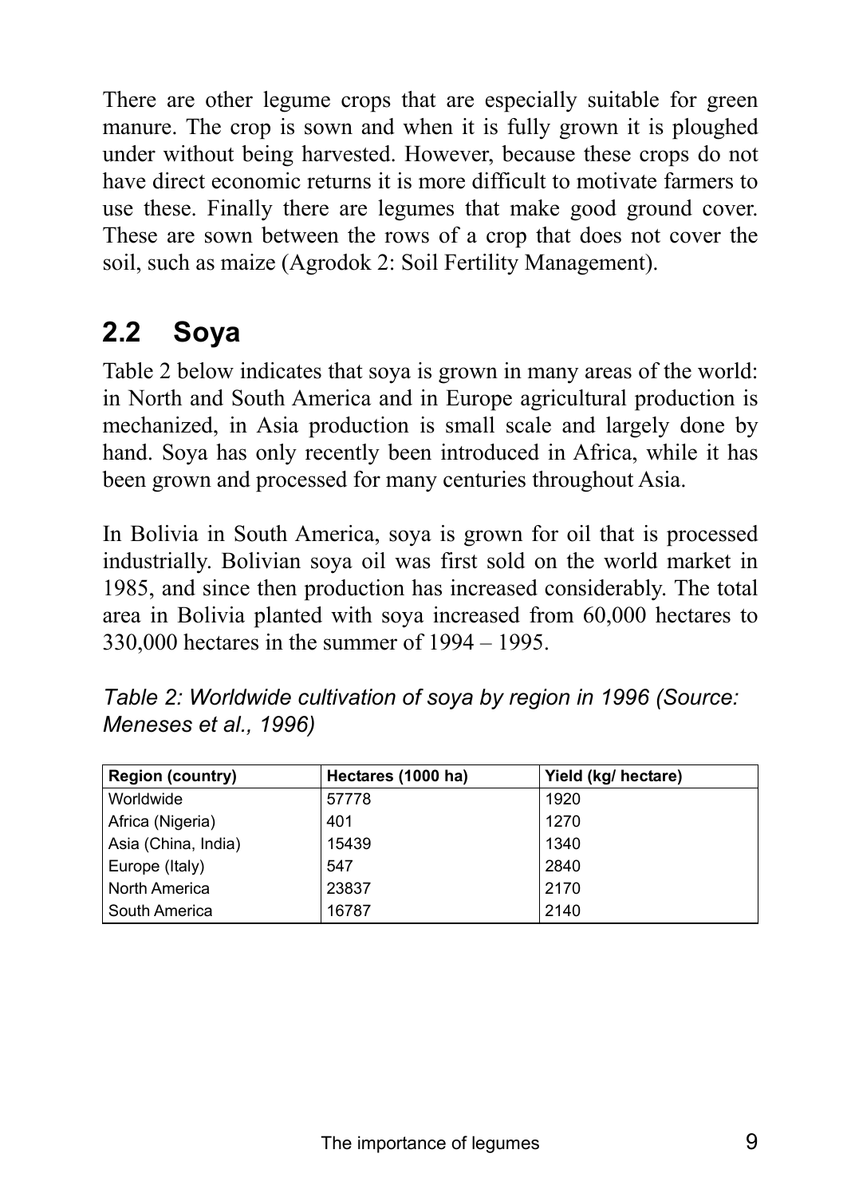There are other legume crops that are especially suitable for green manure. The crop is sown and when it is fully grown it is ploughed under without being harvested. However, because these crops do not have direct economic returns it is more difficult to motivate farmers to use these. Finally there are legumes that make good ground cover. These are sown between the rows of a crop that does not cover the soil, such as maize (Agrodok 2: Soil Fertility Management).

## 2.2 Soya

Table 2 below indicates that soya is grown in many areas of the world: in North and South America and in Europe agricultural production is mechanized, in Asia production is small scale and largely done by hand. Soya has only recently been introduced in Africa, while it has been grown and processed for many centuries throughout Asia.

In Bolivia in South America, soya is grown for oil that is processed industrially. Bolivian soya oil was first sold on the world market in 1985, and since then production has increased considerably. The total area in Bolivia planted with soya increased from 60,000 hectares to 330,000 hectares in the summer of 1994 – 1995.

*Table 2: Worldwide cultivation of soya by region in 1996 (Source: Meneses et al., 1996)*

| Region (country) | Hectares (1000 ha) | Yield (kg/ hectare) |
|---|---|---|
| Worldwide | 57778 | 1920 |
| Africa (Nigeria) | 401 | 1270 |
| Asia (China, India) | 15439 | 1340 |
| Europe (Italy) | 547 | 2840 |
| North America | 23837 | 2170 |
| South America | 16787 | 2140 |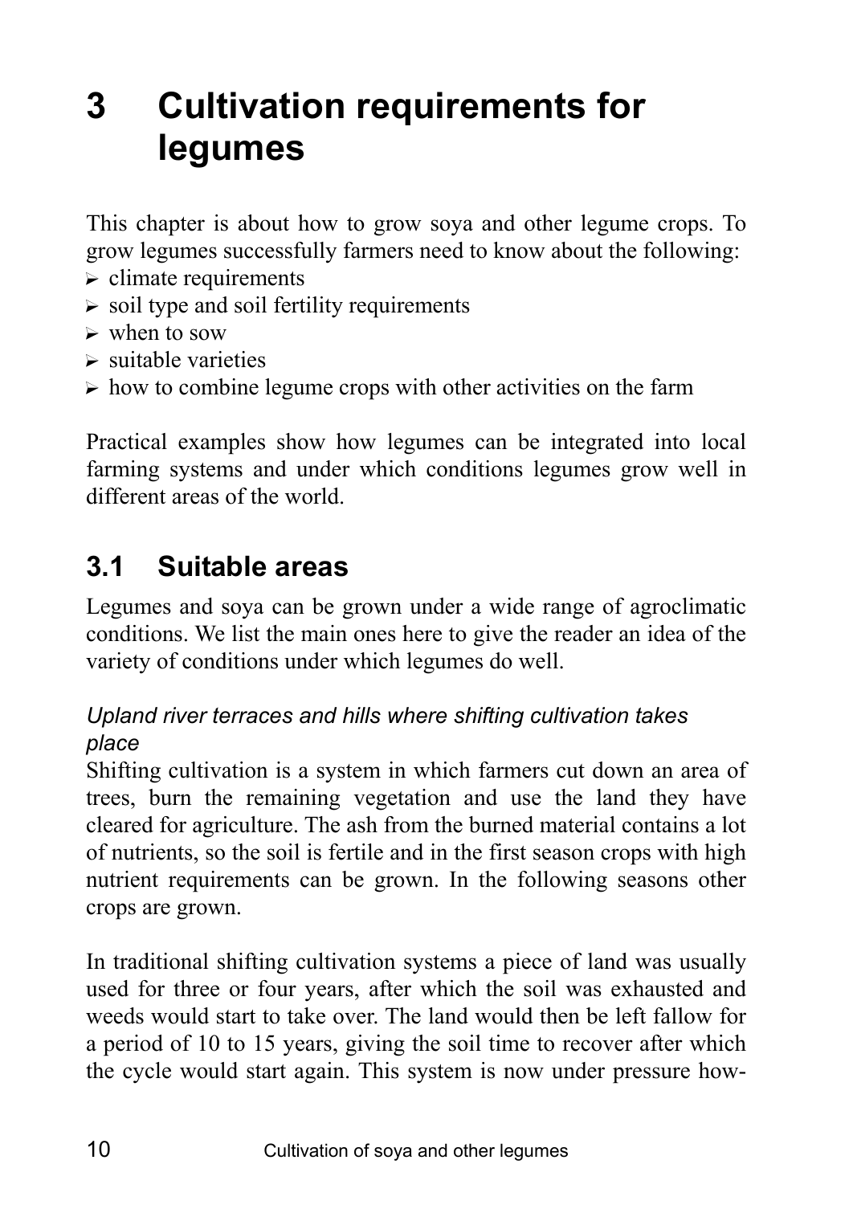# 3 Cultivation requirements for legumes

This chapter is about how to grow soya and other legume crops. To grow legumes successfully farmers need to know about the following:

- climate requirements
- soil type and soil fertility requirements
- when to sow
- suitable varieties
- how to combine legume crops with other activities on the farm

Practical examples show how legumes can be integrated into local farming systems and under which conditions legumes grow well in different areas of the world.

## 3.1 Suitable areas

Legumes and soya can be grown under a wide range of agroclimatic conditions. We list the main ones here to give the reader an idea of the variety of conditions under which legumes do well.

*Upland river terraces and hills where shifting cultivation takes place*

Shifting cultivation is a system in which farmers cut down an area of trees, burn the remaining vegetation and use the land they have cleared for agriculture. The ash from the burned material contains a lot of nutrients, so the soil is fertile and in the first season crops with high nutrient requirements can be grown. In the following seasons other crops are grown.

In traditional shifting cultivation systems a piece of land was usually used for three or four years, after which the soil was exhausted and weeds would start to take over. The land would then be left fallow for a period of 10 to 15 years, giving the soil time to recover after which the cycle would start again. This system is now under pressure how-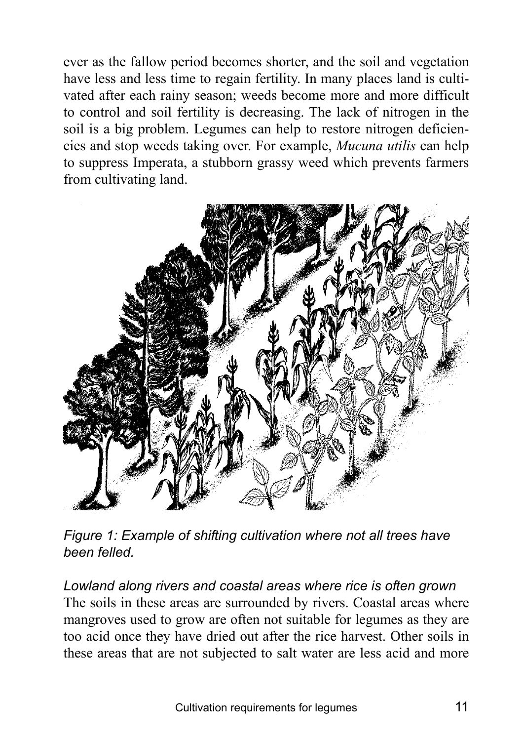ever as the fallow period becomes shorter, and the soil and vegetation have less and less time to regain fertility. In many places land is cultivated after each rainy season; weeds become more and more difficult to control and soil fertility is decreasing. The lack of nitrogen in the soil is a big problem. Legumes can help to restore nitrogen deficiencies and stop weeds taking over. For example, *Mucuna utilis* can help to suppress Imperata, a stubborn grassy weed which prevents farmers from cultivating land.

*Figure 1: Example of shifting cultivation where not all trees have been felled.*

*Lowland along rivers and coastal areas where rice is often grown*
The soils in these areas are surrounded by rivers. Coastal areas where mangroves used to grow are often not suitable for legumes as they are too acid once they have dried out after the rice harvest. Other soils in these areas that are not subjected to salt water are less acid and more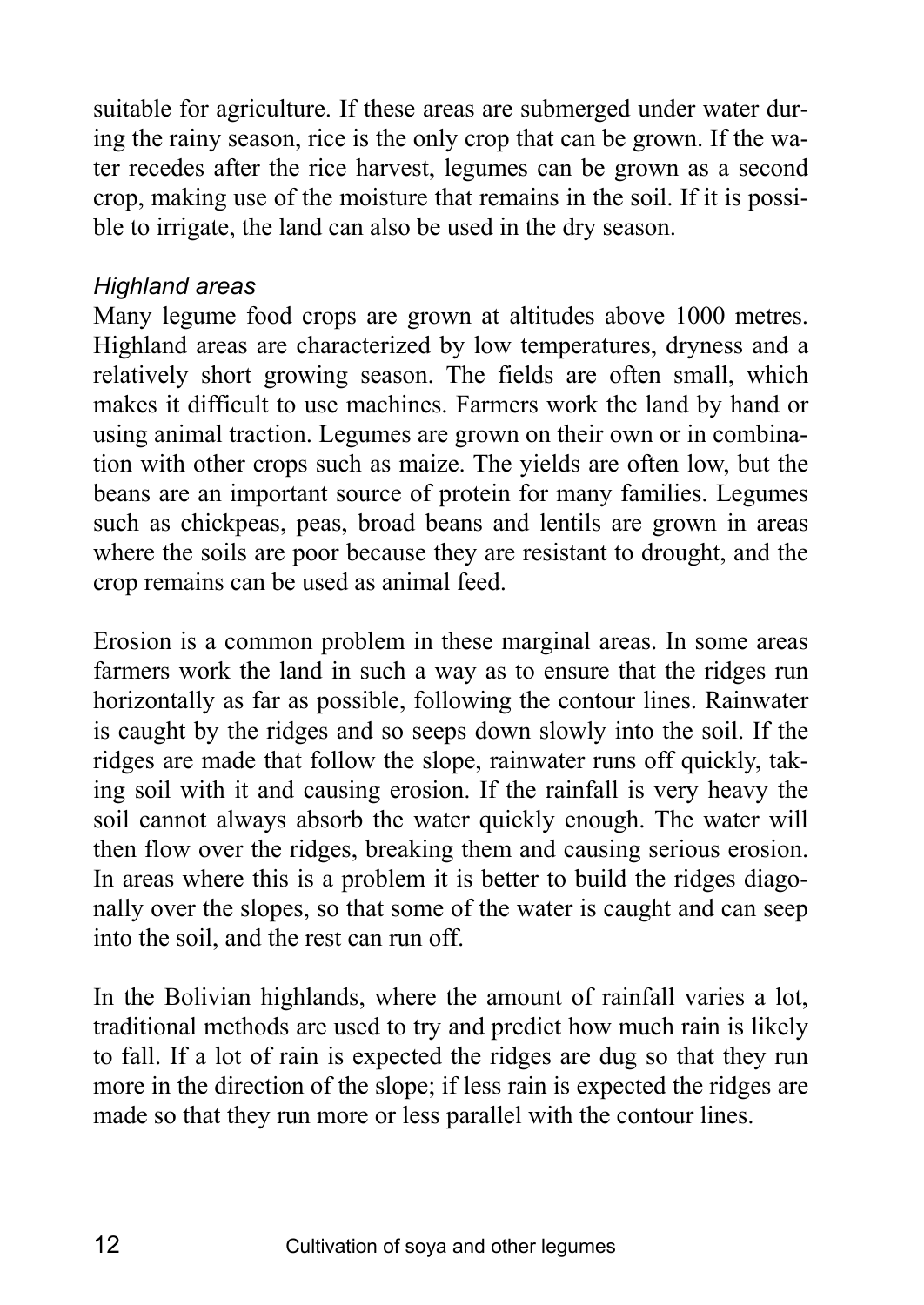suitable for agriculture. If these areas are submerged under water during the rainy season, rice is the only crop that can be grown. If the water recedes after the rice harvest, legumes can be grown as a second crop, making use of the moisture that remains in the soil. If it is possible to irrigate, the land can also be used in the dry season.

*Highland areas*

Many legume food crops are grown at altitudes above 1000 metres. Highland areas are characterized by low temperatures, dryness and a relatively short growing season. The fields are often small, which makes it difficult to use machines. Farmers work the land by hand or using animal traction. Legumes are grown on their own or in combination with other crops such as maize. The yields are often low, but the beans are an important source of protein for many families. Legumes such as chickpeas, peas, broad beans and lentils are grown in areas where the soils are poor because they are resistant to drought, and the crop remains can be used as animal feed.

Erosion is a common problem in these marginal areas. In some areas farmers work the land in such a way as to ensure that the ridges run horizontally as far as possible, following the contour lines. Rainwater is caught by the ridges and so seeps down slowly into the soil. If the ridges are made that follow the slope, rainwater runs off quickly, taking soil with it and causing erosion. If the rainfall is very heavy the soil cannot always absorb the water quickly enough. The water will then flow over the ridges, breaking them and causing serious erosion. In areas where this is a problem it is better to build the ridges diagonally over the slopes, so that some of the water is caught and can seep into the soil, and the rest can run off.

In the Bolivian highlands, where the amount of rainfall varies a lot, traditional methods are used to try and predict how much rain is likely to fall. If a lot of rain is expected the ridges are dug so that they run more in the direction of the slope; if less rain is expected the ridges are made so that they run more or less parallel with the contour lines.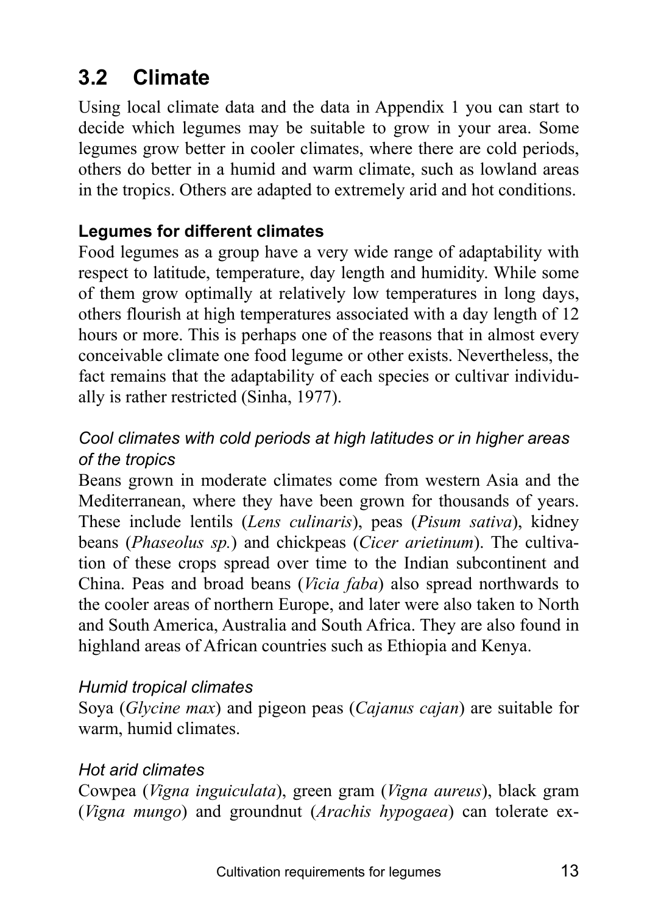## 3.2 Climate

Using local climate data and the data in Appendix 1 you can start to decide which legumes may be suitable to grow in your area. Some legumes grow better in cooler climates, where there are cold periods, others do better in a humid and warm climate, such as lowland areas in the tropics. Others are adapted to extremely arid and hot conditions.

### Legumes for different climates

Food legumes as a group have a very wide range of adaptability with respect to latitude, temperature, day length and humidity. While some of them grow optimally at relatively low temperatures in long days, others flourish at high temperatures associated with a day length of 12 hours or more. This is perhaps one of the reasons that in almost every conceivable climate one food legume or other exists. Nevertheless, the fact remains that the adaptability of each species or cultivar individually is rather restricted (Sinha, 1977).

*Cool climates with cold periods at high latitudes or in higher areas of the tropics*

Beans grown in moderate climates come from western Asia and the Mediterranean, where they have been grown for thousands of years. These include lentils (*Lens culinaris*), peas (*Pisum sativa*), kidney beans (*Phaseolus sp.*) and chickpeas (*Cicer arietinum*). The cultivation of these crops spread over time to the Indian subcontinent and China. Peas and broad beans (*Vicia faba*) also spread northwards to the cooler areas of northern Europe, and later were also taken to North and South America, Australia and South Africa. They are also found in highland areas of African countries such as Ethiopia and Kenya.

*Humid tropical climates*

Soya (*Glycine max*) and pigeon peas (*Cajanus cajan*) are suitable for warm, humid climates.

*Hot arid climates*

Cowpea (*Vigna inguiculata*), green gram (*Vigna aureus*), black gram (*Vigna mungo*) and groundnut (*Arachis hypogaea*) can tolerate ex-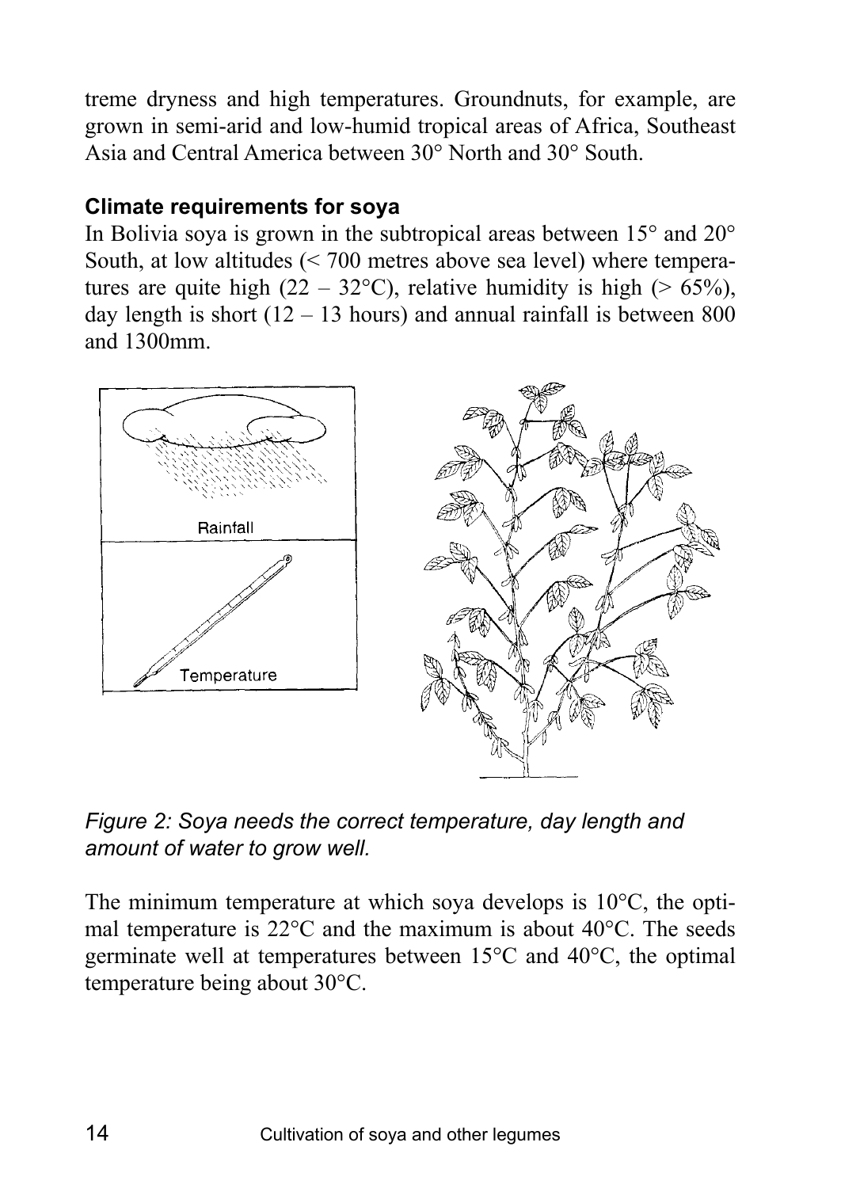treme dryness and high temperatures. Groundnuts, for example, are grown in semi-arid and low-humid tropical areas of Africa, Southeast Asia and Central America between 30° North and 30° South.

### Climate requirements for soya

In Bolivia soya is grown in the subtropical areas between 15° and 20° South, at low altitudes (< 700 metres above sea level) where temperatures are quite high (22 – 32°C), relative humidity is high (> 65%), day length is short (12 – 13 hours) and annual rainfall is between 800 and 1300mm.

*Figure 2: Soya needs the correct temperature, day length and amount of water to grow well.*

The minimum temperature at which soya develops is 10°C, the optimal temperature is 22°C and the maximum is about 40°C. The seeds germinate well at temperatures between 15°C and 40°C, the optimal temperature being about 30°C.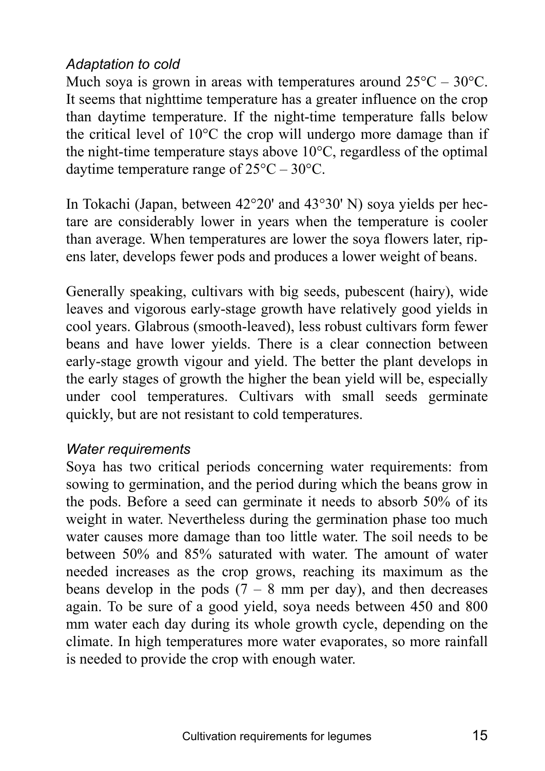*Adaptation to cold*

Much soya is grown in areas with temperatures around 25°C – 30°C. It seems that nighttime temperature has a greater influence on the crop than daytime temperature. If the night-time temperature falls below the critical level of 10°C the crop will undergo more damage than if the night-time temperature stays above 10°C, regardless of the optimal daytime temperature range of 25°C – 30°C.

In Tokachi (Japan, between 42°20' and 43°30' N) soya yields per hectare are considerably lower in years when the temperature is cooler than average. When temperatures are lower the soya flowers later, ripens later, develops fewer pods and produces a lower weight of beans.

Generally speaking, cultivars with big seeds, pubescent (hairy), wide leaves and vigorous early-stage growth have relatively good yields in cool years. Glabrous (smooth-leaved), less robust cultivars form fewer beans and have lower yields. There is a clear connection between early-stage growth vigour and yield. The better the plant develops in the early stages of growth the higher the bean yield will be, especially under cool temperatures. Cultivars with small seeds germinate quickly, but are not resistant to cold temperatures.

*Water requirements*

Soya has two critical periods concerning water requirements: from sowing to germination, and the period during which the beans grow in the pods. Before a seed can germinate it needs to absorb 50% of its weight in water. Nevertheless during the germination phase too much water causes more damage than too little water. The soil needs to be between 50% and 85% saturated with water. The amount of water needed increases as the crop grows, reaching its maximum as the beans develop in the pods (7 – 8 mm per day), and then decreases again. To be sure of a good yield, soya needs between 450 and 800 mm water each day during its whole growth cycle, depending on the climate. In high temperatures more water evaporates, so more rainfall is needed to provide the crop with enough water.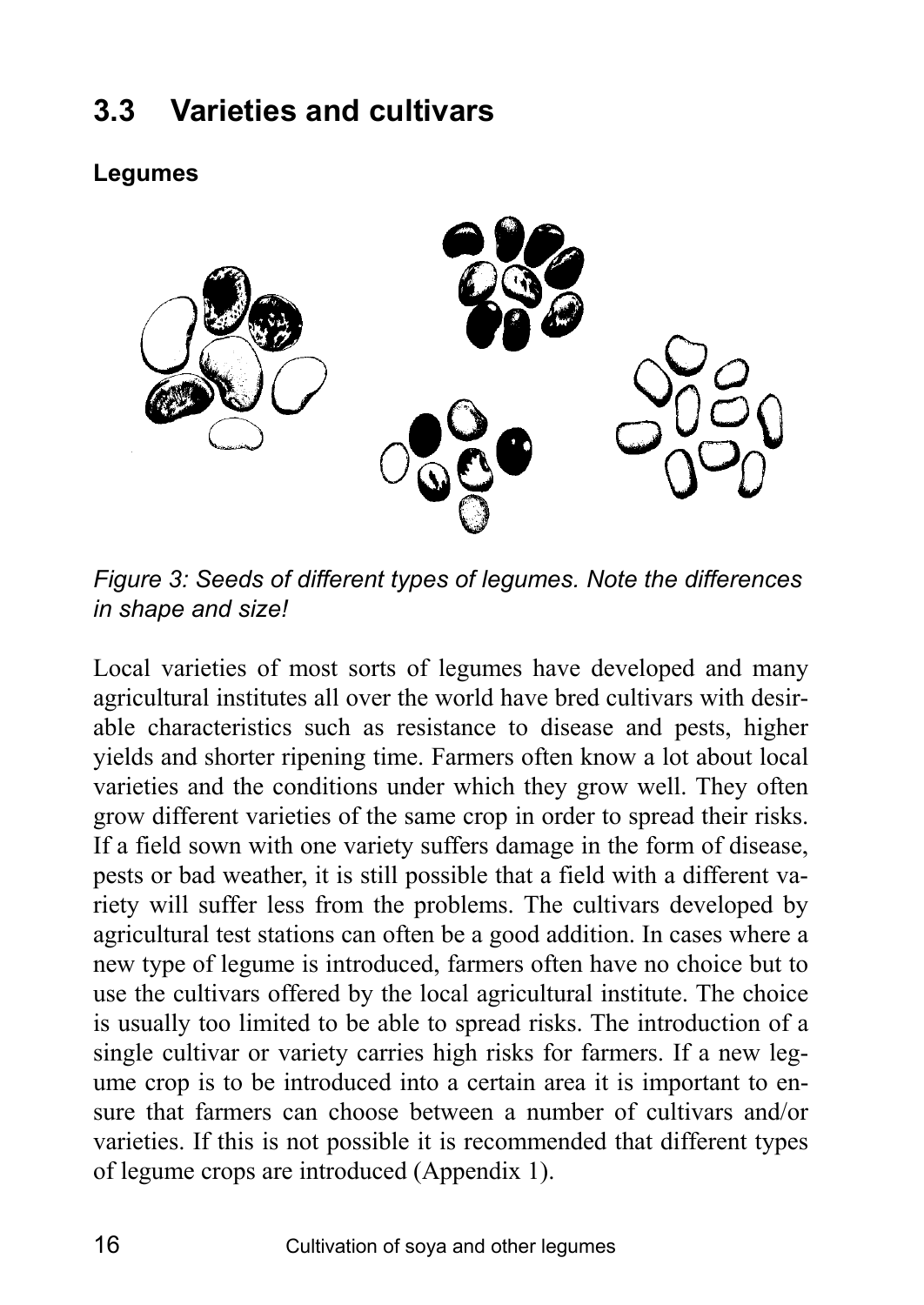## 3.3 Varieties and cultivars

**Legumes**

*Figure 3: Seeds of different types of legumes. Note the differences in shape and size!*

Local varieties of most sorts of legumes have developed and many agricultural institutes all over the world have bred cultivars with desirable characteristics such as resistance to disease and pests, higher yields and shorter ripening time. Farmers often know a lot about local varieties and the conditions under which they grow well. They often grow different varieties of the same crop in order to spread their risks. If a field sown with one variety suffers damage in the form of disease, pests or bad weather, it is still possible that a field with a different variety will suffer less from the problems. The cultivars developed by agricultural test stations can often be a good addition. In cases where a new type of legume is introduced, farmers often have no choice but to use the cultivars offered by the local agricultural institute. The choice is usually too limited to be able to spread risks. The introduction of a single cultivar or variety carries high risks for farmers. If a new legume crop is to be introduced into a certain area it is important to ensure that farmers can choose between a number of cultivars and/or varieties. If this is not possible it is recommended that different types of legume crops are introduced (Appendix 1).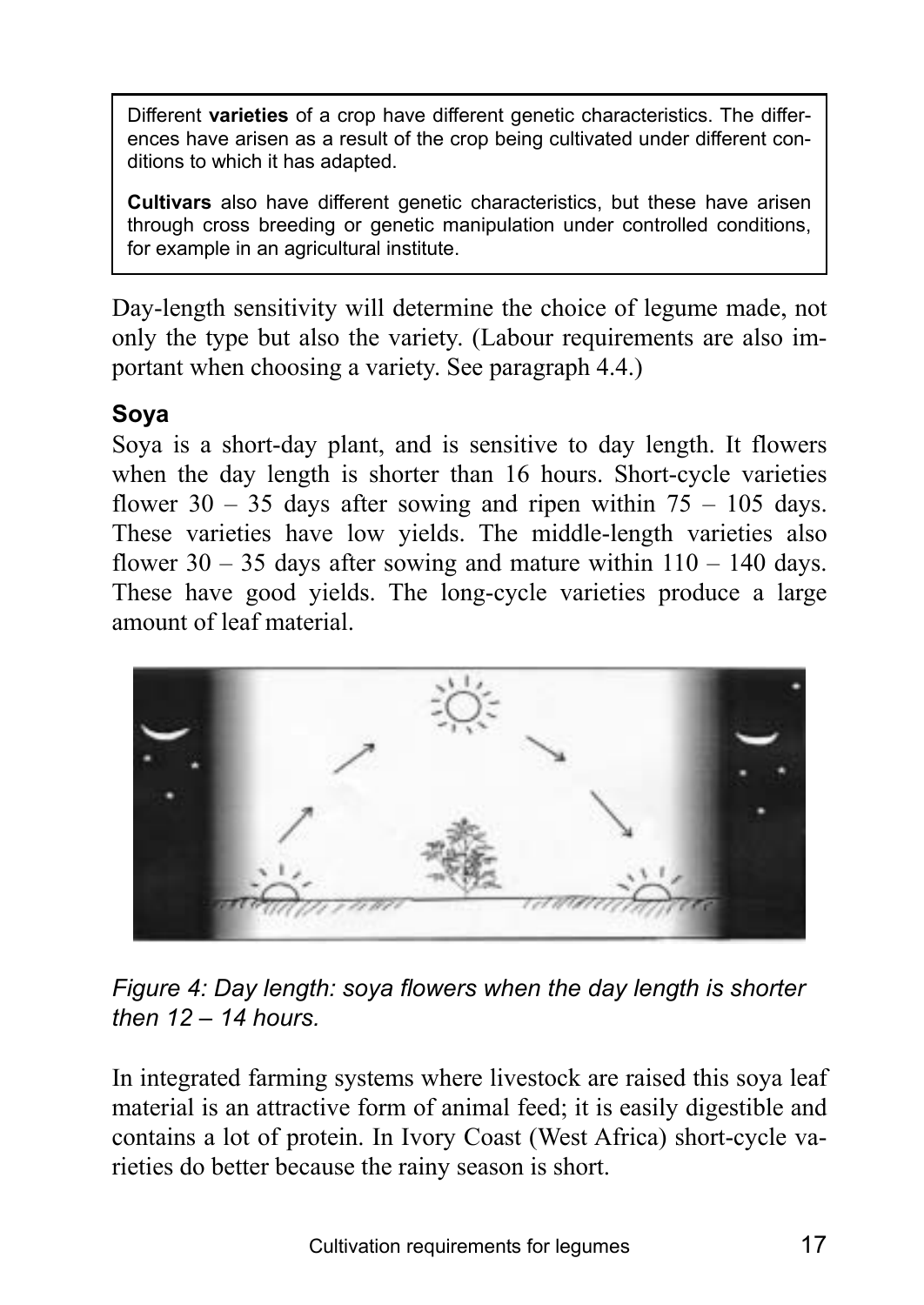Different **varieties** of a crop have different genetic characteristics. The differences have arisen as a result of the crop being cultivated under different conditions to which it has adapted.

**Cultivars** also have different genetic characteristics, but these have arisen through cross breeding or genetic manipulation under controlled conditions, for example in an agricultural institute.

Day-length sensitivity will determine the choice of legume made, not only the type but also the variety. (Labour requirements are also important when choosing a variety. See paragraph 4.4.)

### Soya

Soya is a short-day plant, and is sensitive to day length. It flowers when the day length is shorter than 16 hours. Short-cycle varieties flower 30 – 35 days after sowing and ripen within 75 – 105 days. These varieties have low yields. The middle-length varieties also flower 30 – 35 days after sowing and mature within 110 – 140 days. These have good yields. The long-cycle varieties produce a large amount of leaf material.

*Figure 4: Day length: soya flowers when the day length is shorter then 12 – 14 hours.*

In integrated farming systems where livestock are raised this soya leaf material is an attractive form of animal feed; it is easily digestible and contains a lot of protein. In Ivory Coast (West Africa) short-cycle varieties do better because the rainy season is short.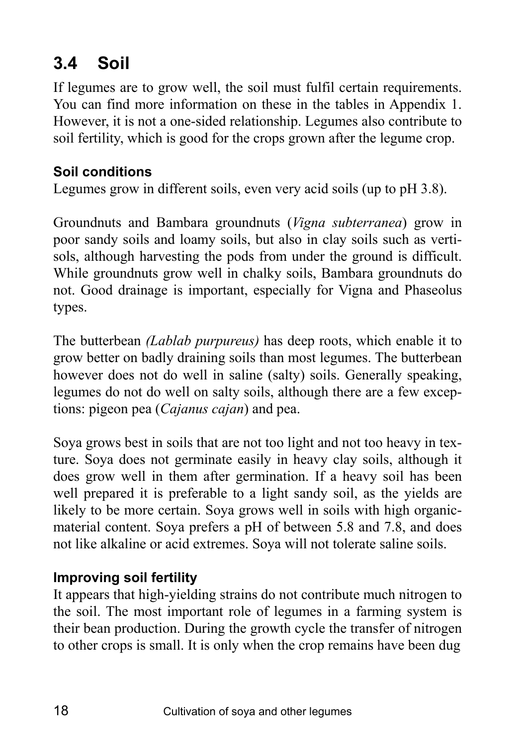## 3.4 Soil

If legumes are to grow well, the soil must fulfil certain requirements. You can find more information on these in the tables in Appendix 1. However, it is not a one-sided relationship. Legumes also contribute to soil fertility, which is good for the crops grown after the legume crop.

### Soil conditions

Legumes grow in different soils, even very acid soils (up to pH 3.8).

Groundnuts and Bambara groundnuts (*Vigna subterranea*) grow in poor sandy soils and loamy soils, but also in clay soils such as vertisols, although harvesting the pods from under the ground is difficult. While groundnuts grow well in chalky soils, Bambara groundnuts do not. Good drainage is important, especially for Vigna and Phaseolus types.

The butterbean *(Lablab purpureus)* has deep roots, which enable it to grow better on badly draining soils than most legumes. The butterbean however does not do well in saline (salty) soils. Generally speaking, legumes do not do well on salty soils, although there are a few exceptions: pigeon pea (*Cajanus cajan*) and pea.

Soya grows best in soils that are not too light and not too heavy in texture. Soya does not germinate easily in heavy clay soils, although it does grow well in them after germination. If a heavy soil has been well prepared it is preferable to a light sandy soil, as the yields are likely to be more certain. Soya grows well in soils with high organic-material content. Soya prefers a pH of between 5.8 and 7.8, and does not like alkaline or acid extremes. Soya will not tolerate saline soils.

### Improving soil fertility

It appears that high-yielding strains do not contribute much nitrogen to the soil. The most important role of legumes in a farming system is their bean production. During the growth cycle the transfer of nitrogen to other crops is small. It is only when the crop remains have been dug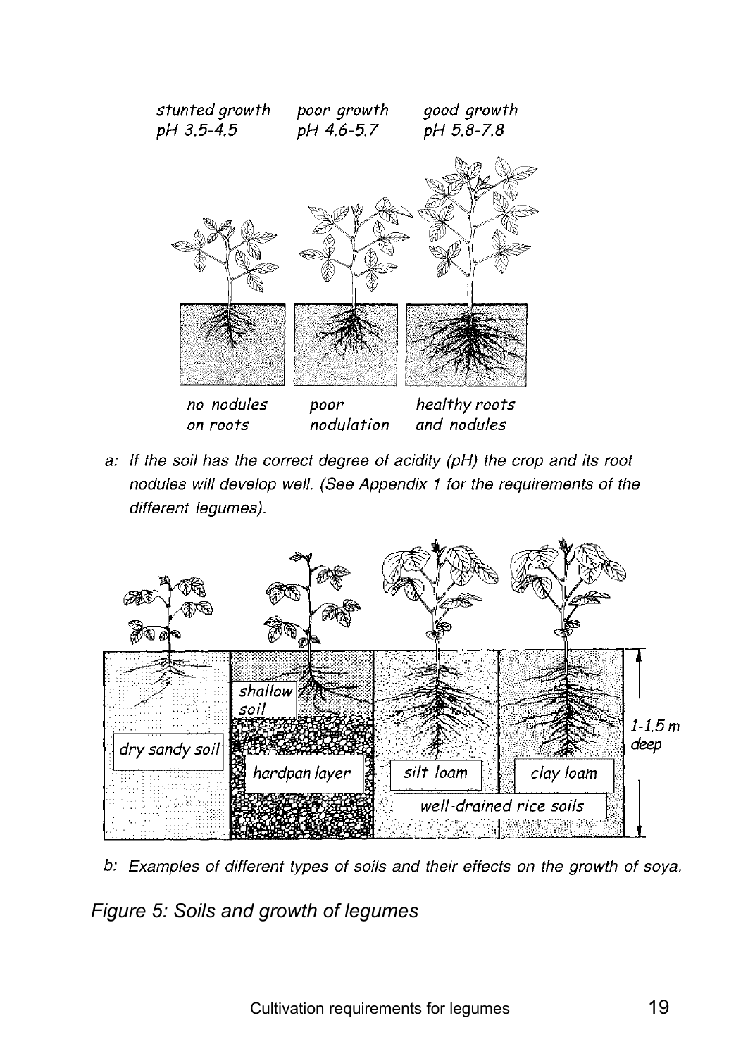stunted growth pH 3.5-4.5 | poor growth pH 4.6-5.7 | good growth pH 5.8-7.8

no nodules on roots | poor nodulation | healthy roots and nodules

*a: If the soil has the correct degree of acidity (pH) the crop and its root nodules will develop well. (See Appendix 1 for the requirements of the different legumes).*

dry sandy soil | shallow soil | hardpan layer | silt loam | clay loam | well-drained rice soils | 1-1.5 m deep

*b: Examples of different types of soils and their effects on the growth of soya.*

*Figure 5: Soils and growth of legumes*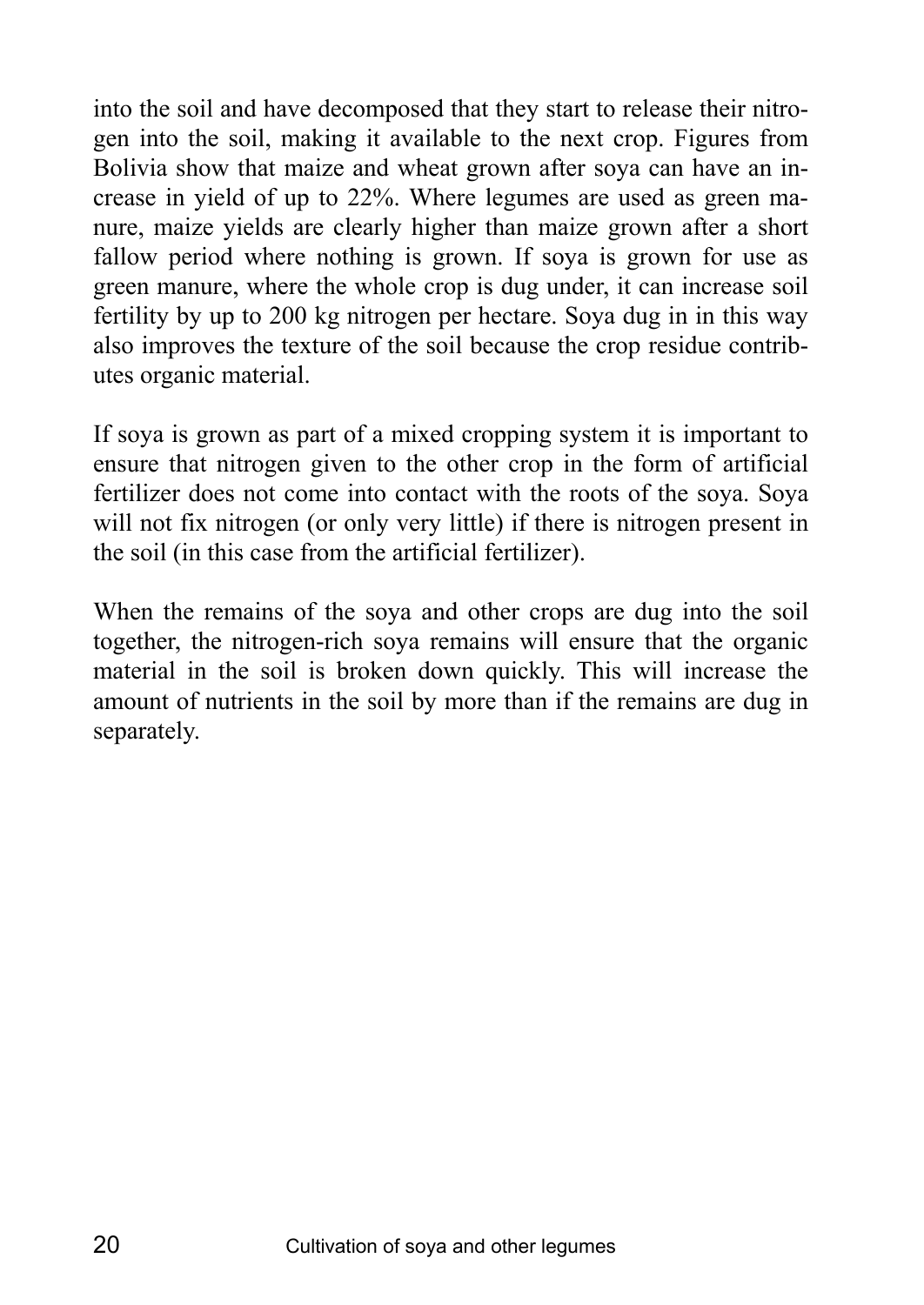into the soil and have decomposed that they start to release their nitrogen into the soil, making it available to the next crop. Figures from Bolivia show that maize and wheat grown after soya can have an increase in yield of up to 22%. Where legumes are used as green manure, maize yields are clearly higher than maize grown after a short fallow period where nothing is grown. If soya is grown for use as green manure, where the whole crop is dug under, it can increase soil fertility by up to 200 kg nitrogen per hectare. Soya dug in in this way also improves the texture of the soil because the crop residue contributes organic material.

If soya is grown as part of a mixed cropping system it is important to ensure that nitrogen given to the other crop in the form of artificial fertilizer does not come into contact with the roots of the soya. Soya will not fix nitrogen (or only very little) if there is nitrogen present in the soil (in this case from the artificial fertilizer).

When the remains of the soya and other crops are dug into the soil together, the nitrogen-rich soya remains will ensure that the organic material in the soil is broken down quickly. This will increase the amount of nutrients in the soil by more than if the remains are dug in separately.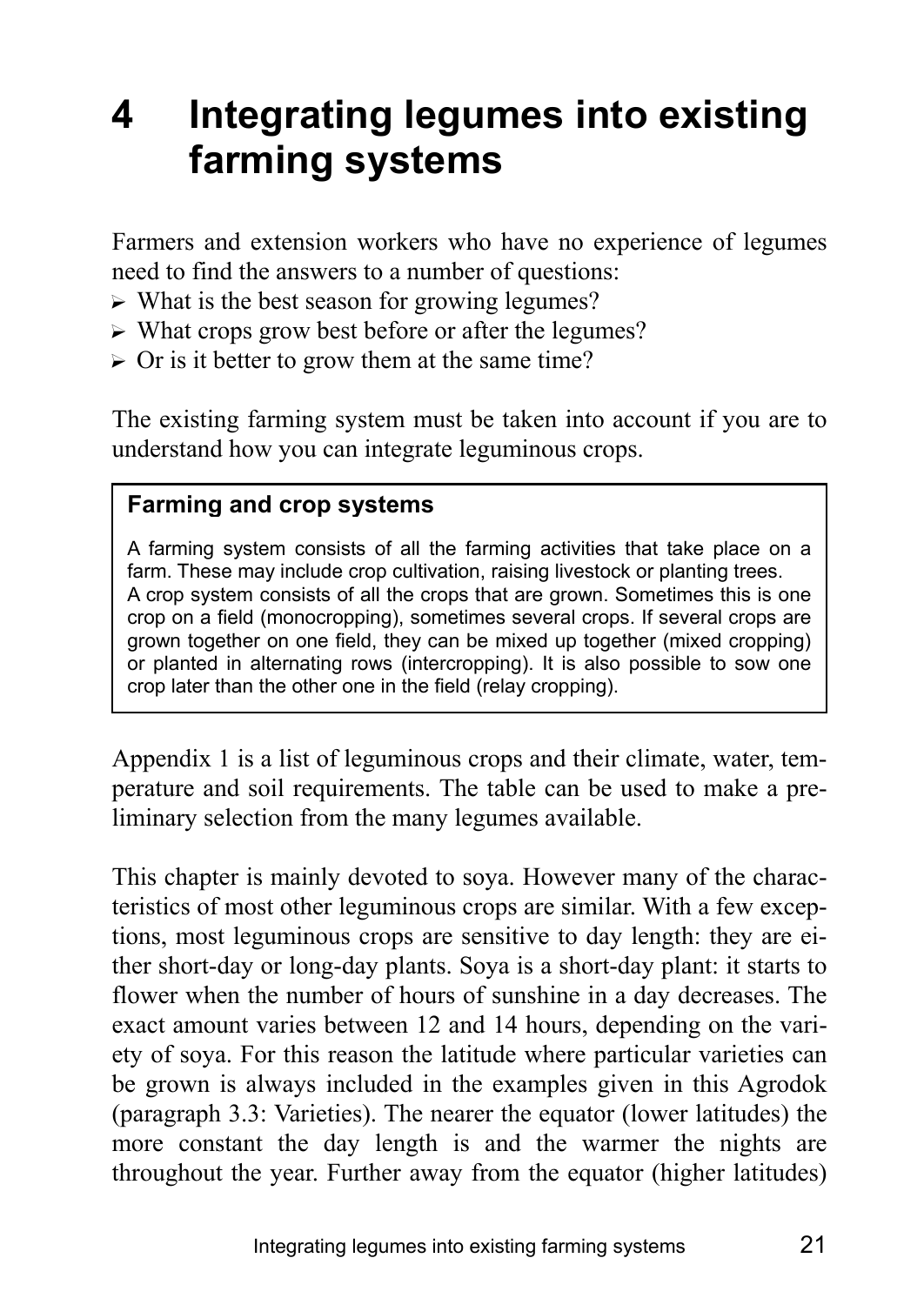# 4 Integrating legumes into existing farming systems

Farmers and extension workers who have no experience of legumes need to find the answers to a number of questions:

- What is the best season for growing legumes?
- What crops grow best before or after the legumes?
- Or is it better to grow them at the same time?

The existing farming system must be taken into account if you are to understand how you can integrate leguminous crops.

> **Farming and crop systems**
>
> A farming system consists of all the farming activities that take place on a farm. These may include crop cultivation, raising livestock or planting trees. A crop system consists of all the crops that are grown. Sometimes this is one crop on a field (monocropping), sometimes several crops. If several crops are grown together on one field, they can be mixed up together (mixed cropping) or planted in alternating rows (intercropping). It is also possible to sow one crop later than the other one in the field (relay cropping).

Appendix 1 is a list of leguminous crops and their climate, water, temperature and soil requirements. The table can be used to make a preliminary selection from the many legumes available.

This chapter is mainly devoted to soya. However many of the characteristics of most other leguminous crops are similar. With a few exceptions, most leguminous crops are sensitive to day length: they are either short-day or long-day plants. Soya is a short-day plant: it starts to flower when the number of hours of sunshine in a day decreases. The exact amount varies between 12 and 14 hours, depending on the variety of soya. For this reason the latitude where particular varieties can be grown is always included in the examples given in this Agrodok (paragraph 3.3: Varieties). The nearer the equator (lower latitudes) the more constant the day length is and the warmer the nights are throughout the year. Further away from the equator (higher latitudes)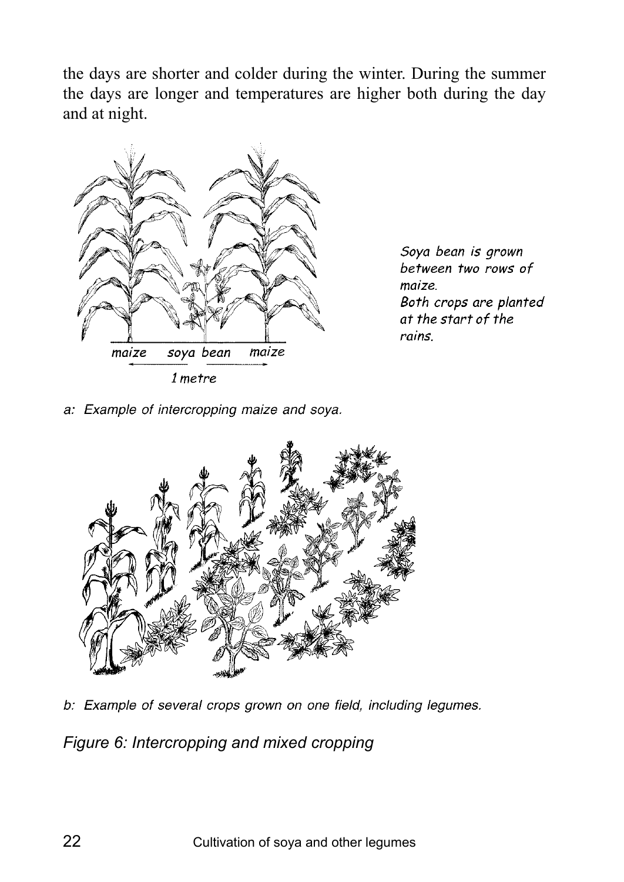the days are shorter and colder during the winter. During the summer the days are longer and temperatures are higher both during the day and at night.

maize soya bean maize

1 metre

Soya bean is grown between two rows of maize.
Both crops are planted at the start of the rains.

*a: Example of intercropping maize and soya.*

*b: Example of several crops grown on one field, including legumes.*

*Figure 6: Intercropping and mixed cropping*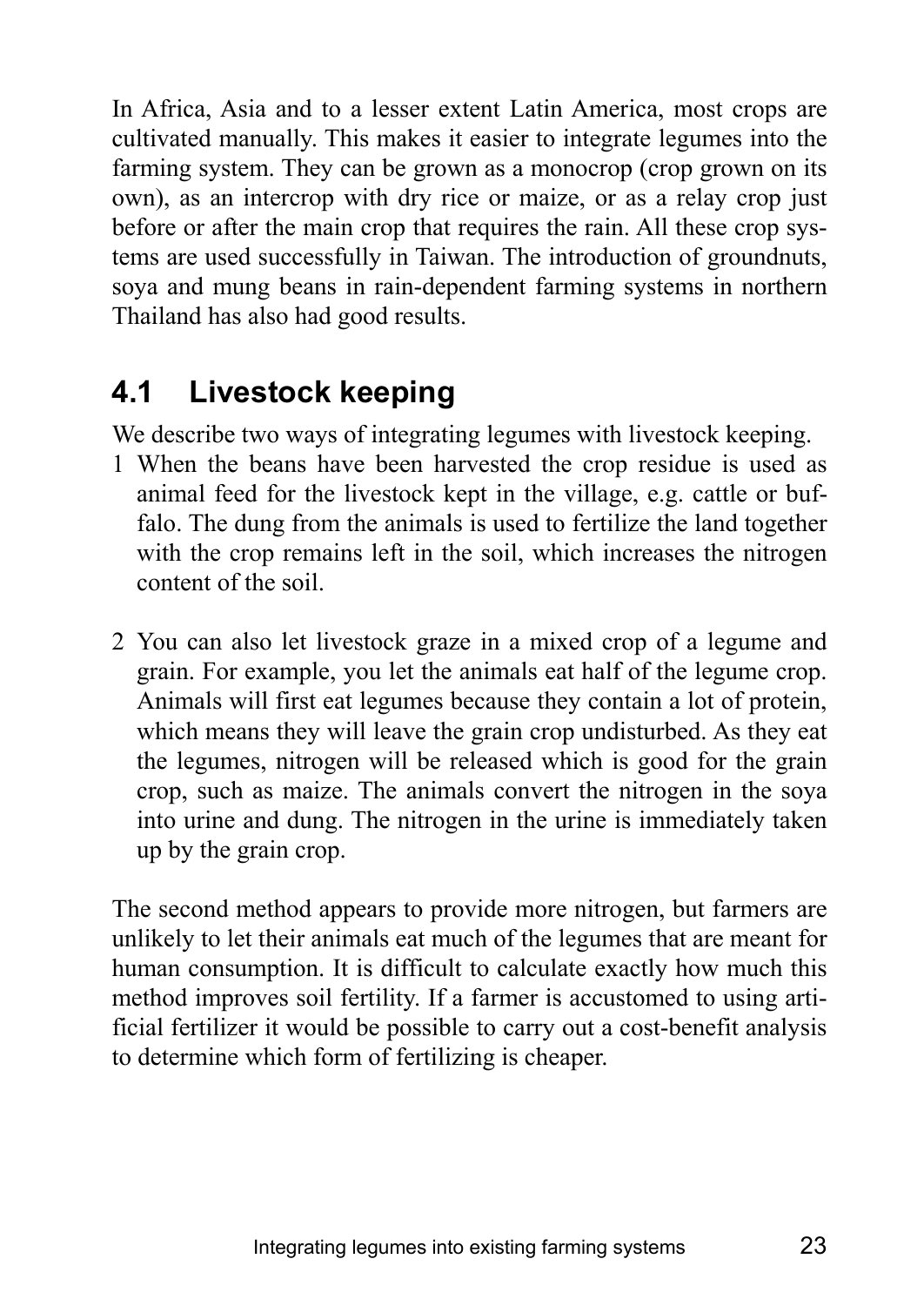In Africa, Asia and to a lesser extent Latin America, most crops are cultivated manually. This makes it easier to integrate legumes into the farming system. They can be grown as a monocrop (crop grown on its own), as an intercrop with dry rice or maize, or as a relay crop just before or after the main crop that requires the rain. All these crop systems are used successfully in Taiwan. The introduction of groundnuts, soya and mung beans in rain-dependent farming systems in northern Thailand has also had good results.

## 4.1 Livestock keeping

We describe two ways of integrating legumes with livestock keeping.

1. When the beans have been harvested the crop residue is used as animal feed for the livestock kept in the village, e.g. cattle or buffalo. The dung from the animals is used to fertilize the land together with the crop remains left in the soil, which increases the nitrogen content of the soil.

2. You can also let livestock graze in a mixed crop of a legume and grain. For example, you let the animals eat half of the legume crop. Animals will first eat legumes because they contain a lot of protein, which means they will leave the grain crop undisturbed. As they eat the legumes, nitrogen will be released which is good for the grain crop, such as maize. The animals convert the nitrogen in the soya into urine and dung. The nitrogen in the urine is immediately taken up by the grain crop.

The second method appears to provide more nitrogen, but farmers are unlikely to let their animals eat much of the legumes that are meant for human consumption. It is difficult to calculate exactly how much this method improves soil fertility. If a farmer is accustomed to using artificial fertilizer it would be possible to carry out a cost-benefit analysis to determine which form of fertilizing is cheaper.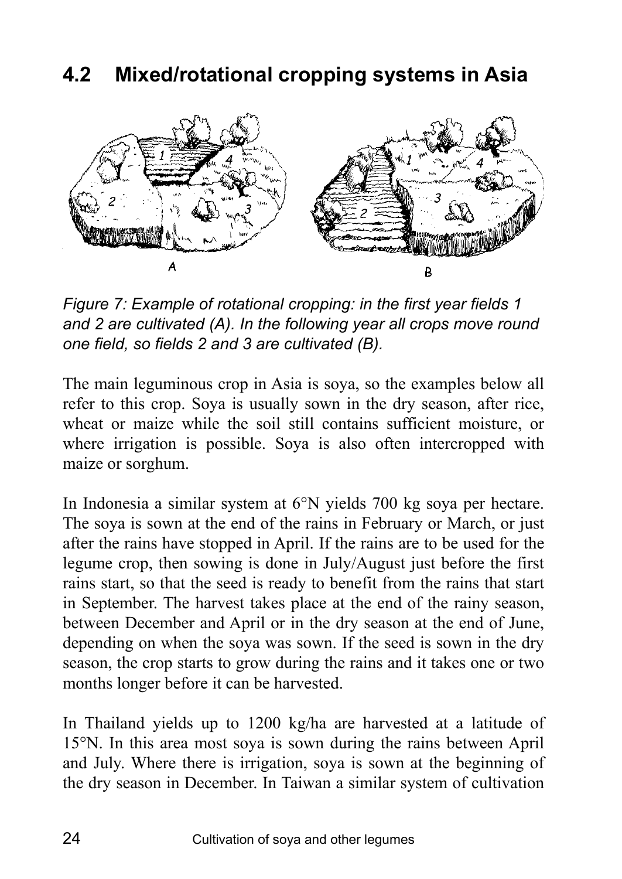## 4.2 Mixed/rotational cropping systems in Asia

*Figure 7: Example of rotational cropping: in the first year fields 1 and 2 are cultivated (A). In the following year all crops move round one field, so fields 2 and 3 are cultivated (B).*

The main leguminous crop in Asia is soya, so the examples below all refer to this crop. Soya is usually sown in the dry season, after rice, wheat or maize while the soil still contains sufficient moisture, or where irrigation is possible. Soya is also often intercropped with maize or sorghum.

In Indonesia a similar system at 6°N yields 700 kg soya per hectare. The soya is sown at the end of the rains in February or March, or just after the rains have stopped in April. If the rains are to be used for the legume crop, then sowing is done in July/August just before the first rains start, so that the seed is ready to benefit from the rains that start in September. The harvest takes place at the end of the rainy season, between December and April or in the dry season at the end of June, depending on when the soya was sown. If the seed is sown in the dry season, the crop starts to grow during the rains and it takes one or two months longer before it can be harvested.

In Thailand yields up to 1200 kg/ha are harvested at a latitude of 15°N. In this area most soya is sown during the rains between April and July. Where there is irrigation, soya is sown at the beginning of the dry season in December. In Taiwan a similar system of cultivation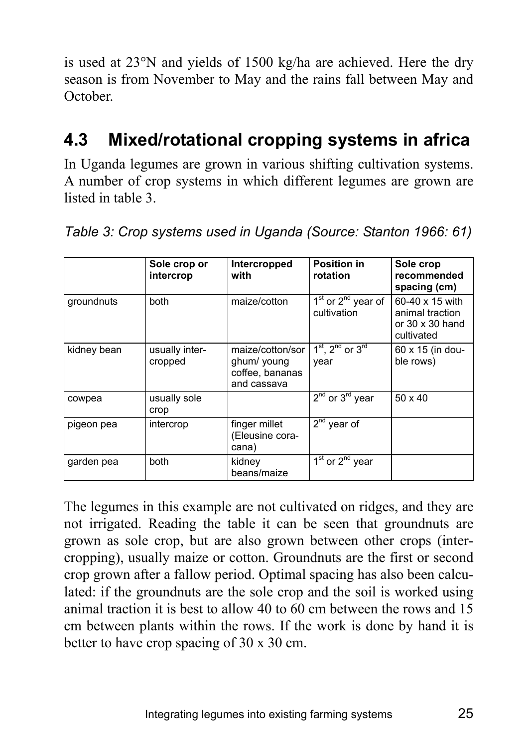is used at 23°N and yields of 1500 kg/ha are achieved. Here the dry season is from November to May and the rains fall between May and October.

## 4.3 Mixed/rotational cropping systems in africa

In Uganda legumes are grown in various shifting cultivation systems. A number of crop systems in which different legumes are grown are listed in table 3.

*Table 3: Crop systems used in Uganda (Source: Stanton 1966: 61)*

| | Sole crop or intercrop | Intercropped with | Position in rotation | Sole crop recommended spacing (cm) |
|---|---|---|---|---|
| groundnuts | both | maize/cotton | 1st or 2nd year of cultivation | 60-40 x 15 with animal traction or 30 x 30 hand cultivated |
| kidney bean | usually inter-cropped | maize/cotton/sorghum/ young coffee, bananas and cassava | 1st, 2nd or 3rd year | 60 x 15 (in double rows) |
| cowpea | usually sole crop | | 2nd or 3rd year | 50 x 40 |
| pigeon pea | intercrop | finger millet (Eleusine coracana) | 2nd year of | |
| garden pea | both | kidney beans/maize | 1st or 2nd year | |

The legumes in this example are not cultivated on ridges, and they are not irrigated. Reading the table it can be seen that groundnuts are grown as sole crop, but are also grown between other crops (intercropping), usually maize or cotton. Groundnuts are the first or second crop grown after a fallow period. Optimal spacing has also been calculated: if the groundnuts are the sole crop and the soil is worked using animal traction it is best to allow 40 to 60 cm between the rows and 15 cm between plants within the rows. If the work is done by hand it is better to have crop spacing of 30 x 30 cm.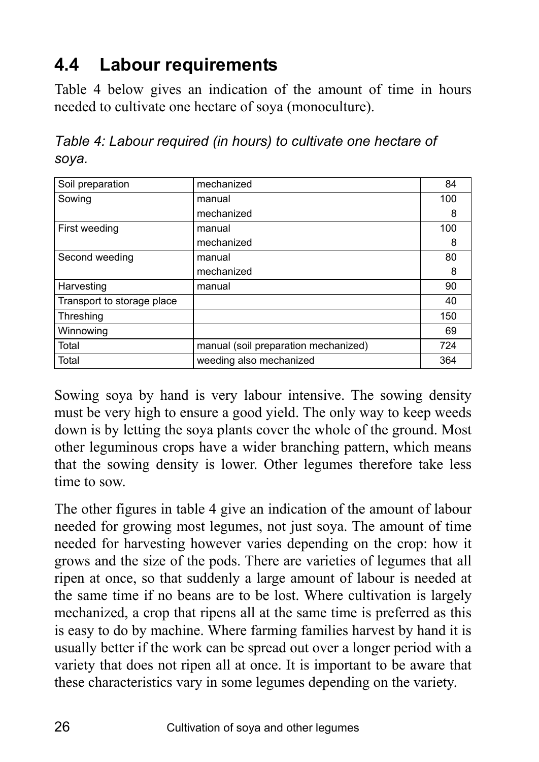## 4.4 Labour requirements

Table 4 below gives an indication of the amount of time in hours needed to cultivate one hectare of soya (monoculture).

*Table 4: Labour required (in hours) to cultivate one hectare of soya.*

| | | |
|---|---|---|
| Soil preparation | mechanized | 84 |
| Sowing | manual | 100 |
| | mechanized | 8 |
| First weeding | manual | 100 |
| | mechanized | 8 |
| Second weeding | manual | 80 |
| | mechanized | 8 |
| Harvesting | manual | 90 |
| Transport to storage place | | 40 |
| Threshing | | 150 |
| Winnowing | | 69 |
| Total | manual (soil preparation mechanized) | 724 |
| Total | weeding also mechanized | 364 |

Sowing soya by hand is very labour intensive. The sowing density must be very high to ensure a good yield. The only way to keep weeds down is by letting the soya plants cover the whole of the ground. Most other leguminous crops have a wider branching pattern, which means that the sowing density is lower. Other legumes therefore take less time to sow.

The other figures in table 4 give an indication of the amount of labour needed for growing most legumes, not just soya. The amount of time needed for harvesting however varies depending on the crop: how it grows and the size of the pods. There are varieties of legumes that all ripen at once, so that suddenly a large amount of labour is needed at the same time if no beans are to be lost. Where cultivation is largely mechanized, a crop that ripens all at the same time is preferred as this is easy to do by machine. Where farming families harvest by hand it is usually better if the work can be spread out over a longer period with a variety that does not ripen all at once. It is important to be aware that these characteristics vary in some legumes depending on the variety.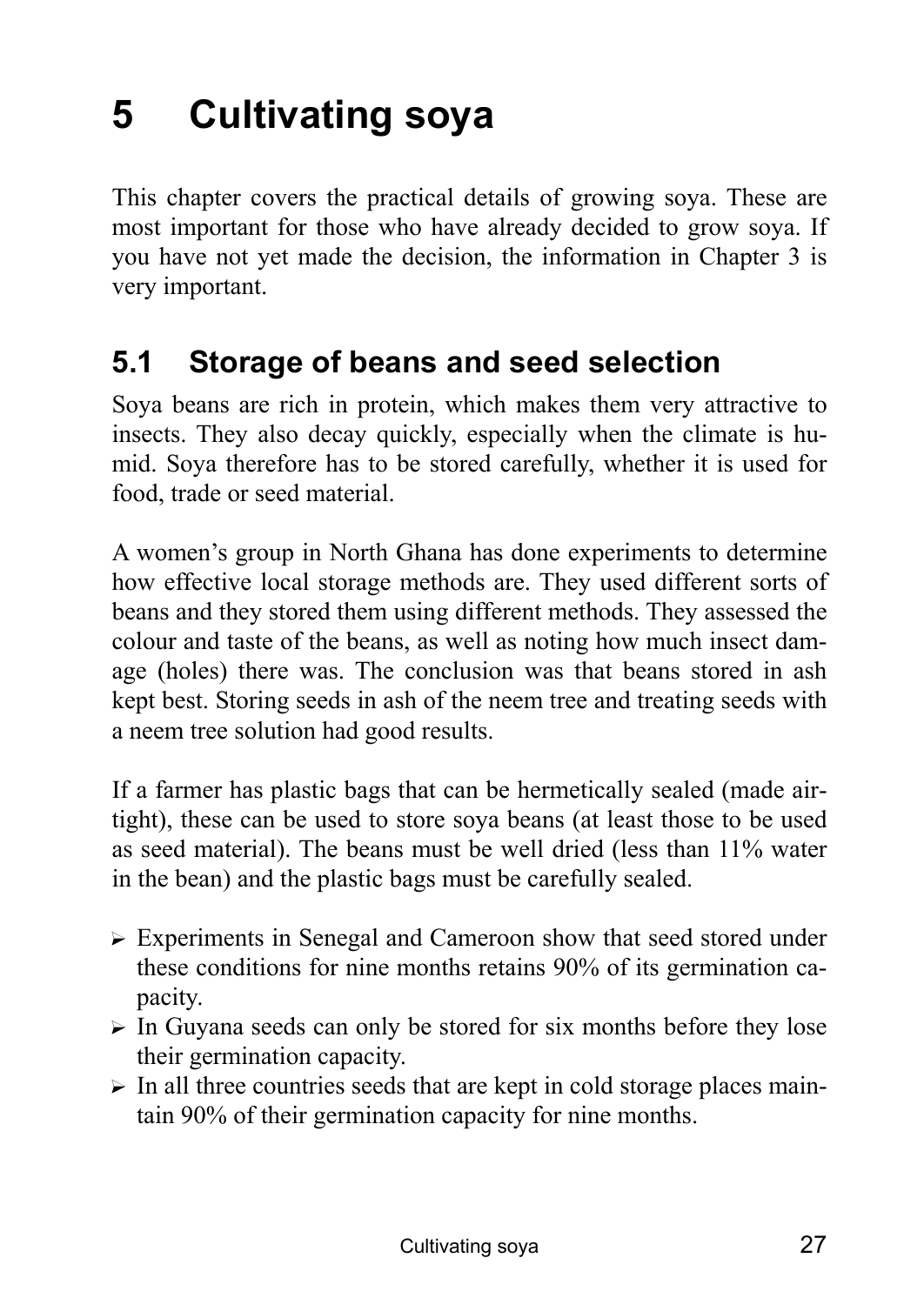# 5 Cultivating soya

This chapter covers the practical details of growing soya. These are most important for those who have already decided to grow soya. If you have not yet made the decision, the information in Chapter 3 is very important.

## 5.1 Storage of beans and seed selection

Soya beans are rich in protein, which makes them very attractive to insects. They also decay quickly, especially when the climate is humid. Soya therefore has to be stored carefully, whether it is used for food, trade or seed material.

A women's group in North Ghana has done experiments to determine how effective local storage methods are. They used different sorts of beans and they stored them using different methods. They assessed the colour and taste of the beans, as well as noting how much insect damage (holes) there was. The conclusion was that beans stored in ash kept best. Storing seeds in ash of the neem tree and treating seeds with a neem tree solution had good results.

If a farmer has plastic bags that can be hermetically sealed (made airtight), these can be used to store soya beans (at least those to be used as seed material). The beans must be well dried (less than 11% water in the bean) and the plastic bags must be carefully sealed.

- Experiments in Senegal and Cameroon show that seed stored under these conditions for nine months retains 90% of its germination capacity.
- In Guyana seeds can only be stored for six months before they lose their germination capacity.
- In all three countries seeds that are kept in cold storage places maintain 90% of their germination capacity for nine months.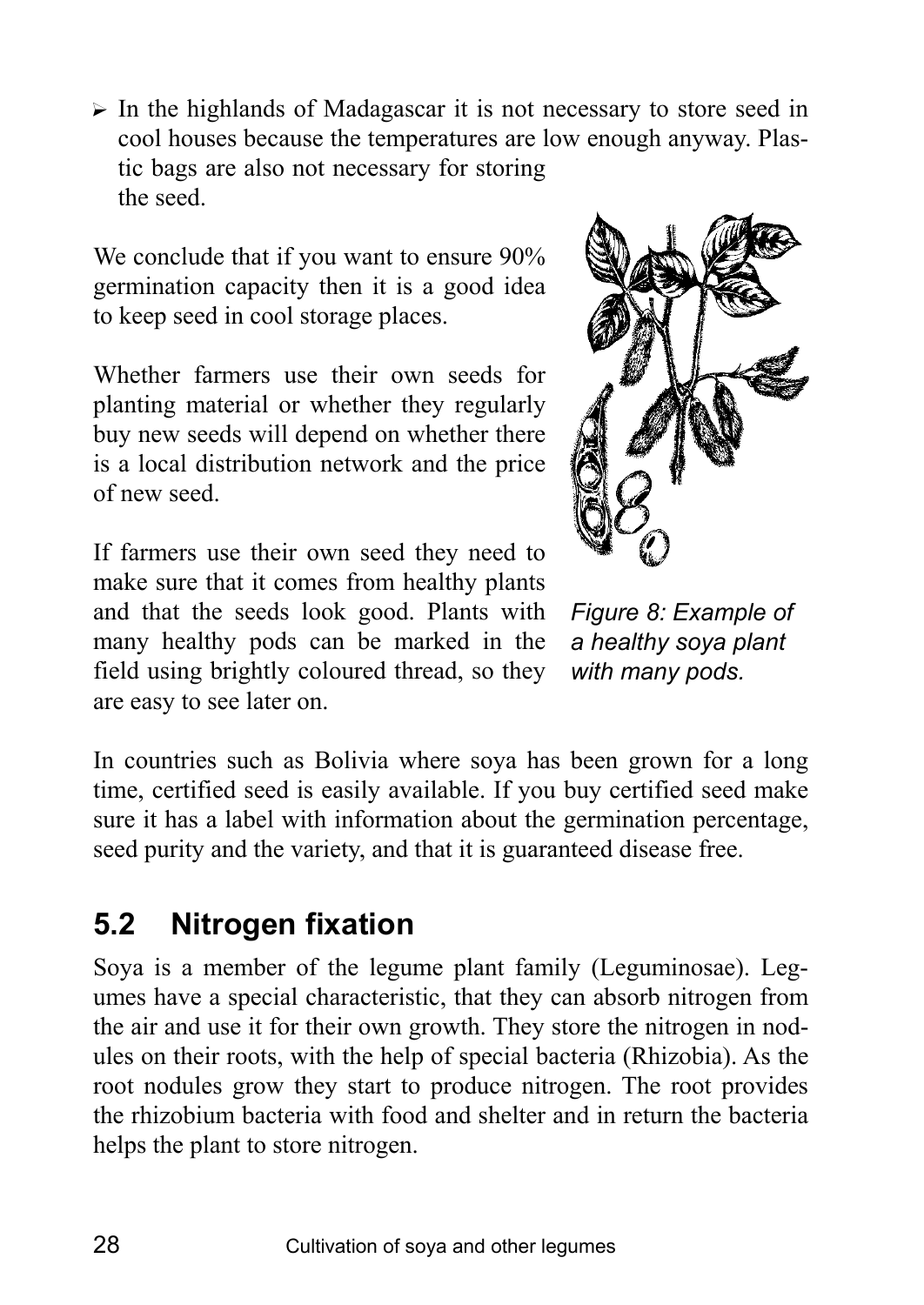- In the highlands of Madagascar it is not necessary to store seed in cool houses because the temperatures are low enough anyway. Plastic bags are also not necessary for storing the seed.

We conclude that if you want to ensure 90% germination capacity then it is a good idea to keep seed in cool storage places.

Whether farmers use their own seeds for planting material or whether they regularly buy new seeds will depend on whether there is a local distribution network and the price of new seed.

If farmers use their own seed they need to make sure that it comes from healthy plants and that the seeds look good. Plants with many healthy pods can be marked in the field using brightly coloured thread, so they are easy to see later on.

*Figure 8: Example of a healthy soya plant with many pods.*

In countries such as Bolivia where soya has been grown for a long time, certified seed is easily available. If you buy certified seed make sure it has a label with information about the germination percentage, seed purity and the variety, and that it is guaranteed disease free.

## 5.2 Nitrogen fixation

Soya is a member of the legume plant family (Leguminosae). Legumes have a special characteristic, that they can absorb nitrogen from the air and use it for their own growth. They store the nitrogen in nodules on their roots, with the help of special bacteria (Rhizobia). As the root nodules grow they start to produce nitrogen. The root provides the rhizobium bacteria with food and shelter and in return the bacteria helps the plant to store nitrogen.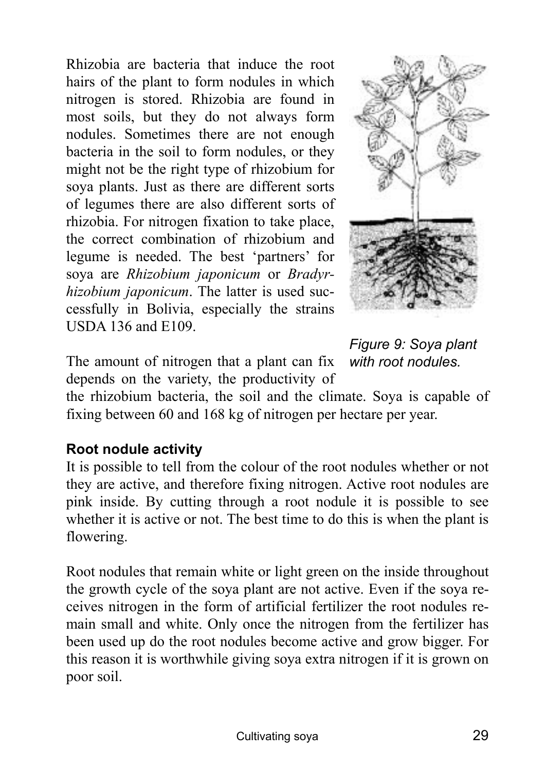Rhizobia are bacteria that induce the root hairs of the plant to form nodules in which nitrogen is stored. Rhizobia are found in most soils, but they do not always form nodules. Sometimes there are not enough bacteria in the soil to form nodules, or they might not be the right type of rhizobium for soya plants. Just as there are different sorts of legumes there are also different sorts of rhizobia. For nitrogen fixation to take place, the correct combination of rhizobium and legume is needed. The best 'partners' for soya are *Rhizobium japonicum* or *Bradyrhizobium japonicum*. The latter is used successfully in Bolivia, especially the strains USDA 136 and E109.

*Figure 9: Soya plant with root nodules.*

The amount of nitrogen that a plant can fix depends on the variety, the productivity of the rhizobium bacteria, the soil and the climate. Soya is capable of fixing between 60 and 168 kg of nitrogen per hectare per year.

**Root nodule activity**

It is possible to tell from the colour of the root nodules whether or not they are active, and therefore fixing nitrogen. Active root nodules are pink inside. By cutting through a root nodule it is possible to see whether it is active or not. The best time to do this is when the plant is flowering.

Root nodules that remain white or light green on the inside throughout the growth cycle of the soya plant are not active. Even if the soya receives nitrogen in the form of artificial fertilizer the root nodules remain small and white. Only once the nitrogen from the fertilizer has been used up do the root nodules become active and grow bigger. For this reason it is worthwhile giving soya extra nitrogen if it is grown on poor soil.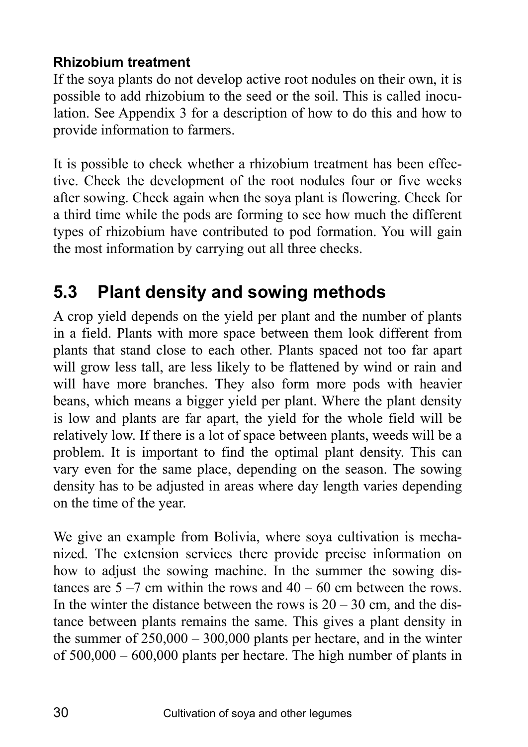**Rhizobium treatment**

If the soya plants do not develop active root nodules on their own, it is possible to add rhizobium to the seed or the soil. This is called inoculation. See Appendix 3 for a description of how to do this and how to provide information to farmers.

It is possible to check whether a rhizobium treatment has been effective. Check the development of the root nodules four or five weeks after sowing. Check again when the soya plant is flowering. Check for a third time while the pods are forming to see how much the different types of rhizobium have contributed to pod formation. You will gain the most information by carrying out all three checks.

## 5.3 Plant density and sowing methods

A crop yield depends on the yield per plant and the number of plants in a field. Plants with more space between them look different from plants that stand close to each other. Plants spaced not too far apart will grow less tall, are less likely to be flattened by wind or rain and will have more branches. They also form more pods with heavier beans, which means a bigger yield per plant. Where the plant density is low and plants are far apart, the yield for the whole field will be relatively low. If there is a lot of space between plants, weeds will be a problem. It is important to find the optimal plant density. This can vary even for the same place, depending on the season. The sowing density has to be adjusted in areas where day length varies depending on the time of the year.

We give an example from Bolivia, where soya cultivation is mechanized. The extension services there provide precise information on how to adjust the sowing machine. In the summer the sowing distances are 5 –7 cm within the rows and 40 – 60 cm between the rows. In the winter the distance between the rows is 20 – 30 cm, and the distance between plants remains the same. This gives a plant density in the summer of 250,000 – 300,000 plants per hectare, and in the winter of 500,000 – 600,000 plants per hectare. The high number of plants in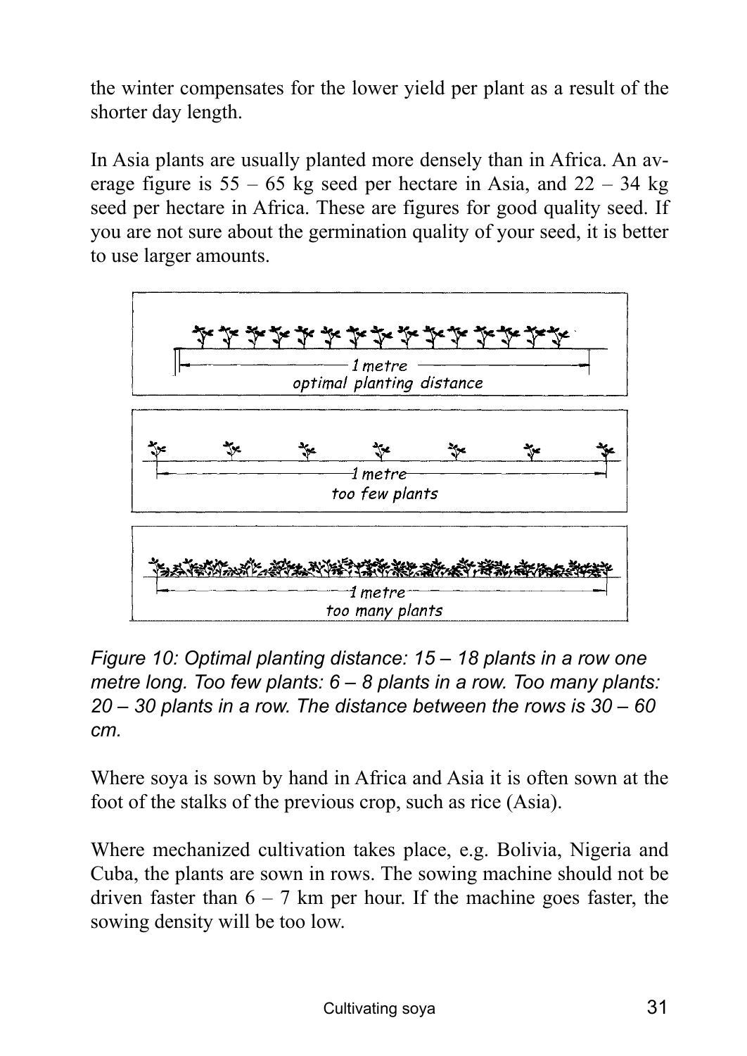the winter compensates for the lower yield per plant as a result of the shorter day length.

In Asia plants are usually planted more densely than in Africa. An average figure is 55 – 65 kg seed per hectare in Asia, and 22 – 34 kg seed per hectare in Africa. These are figures for good quality seed. If you are not sure about the germination quality of your seed, it is better to use larger amounts.

1 metre
optimal planting distance

1 metre
too few plants

1 metre
too many plants

*Figure 10: Optimal planting distance: 15 – 18 plants in a row one metre long. Too few plants: 6 – 8 plants in a row. Too many plants: 20 – 30 plants in a row. The distance between the rows is 30 – 60 cm.*

Where soya is sown by hand in Africa and Asia it is often sown at the foot of the stalks of the previous crop, such as rice (Asia).

Where mechanized cultivation takes place, e.g. Bolivia, Nigeria and Cuba, the plants are sown in rows. The sowing machine should not be driven faster than 6 – 7 km per hour. If the machine goes faster, the sowing density will be too low.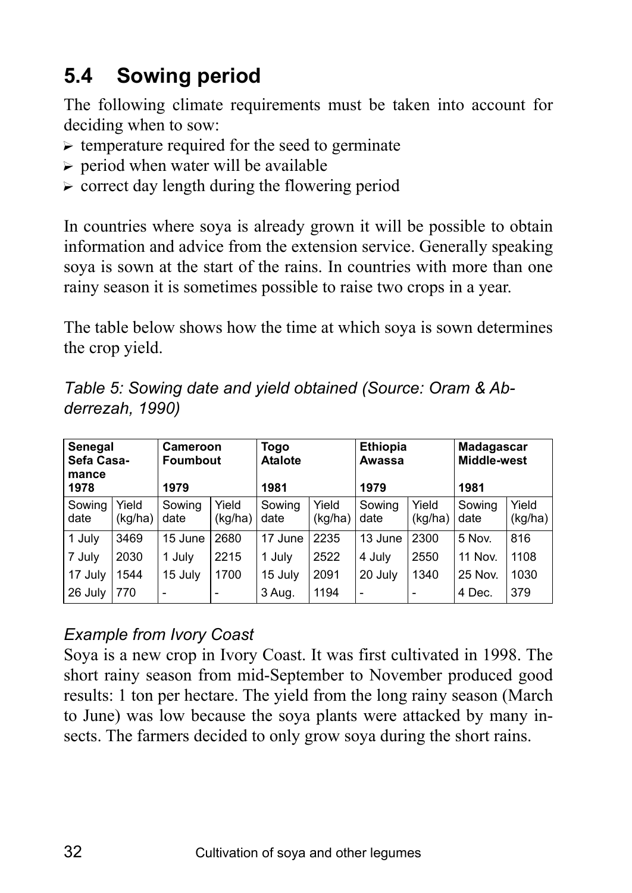## 5.4 Sowing period

The following climate requirements must be taken into account for deciding when to sow:

- temperature required for the seed to germinate
- period when water will be available
- correct day length during the flowering period

In countries where soya is already grown it will be possible to obtain information and advice from the extension service. Generally speaking soya is sown at the start of the rains. In countries with more than one rainy season it is sometimes possible to raise two crops in a year.

The table below shows how the time at which soya is sown determines the crop yield.

*Table 5: Sowing date and yield obtained (Source: Oram & Abderrezah, 1990)*

| **Senegal Sefa Casamance 1978** | | **Cameroon Foumbout 1979** | | **Togo Atalote 1981** | | **Ethiopia Awassa 1979** | | **Madagascar Middle-west 1981** | |
|---|---|---|---|---|---|---|---|---|---|
| Sowing date | Yield (kg/ha) | Sowing date | Yield (kg/ha) | Sowing date | Yield (kg/ha) | Sowing date | Yield (kg/ha) | Sowing date | Yield (kg/ha) |
| 1 July | 3469 | 15 June | 2680 | 17 June | 2235 | 13 June | 2300 | 5 Nov. | 816 |
| 7 July | 2030 | 1 July | 2215 | 1 July | 2522 | 4 July | 2550 | 11 Nov. | 1108 |
| 17 July | 1544 | 15 July | 1700 | 15 July | 2091 | 20 July | 1340 | 25 Nov. | 1030 |
| 26 July | 770 | - | - | 3 Aug. | 1194 | - | - | 4 Dec. | 379 |

*Example from Ivory Coast*

Soya is a new crop in Ivory Coast. It was first cultivated in 1998. The short rainy season from mid-September to November produced good results: 1 ton per hectare. The yield from the long rainy season (March to June) was low because the soya plants were attacked by many insects. The farmers decided to only grow soya during the short rains.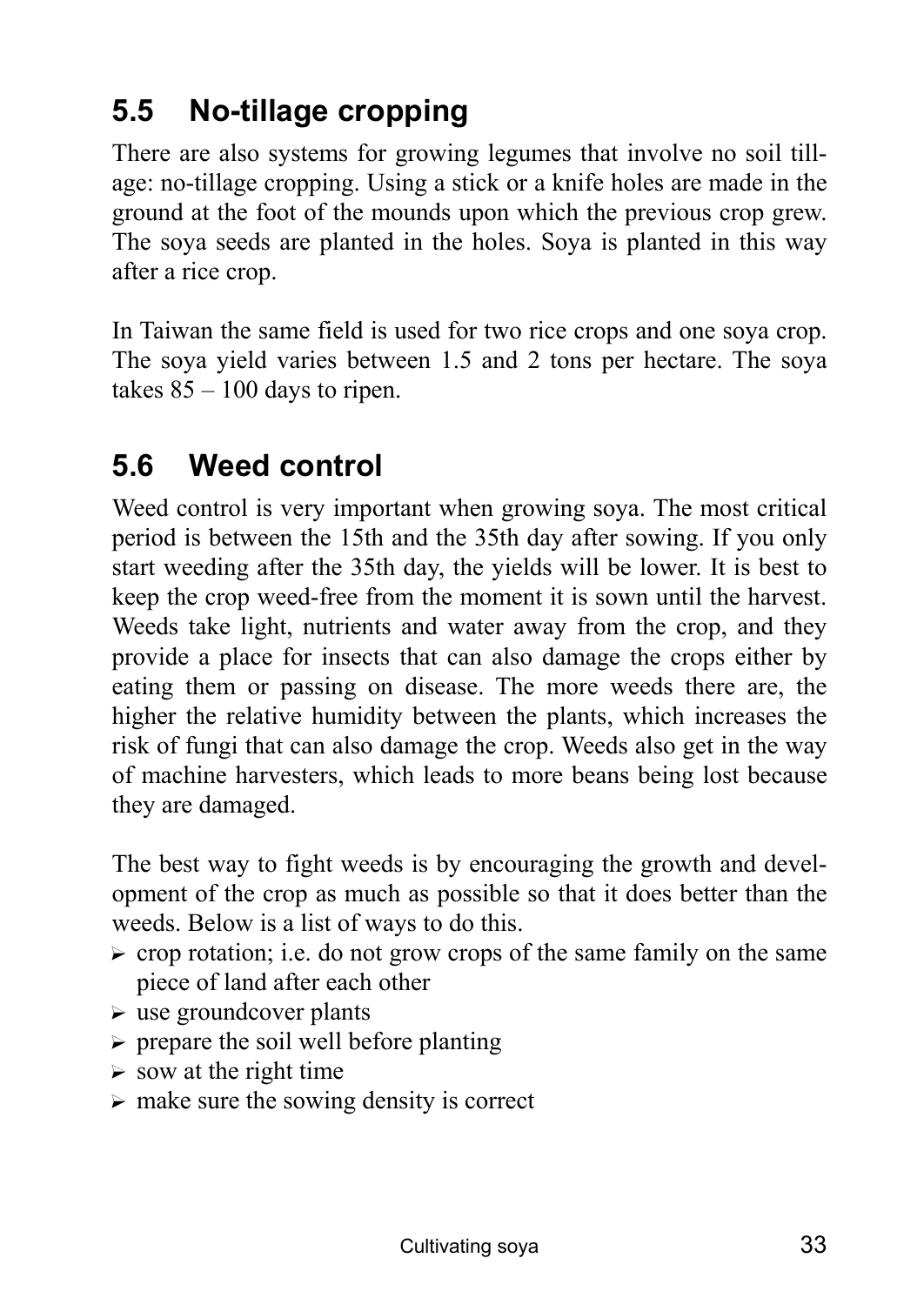## 5.5 No-tillage cropping

There are also systems for growing legumes that involve no soil tillage: no-tillage cropping. Using a stick or a knife holes are made in the ground at the foot of the mounds upon which the previous crop grew. The soya seeds are planted in the holes. Soya is planted in this way after a rice crop.

In Taiwan the same field is used for two rice crops and one soya crop. The soya yield varies between 1.5 and 2 tons per hectare. The soya takes 85 – 100 days to ripen.

## 5.6 Weed control

Weed control is very important when growing soya. The most critical period is between the 15th and the 35th day after sowing. If you only start weeding after the 35th day, the yields will be lower. It is best to keep the crop weed-free from the moment it is sown until the harvest. Weeds take light, nutrients and water away from the crop, and they provide a place for insects that can also damage the crops either by eating them or passing on disease. The more weeds there are, the higher the relative humidity between the plants, which increases the risk of fungi that can also damage the crop. Weeds also get in the way of machine harvesters, which leads to more beans being lost because they are damaged.

The best way to fight weeds is by encouraging the growth and development of the crop as much as possible so that it does better than the weeds. Below is a list of ways to do this.

- crop rotation; i.e. do not grow crops of the same family on the same piece of land after each other
- use groundcover plants
- prepare the soil well before planting
- sow at the right time
- make sure the sowing density is correct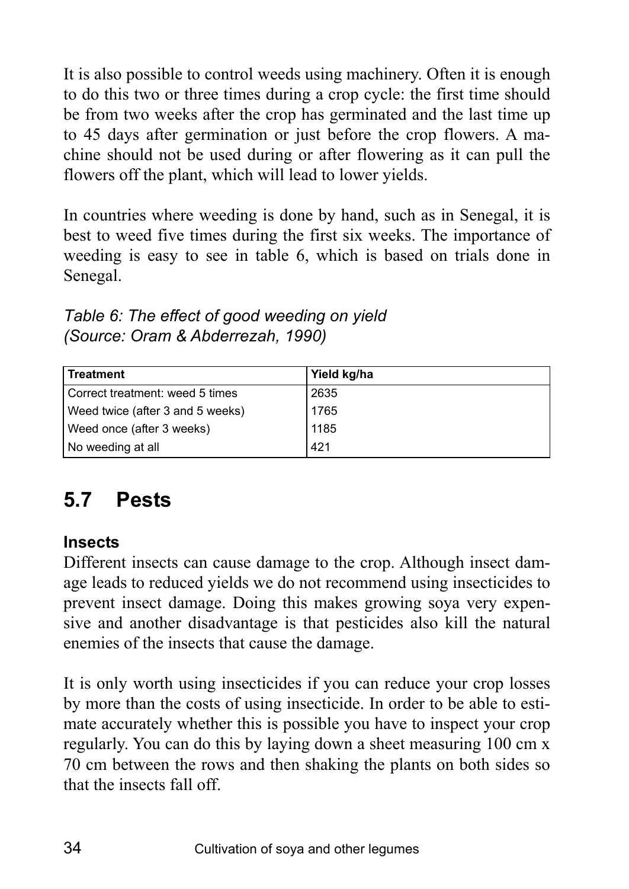It is also possible to control weeds using machinery. Often it is enough to do this two or three times during a crop cycle: the first time should be from two weeks after the crop has germinated and the last time up to 45 days after germination or just before the crop flowers. A machine should not be used during or after flowering as it can pull the flowers off the plant, which will lead to lower yields.

In countries where weeding is done by hand, such as in Senegal, it is best to weed five times during the first six weeks. The importance of weeding is easy to see in table 6, which is based on trials done in Senegal.

*Table 6: The effect of good weeding on yield (Source: Oram & Abderrezah, 1990)*

| Treatment | Yield kg/ha |
|---|---|
| Correct treatment: weed 5 times | 2635 |
| Weed twice (after 3 and 5 weeks) | 1765 |
| Weed once (after 3 weeks) | 1185 |
| No weeding at all | 421 |

## 5.7 Pests

### Insects

Different insects can cause damage to the crop. Although insect damage leads to reduced yields we do not recommend using insecticides to prevent insect damage. Doing this makes growing soya very expensive and another disadvantage is that pesticides also kill the natural enemies of the insects that cause the damage.

It is only worth using insecticides if you can reduce your crop losses by more than the costs of using insecticide. In order to be able to estimate accurately whether this is possible you have to inspect your crop regularly. You can do this by laying down a sheet measuring 100 cm x 70 cm between the rows and then shaking the plants on both sides so that the insects fall off.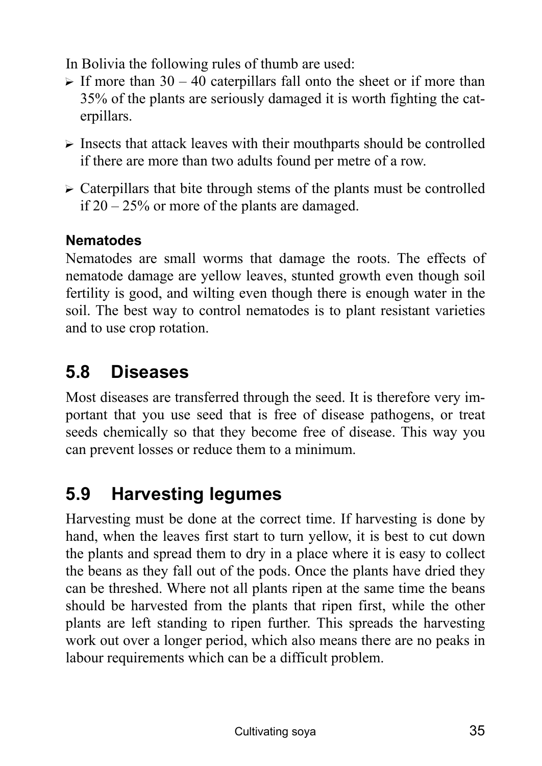In Bolivia the following rules of thumb are used:

- If more than 30 – 40 caterpillars fall onto the sheet or if more than 35% of the plants are seriously damaged it is worth fighting the caterpillars.
- Insects that attack leaves with their mouthparts should be controlled if there are more than two adults found per metre of a row.
- Caterpillars that bite through stems of the plants must be controlled if 20 – 25% or more of the plants are damaged.

#### Nematodes

Nematodes are small worms that damage the roots. The effects of nematode damage are yellow leaves, stunted growth even though soil fertility is good, and wilting even though there is enough water in the soil. The best way to control nematodes is to plant resistant varieties and to use crop rotation.

## 5.8 Diseases

Most diseases are transferred through the seed. It is therefore very important that you use seed that is free of disease pathogens, or treat seeds chemically so that they become free of disease. This way you can prevent losses or reduce them to a minimum.

## 5.9 Harvesting legumes

Harvesting must be done at the correct time. If harvesting is done by hand, when the leaves first start to turn yellow, it is best to cut down the plants and spread them to dry in a place where it is easy to collect the beans as they fall out of the pods. Once the plants have dried they can be threshed. Where not all plants ripen at the same time the beans should be harvested from the plants that ripen first, while the other plants are left standing to ripen further. This spreads the harvesting work out over a longer period, which also means there are no peaks in labour requirements which can be a difficult problem.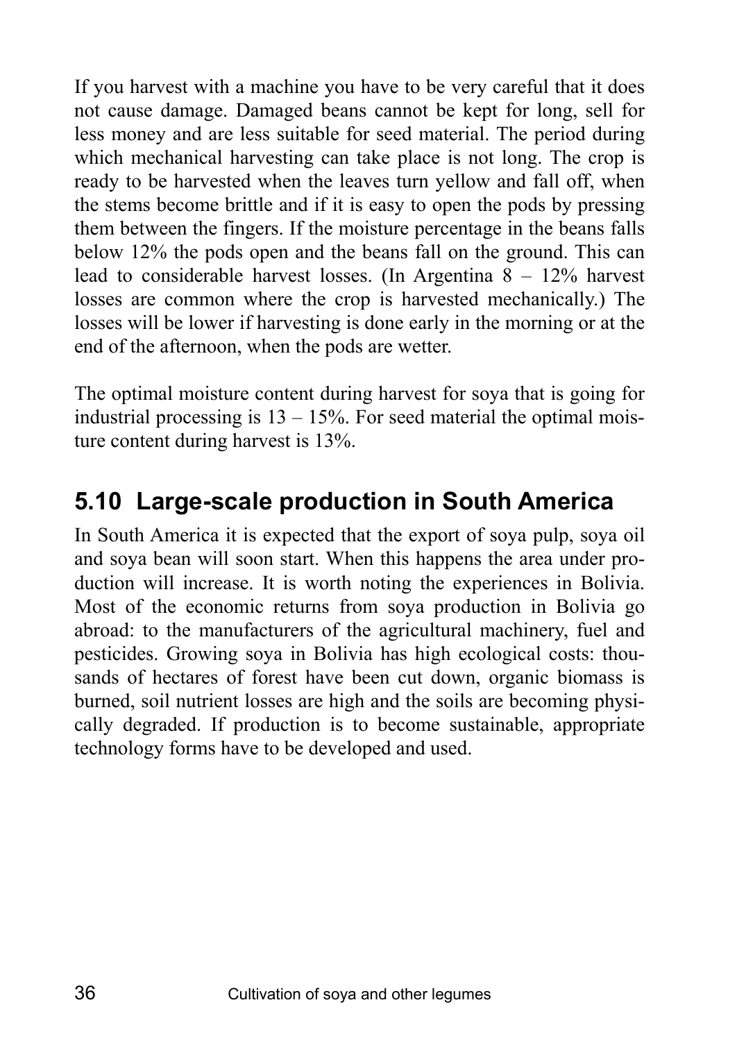If you harvest with a machine you have to be very careful that it does not cause damage. Damaged beans cannot be kept for long, sell for less money and are less suitable for seed material. The period during which mechanical harvesting can take place is not long. The crop is ready to be harvested when the leaves turn yellow and fall off, when the stems become brittle and if it is easy to open the pods by pressing them between the fingers. If the moisture percentage in the beans falls below 12% the pods open and the beans fall on the ground. This can lead to considerable harvest losses. (In Argentina 8 – 12% harvest losses are common where the crop is harvested mechanically.) The losses will be lower if harvesting is done early in the morning or at the end of the afternoon, when the pods are wetter.

The optimal moisture content during harvest for soya that is going for industrial processing is 13 – 15%. For seed material the optimal moisture content during harvest is 13%.

## 5.10 Large-scale production in South America

In South America it is expected that the export of soya pulp, soya oil and soya bean will soon start. When this happens the area under production will increase. It is worth noting the experiences in Bolivia. Most of the economic returns from soya production in Bolivia go abroad: to the manufacturers of the agricultural machinery, fuel and pesticides. Growing soya in Bolivia has high ecological costs: thousands of hectares of forest have been cut down, organic biomass is burned, soil nutrient losses are high and the soils are becoming physically degraded. If production is to become sustainable, appropriate technology forms have to be developed and used.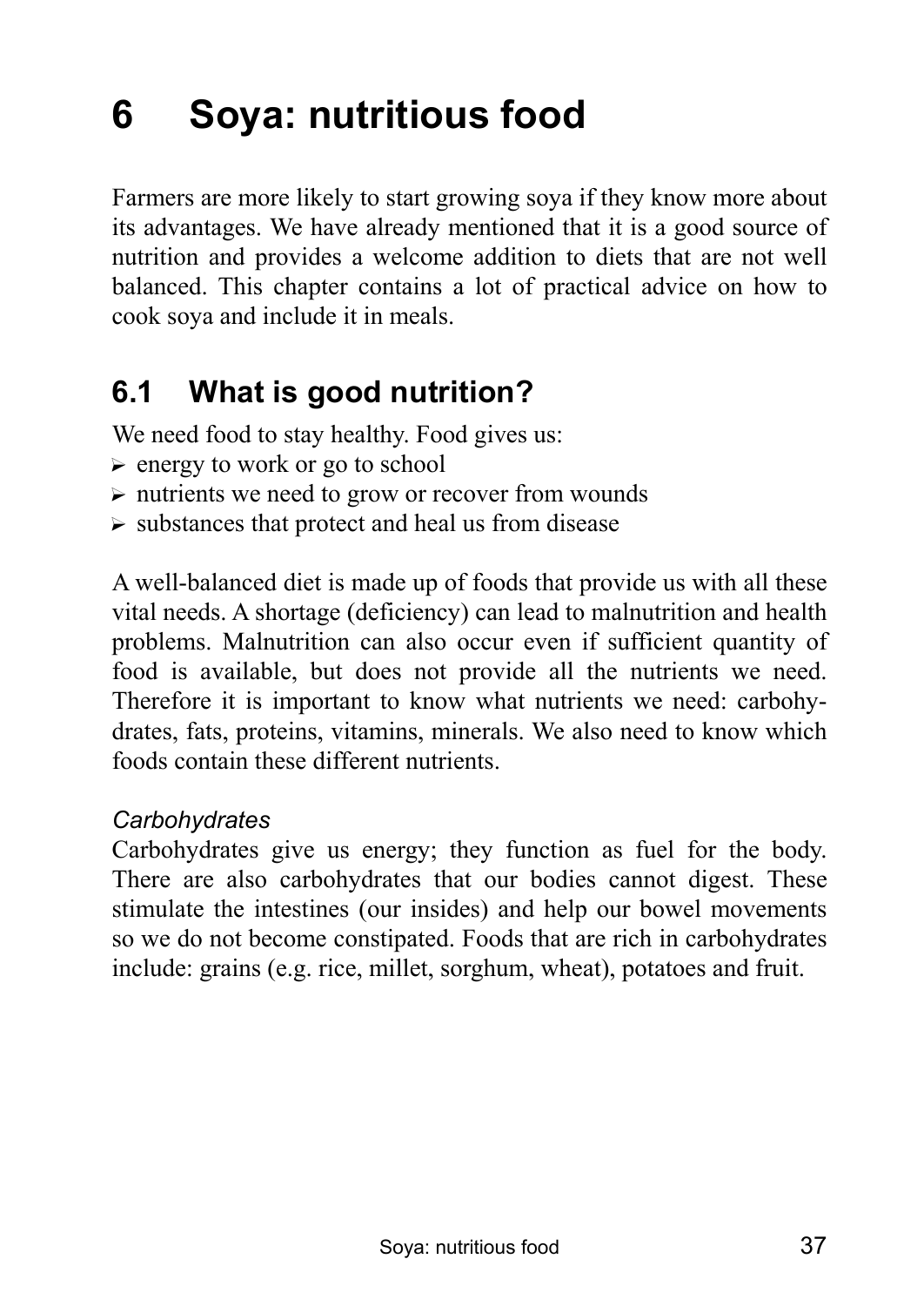# 6 Soya: nutritious food

Farmers are more likely to start growing soya if they know more about its advantages. We have already mentioned that it is a good source of nutrition and provides a welcome addition to diets that are not well balanced. This chapter contains a lot of practical advice on how to cook soya and include it in meals.

## 6.1 What is good nutrition?

We need food to stay healthy. Food gives us:

- energy to work or go to school
- nutrients we need to grow or recover from wounds
- substances that protect and heal us from disease

A well-balanced diet is made up of foods that provide us with all these vital needs. A shortage (deficiency) can lead to malnutrition and health problems. Malnutrition can also occur even if sufficient quantity of food is available, but does not provide all the nutrients we need. Therefore it is important to know what nutrients we need: carbohydrates, fats, proteins, vitamins, minerals. We also need to know which foods contain these different nutrients.

*Carbohydrates*

Carbohydrates give us energy; they function as fuel for the body. There are also carbohydrates that our bodies cannot digest. These stimulate the intestines (our insides) and help our bowel movements so we do not become constipated. Foods that are rich in carbohydrates include: grains (e.g. rice, millet, sorghum, wheat), potatoes and fruit.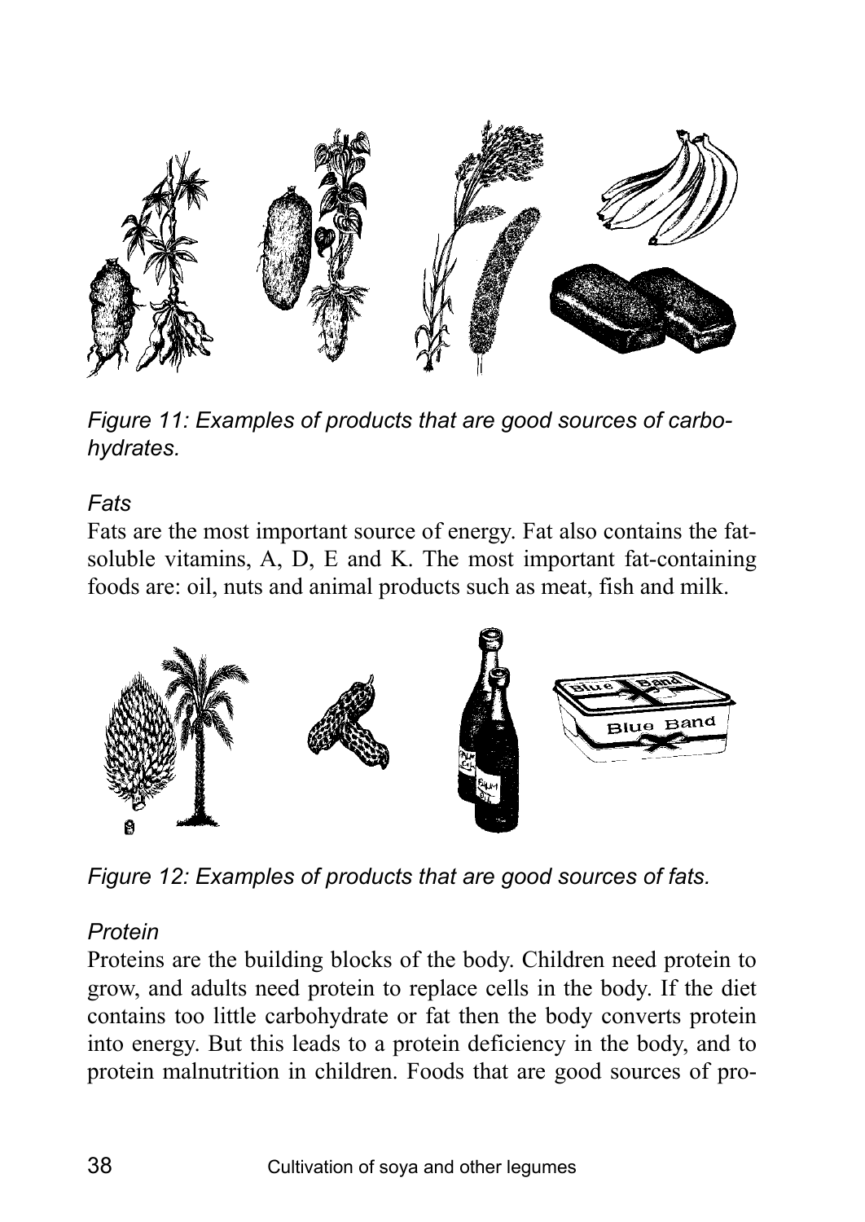*Figure 11: Examples of products that are good sources of carbohydrates.*

### *Fats*

Fats are the most important source of energy. Fat also contains the fat-soluble vitamins, A, D, E and K. The most important fat-containing foods are: oil, nuts and animal products such as meat, fish and milk.

*Figure 12: Examples of products that are good sources of fats.*

### *Protein*

Proteins are the building blocks of the body. Children need protein to grow, and adults need protein to replace cells in the body. If the diet contains too little carbohydrate or fat then the body converts protein into energy. But this leads to a protein deficiency in the body, and to protein malnutrition in children. Foods that are good sources of pro-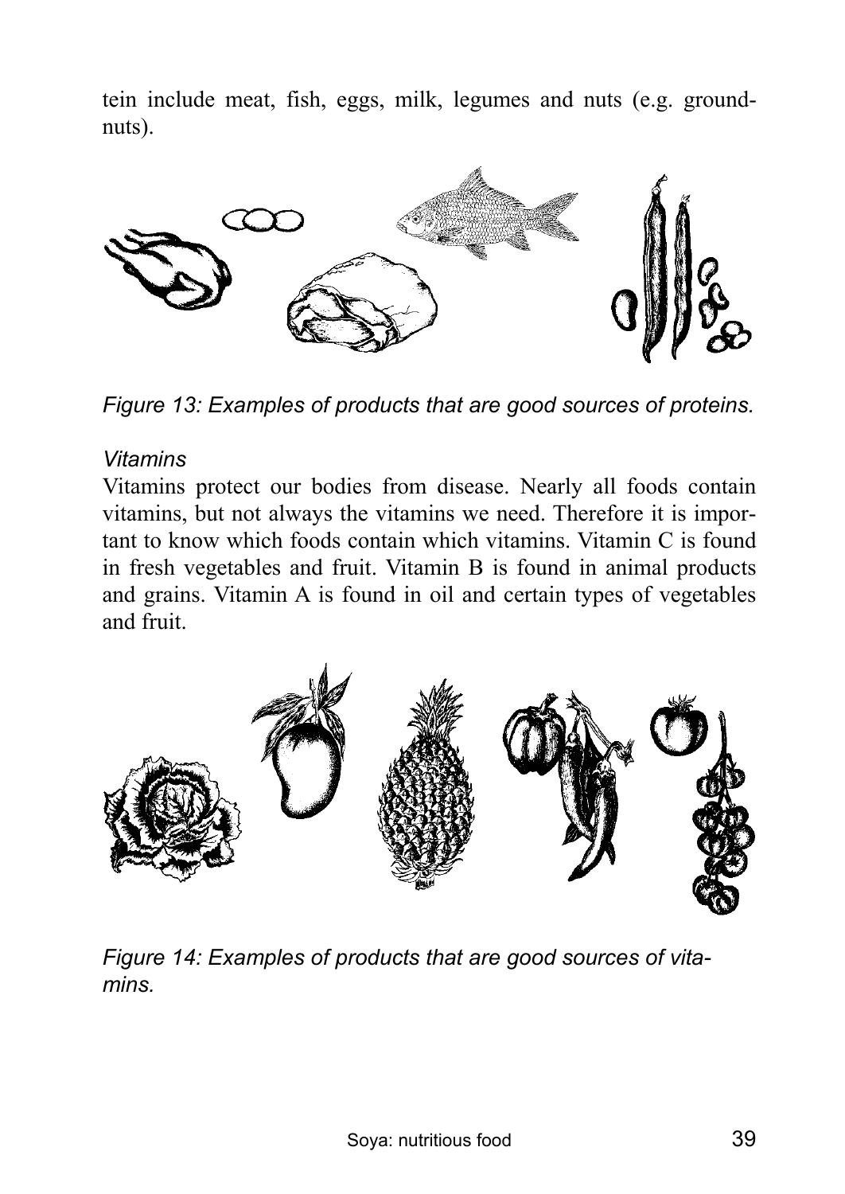tein include meat, fish, eggs, milk, legumes and nuts (e.g. groundnuts).

*Figure 13: Examples of products that are good sources of proteins.*

*Vitamins*

Vitamins protect our bodies from disease. Nearly all foods contain vitamins, but not always the vitamins we need. Therefore it is important to know which foods contain which vitamins. Vitamin C is found in fresh vegetables and fruit. Vitamin B is found in animal products and grains. Vitamin A is found in oil and certain types of vegetables and fruit.

*Figure 14: Examples of products that are good sources of vitamins.*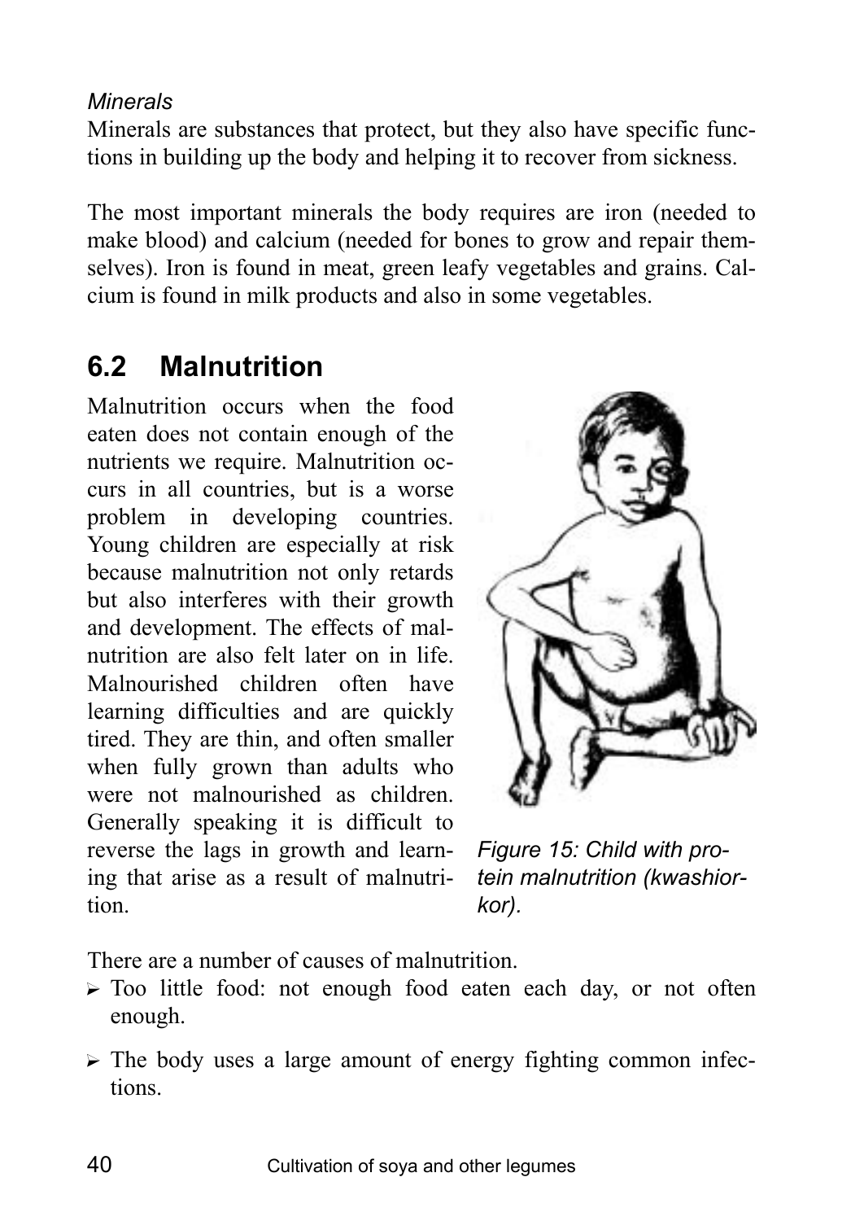*Minerals*

Minerals are substances that protect, but they also have specific functions in building up the body and helping it to recover from sickness.

The most important minerals the body requires are iron (needed to make blood) and calcium (needed for bones to grow and repair themselves). Iron is found in meat, green leafy vegetables and grains. Calcium is found in milk products and also in some vegetables.

## 6.2 Malnutrition

Malnutrition occurs when the food eaten does not contain enough of the nutrients we require. Malnutrition occurs in all countries, but is a worse problem in developing countries. Young children are especially at risk because malnutrition not only retards but also interferes with their growth and development. The effects of malnutrition are also felt later on in life. Malnourished children often have learning difficulties and are quickly tired. They are thin, and often smaller when fully grown than adults who were not malnourished as children. Generally speaking it is difficult to reverse the lags in growth and learning that arise as a result of malnutrition.

*Figure 15: Child with protein malnutrition (kwashiorkor).*

There are a number of causes of malnutrition.

- Too little food: not enough food eaten each day, or not often enough.
- The body uses a large amount of energy fighting common infections.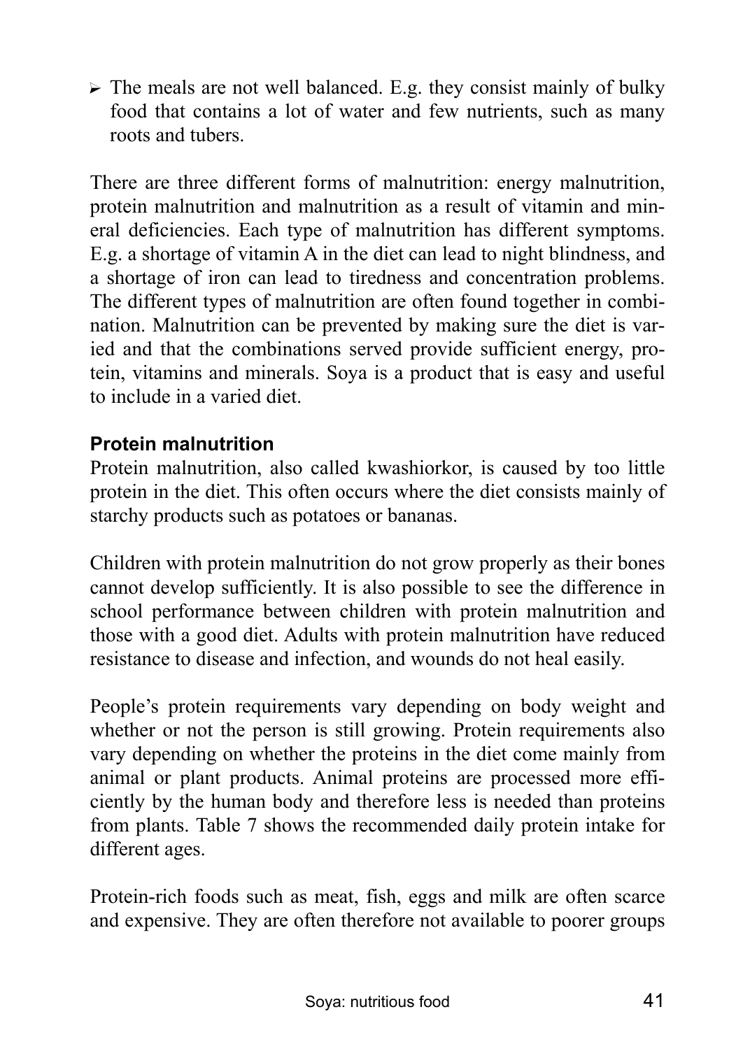- The meals are not well balanced. E.g. they consist mainly of bulky food that contains a lot of water and few nutrients, such as many roots and tubers.

There are three different forms of malnutrition: energy malnutrition, protein malnutrition and malnutrition as a result of vitamin and mineral deficiencies. Each type of malnutrition has different symptoms. E.g. a shortage of vitamin A in the diet can lead to night blindness, and a shortage of iron can lead to tiredness and concentration problems. The different types of malnutrition are often found together in combination. Malnutrition can be prevented by making sure the diet is varied and that the combinations served provide sufficient energy, protein, vitamins and minerals. Soya is a product that is easy and useful to include in a varied diet.

**Protein malnutrition**

Protein malnutrition, also called kwashiorkor, is caused by too little protein in the diet. This often occurs where the diet consists mainly of starchy products such as potatoes or bananas.

Children with protein malnutrition do not grow properly as their bones cannot develop sufficiently. It is also possible to see the difference in school performance between children with protein malnutrition and those with a good diet. Adults with protein malnutrition have reduced resistance to disease and infection, and wounds do not heal easily.

People's protein requirements vary depending on body weight and whether or not the person is still growing. Protein requirements also vary depending on whether the proteins in the diet come mainly from animal or plant products. Animal proteins are processed more efficiently by the human body and therefore less is needed than proteins from plants. Table 7 shows the recommended daily protein intake for different ages.

Protein-rich foods such as meat, fish, eggs and milk are often scarce and expensive. They are often therefore not available to poorer groups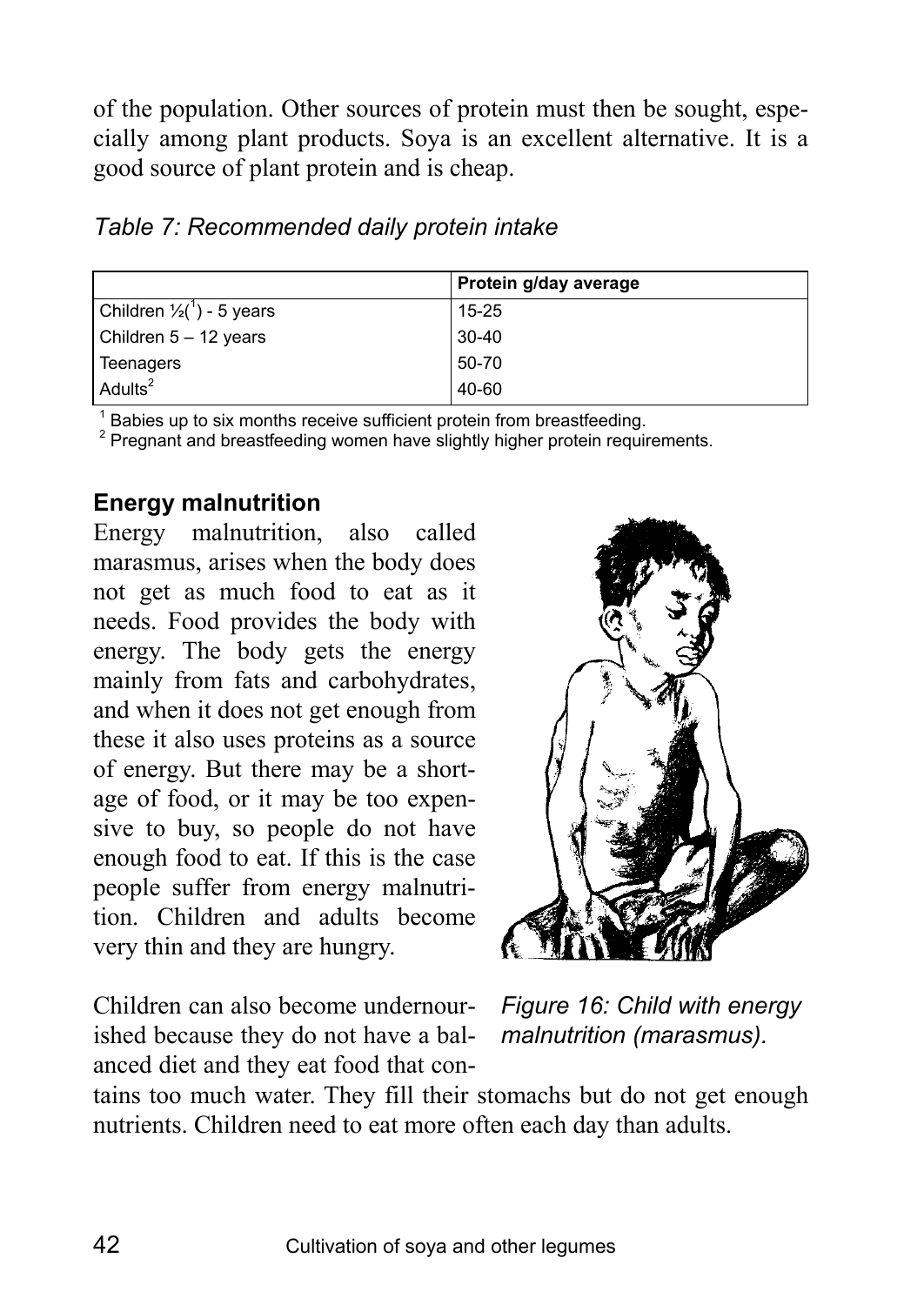of the population. Other sources of protein must then be sought, especially among plant products. Soya is an excellent alternative. It is a good source of plant protein and is cheap.

*Table 7: Recommended daily protein intake*

| | Protein g/day average |
|---|---|
| Children ½([1]) - 5 years | 15-25 |
| Children 5 – 12 years | 30-40 |
| Teenagers | 50-70 |
| Adults[2] | 40-60 |

[1] Babies up to six months receive sufficient protein from breastfeeding.
[2] Pregnant and breastfeeding women have slightly higher protein requirements.

### Energy malnutrition

Energy malnutrition, also called marasmus, arises when the body does not get as much food to eat as it needs. Food provides the body with energy. The body gets the energy mainly from fats and carbohydrates, and when it does not get enough from these it also uses proteins as a source of energy. But there may be a shortage of food, or it may be too expensive to buy, so people do not have enough food to eat. If this is the case people suffer from energy malnutrition. Children and adults become very thin and they are hungry.

*Figure 16: Child with energy malnutrition (marasmus).*

Children can also become undernourished because they do not have a balanced diet and they eat food that contains too much water. They fill their stomachs but do not get enough nutrients. Children need to eat more often each day than adults.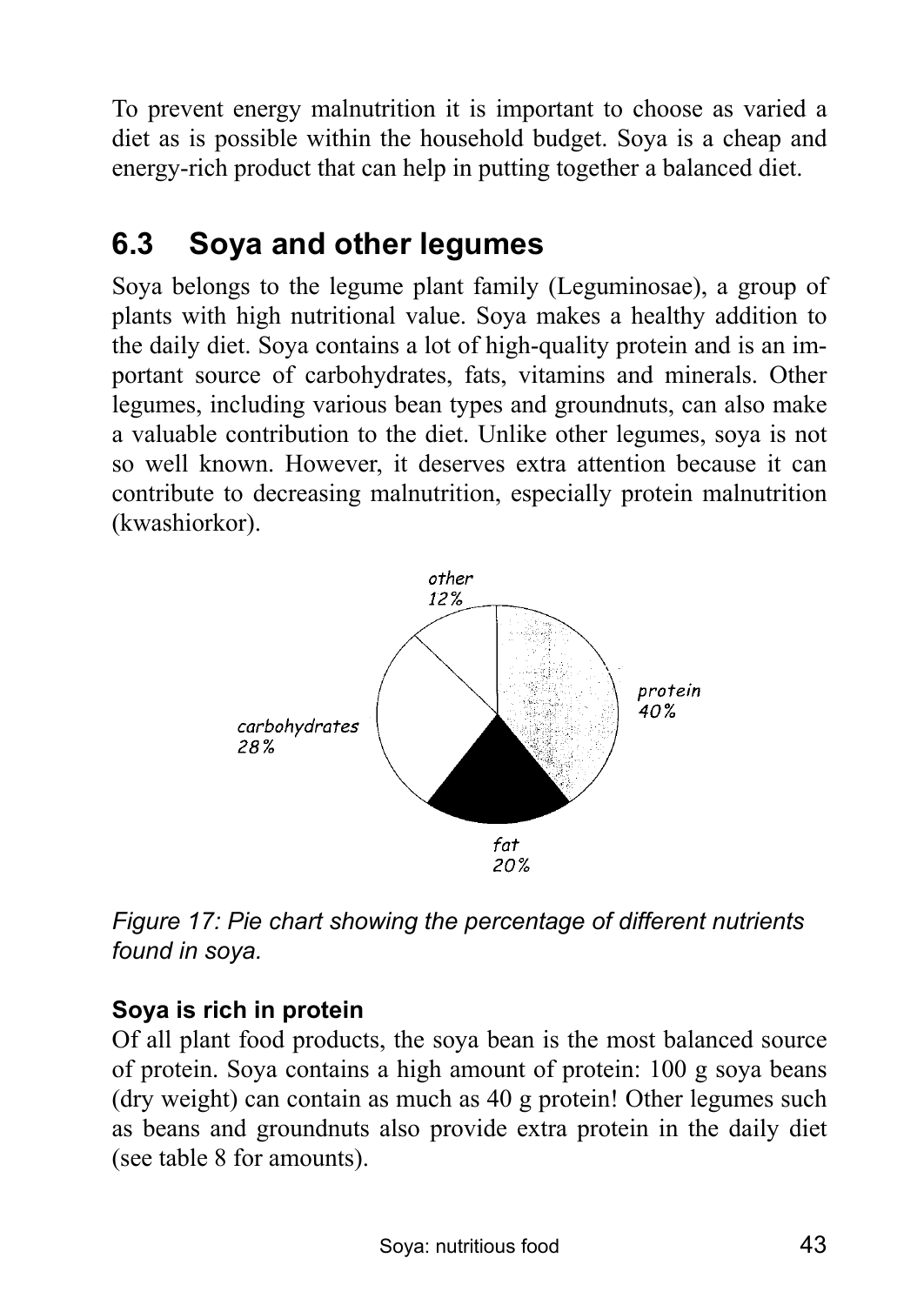To prevent energy malnutrition it is important to choose as varied a diet as is possible within the household budget. Soya is a cheap and energy-rich product that can help in putting together a balanced diet.

## 6.3 Soya and other legumes

Soya belongs to the legume plant family (Leguminosae), a group of plants with high nutritional value. Soya makes a healthy addition to the daily diet. Soya contains a lot of high-quality protein and is an important source of carbohydrates, fats, vitamins and minerals. Other legumes, including various bean types and groundnuts, can also make a valuable contribution to the diet. Unlike other legumes, soya is not so well known. However, it deserves extra attention because it can contribute to decreasing malnutrition, especially protein malnutrition (kwashiorkor).

other 12%

protein 40%

carbohydrates 28%

fat 20%

*Figure 17: Pie chart showing the percentage of different nutrients found in soya.*

### Soya is rich in protein

Of all plant food products, the soya bean is the most balanced source of protein. Soya contains a high amount of protein: 100 g soya beans (dry weight) can contain as much as 40 g protein! Other legumes such as beans and groundnuts also provide extra protein in the daily diet (see table 8 for amounts).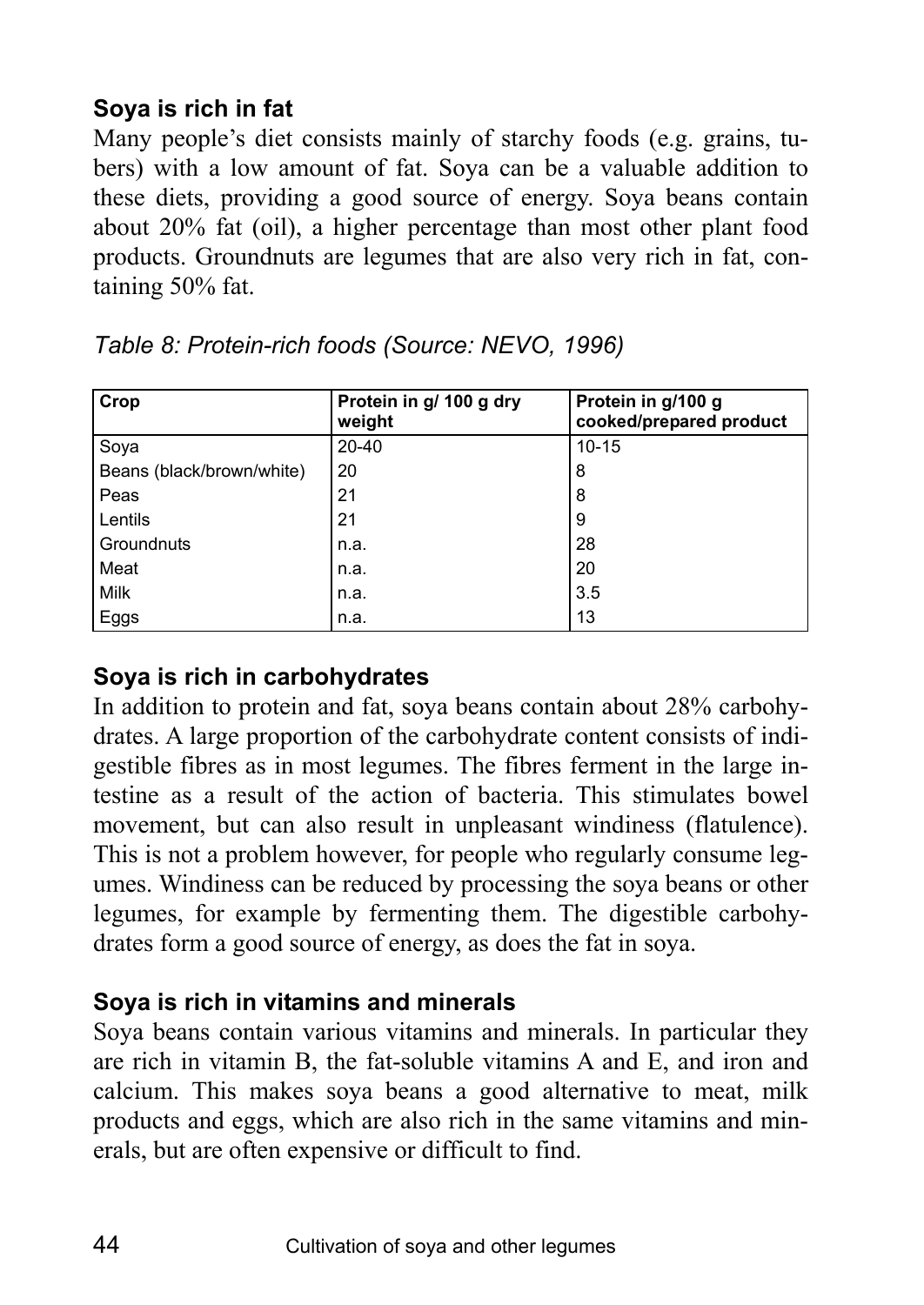### Soya is rich in fat

Many people's diet consists mainly of starchy foods (e.g. grains, tubers) with a low amount of fat. Soya can be a valuable addition to these diets, providing a good source of energy. Soya beans contain about 20% fat (oil), a higher percentage than most other plant food products. Groundnuts are legumes that are also very rich in fat, containing 50% fat.

*Table 8: Protein-rich foods (Source: NEVO, 1996)*

| Crop | Protein in g/ 100 g dry weight | Protein in g/100 g cooked/prepared product |
|---|---|---|
| Soya | 20-40 | 10-15 |
| Beans (black/brown/white) | 20 | 8 |
| Peas | 21 | 8 |
| Lentils | 21 | 9 |
| Groundnuts | n.a. | 28 |
| Meat | n.a. | 20 |
| Milk | n.a. | 3.5 |
| Eggs | n.a. | 13 |

### Soya is rich in carbohydrates

In addition to protein and fat, soya beans contain about 28% carbohydrates. A large proportion of the carbohydrate content consists of indigestible fibres as in most legumes. The fibres ferment in the large intestine as a result of the action of bacteria. This stimulates bowel movement, but can also result in unpleasant windiness (flatulence). This is not a problem however, for people who regularly consume legumes. Windiness can be reduced by processing the soya beans or other legumes, for example by fermenting them. The digestible carbohydrates form a good source of energy, as does the fat in soya.

### Soya is rich in vitamins and minerals

Soya beans contain various vitamins and minerals. In particular they are rich in vitamin B, the fat-soluble vitamins A and E, and iron and calcium. This makes soya beans a good alternative to meat, milk products and eggs, which are also rich in the same vitamins and minerals, but are often expensive or difficult to find.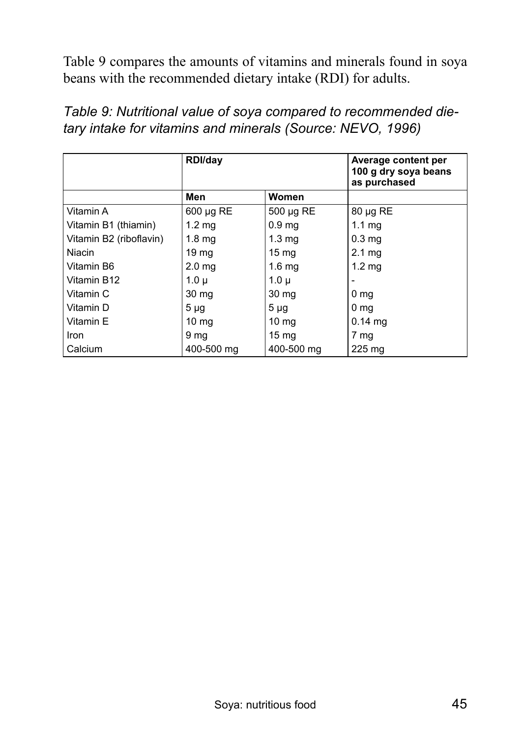Table 9 compares the amounts of vitamins and minerals found in soya beans with the recommended dietary intake (RDI) for adults.

*Table 9: Nutritional value of soya compared to recommended dietary intake for vitamins and minerals (Source: NEVO, 1996)*

| | **RDI/day** | | **Average content per 100 g dry soya beans as purchased** |
|---|---|---|---|
| | **Men** | **Women** | |
| Vitamin A | 600 µg RE | 500 µg RE | 80 µg RE |
| Vitamin B1 (thiamin) | 1.2 mg | 0.9 mg | 1.1 mg |
| Vitamin B2 (riboflavin) | 1.8 mg | 1.3 mg | 0.3 mg |
| Niacin | 19 mg | 15 mg | 2.1 mg |
| Vitamin B6 | 2.0 mg | 1.6 mg | 1.2 mg |
| Vitamin B12 | 1.0 µ | 1.0 µ | - |
| Vitamin C | 30 mg | 30 mg | 0 mg |
| Vitamin D | 5 µg | 5 µg | 0 mg |
| Vitamin E | 10 mg | 10 mg | 0.14 mg |
| Iron | 9 mg | 15 mg | 7 mg |
| Calcium | 400-500 mg | 400-500 mg | 225 mg |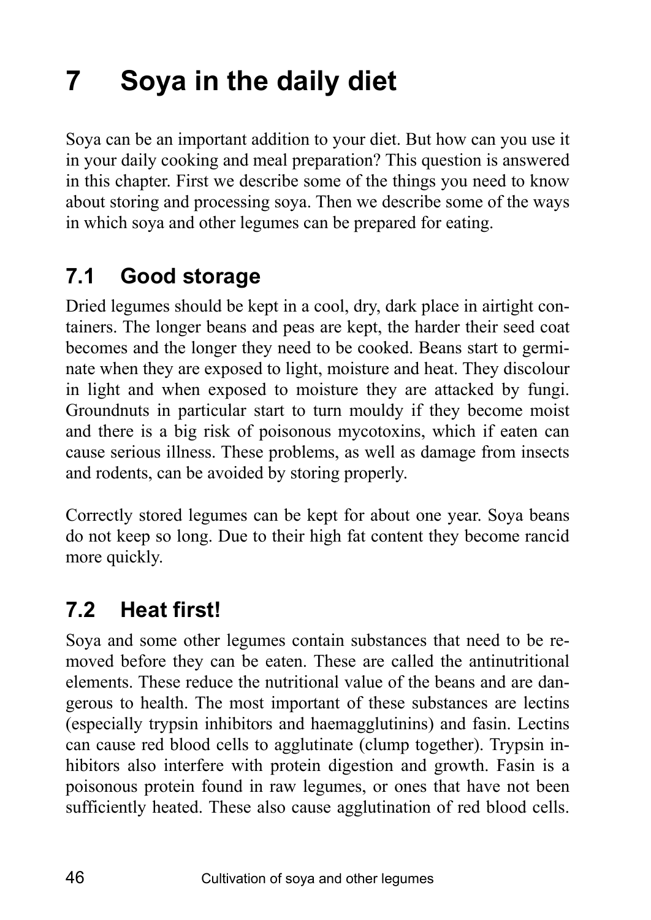# 7 Soya in the daily diet

Soya can be an important addition to your diet. But how can you use it in your daily cooking and meal preparation? This question is answered in this chapter. First we describe some of the things you need to know about storing and processing soya. Then we describe some of the ways in which soya and other legumes can be prepared for eating.

## 7.1 Good storage

Dried legumes should be kept in a cool, dry, dark place in airtight containers. The longer beans and peas are kept, the harder their seed coat becomes and the longer they need to be cooked. Beans start to germinate when they are exposed to light, moisture and heat. They discolour in light and when exposed to moisture they are attacked by fungi. Groundnuts in particular start to turn mouldy if they become moist and there is a big risk of poisonous mycotoxins, which if eaten can cause serious illness. These problems, as well as damage from insects and rodents, can be avoided by storing properly.

Correctly stored legumes can be kept for about one year. Soya beans do not keep so long. Due to their high fat content they become rancid more quickly.

## 7.2 Heat first!

Soya and some other legumes contain substances that need to be removed before they can be eaten. These are called the antinutritional elements. These reduce the nutritional value of the beans and are dangerous to health. The most important of these substances are lectins (especially trypsin inhibitors and haemagglutinins) and fasin. Lectins can cause red blood cells to agglutinate (clump together). Trypsin inhibitors also interfere with protein digestion and growth. Fasin is a poisonous protein found in raw legumes, or ones that have not been sufficiently heated. These also cause agglutination of red blood cells.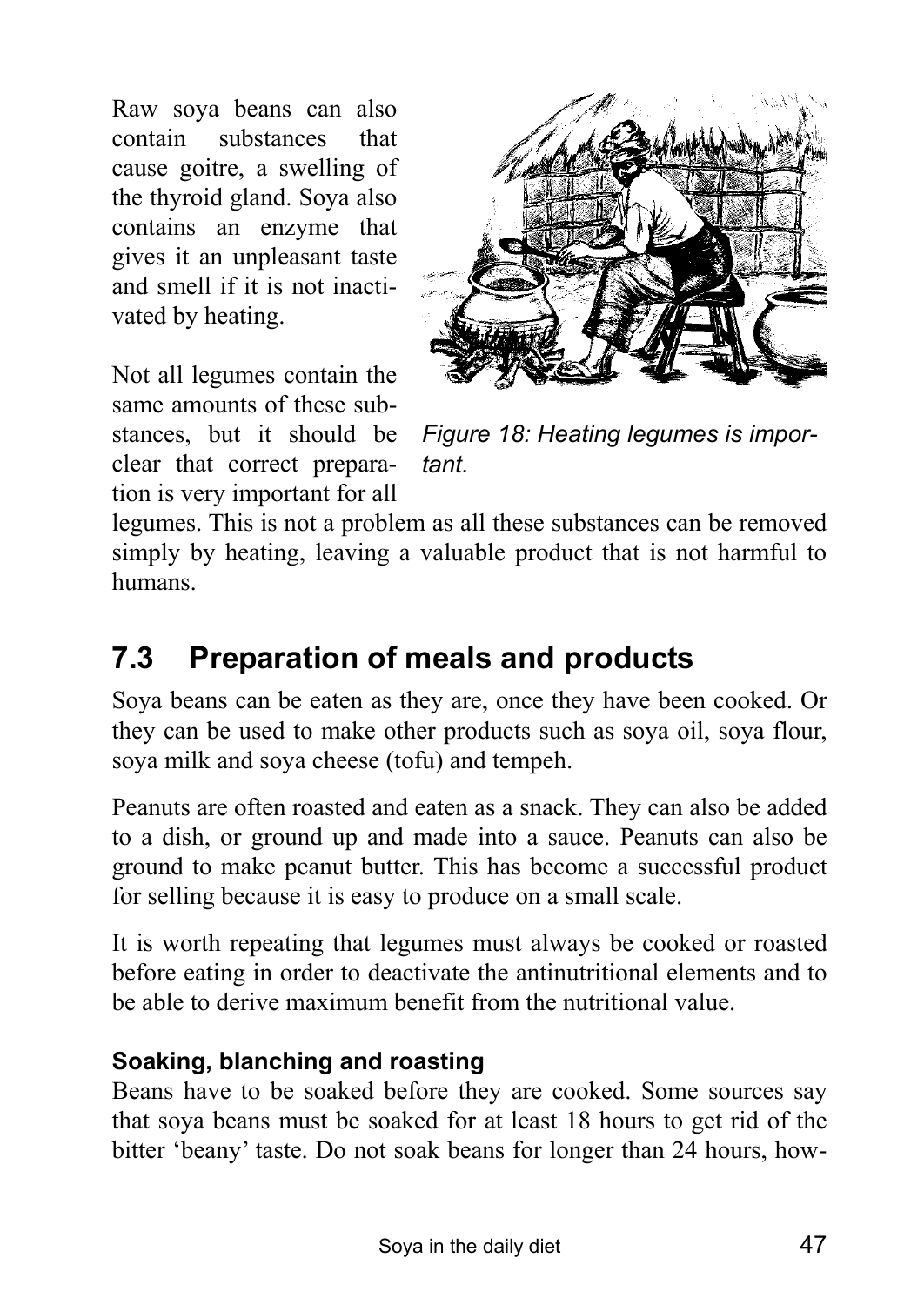Raw soya beans can also contain substances that cause goitre, a swelling of the thyroid gland. Soya also contains an enzyme that gives it an unpleasant taste and smell if it is not inactivated by heating.

Not all legumes contain the same amounts of these substances, but it should be clear that correct preparation is very important for all legumes. This is not a problem as all these substances can be removed simply by heating, leaving a valuable product that is not harmful to humans.

*Figure 18: Heating legumes is important.*

## 7.3 Preparation of meals and products

Soya beans can be eaten as they are, once they have been cooked. Or they can be used to make other products such as soya oil, soya flour, soya milk and soya cheese (tofu) and tempeh.

Peanuts are often roasted and eaten as a snack. They can also be added to a dish, or ground up and made into a sauce. Peanuts can also be ground to make peanut butter. This has become a successful product for selling because it is easy to produce on a small scale.

It is worth repeating that legumes must always be cooked or roasted before eating in order to deactivate the antinutritional elements and to be able to derive maximum benefit from the nutritional value.

### Soaking, blanching and roasting

Beans have to be soaked before they are cooked. Some sources say that soya beans must be soaked for at least 18 hours to get rid of the bitter 'beany' taste. Do not soak beans for longer than 24 hours, how-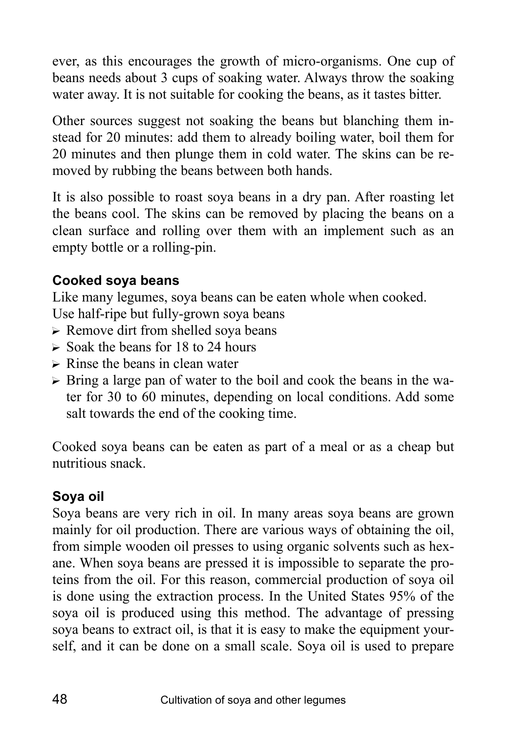ever, as this encourages the growth of micro-organisms. One cup of beans needs about 3 cups of soaking water. Always throw the soaking water away. It is not suitable for cooking the beans, as it tastes bitter.

Other sources suggest not soaking the beans but blanching them instead for 20 minutes: add them to already boiling water, boil them for 20 minutes and then plunge them in cold water. The skins can be removed by rubbing the beans between both hands.

It is also possible to roast soya beans in a dry pan. After roasting let the beans cool. The skins can be removed by placing the beans on a clean surface and rolling over them with an implement such as an empty bottle or a rolling-pin.

### Cooked soya beans

Like many legumes, soya beans can be eaten whole when cooked.
Use half-ripe but fully-grown soya beans

- Remove dirt from shelled soya beans
- Soak the beans for 18 to 24 hours
- Rinse the beans in clean water
- Bring a large pan of water to the boil and cook the beans in the water for 30 to 60 minutes, depending on local conditions. Add some salt towards the end of the cooking time.

Cooked soya beans can be eaten as part of a meal or as a cheap but nutritious snack.

### Soya oil

Soya beans are very rich in oil. In many areas soya beans are grown mainly for oil production. There are various ways of obtaining the oil, from simple wooden oil presses to using organic solvents such as hexane. When soya beans are pressed it is impossible to separate the proteins from the oil. For this reason, commercial production of soya oil is done using the extraction process. In the United States 95% of the soya oil is produced using this method. The advantage of pressing soya beans to extract oil, is that it is easy to make the equipment yourself, and it can be done on a small scale. Soya oil is used to prepare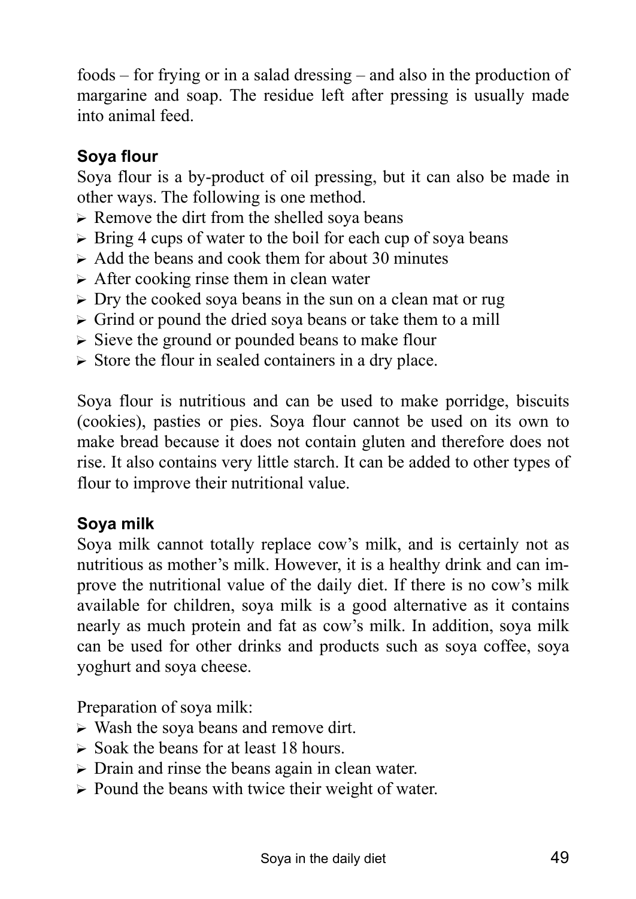foods – for frying or in a salad dressing – and also in the production of margarine and soap. The residue left after pressing is usually made into animal feed.

### Soya flour

Soya flour is a by-product of oil pressing, but it can also be made in other ways. The following is one method.

- Remove the dirt from the shelled soya beans
- Bring 4 cups of water to the boil for each cup of soya beans
- Add the beans and cook them for about 30 minutes
- After cooking rinse them in clean water
- Dry the cooked soya beans in the sun on a clean mat or rug
- Grind or pound the dried soya beans or take them to a mill
- Sieve the ground or pounded beans to make flour
- Store the flour in sealed containers in a dry place.

Soya flour is nutritious and can be used to make porridge, biscuits (cookies), pasties or pies. Soya flour cannot be used on its own to make bread because it does not contain gluten and therefore does not rise. It also contains very little starch. It can be added to other types of flour to improve their nutritional value.

### Soya milk

Soya milk cannot totally replace cow's milk, and is certainly not as nutritious as mother's milk. However, it is a healthy drink and can improve the nutritional value of the daily diet. If there is no cow's milk available for children, soya milk is a good alternative as it contains nearly as much protein and fat as cow's milk. In addition, soya milk can be used for other drinks and products such as soya coffee, soya yoghurt and soya cheese.

Preparation of soya milk:

- Wash the soya beans and remove dirt.
- Soak the beans for at least 18 hours.
- Drain and rinse the beans again in clean water.
- Pound the beans with twice their weight of water.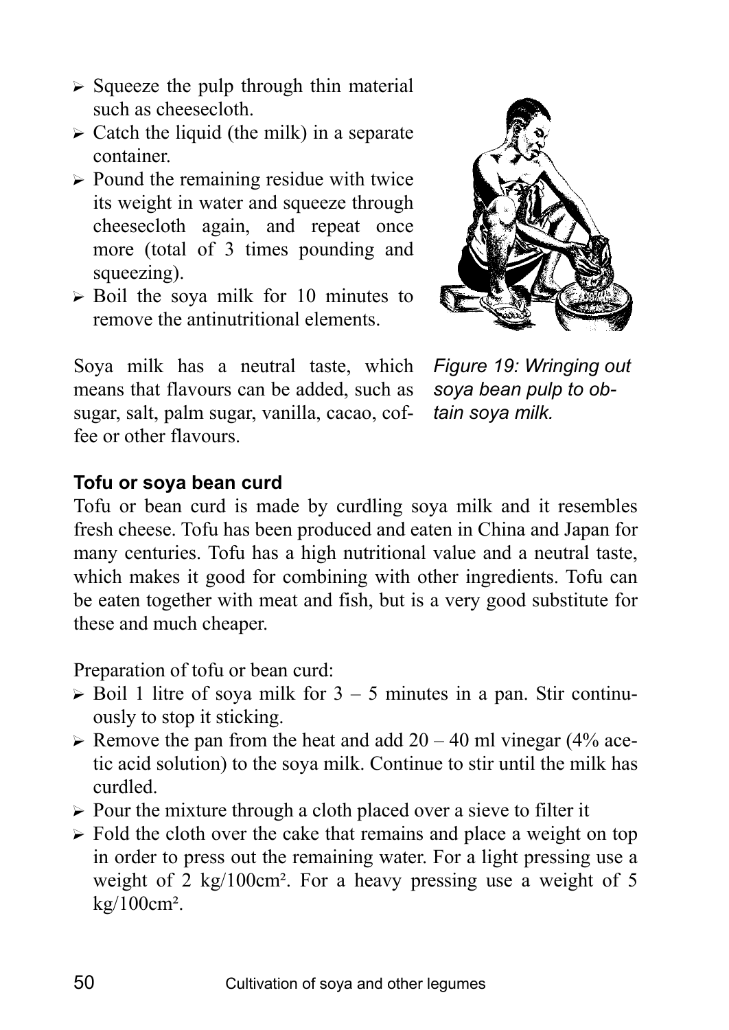- Squeeze the pulp through thin material such as cheesecloth.
- Catch the liquid (the milk) in a separate container.
- Pound the remaining residue with twice its weight in water and squeeze through cheesecloth again, and repeat once more (total of 3 times pounding and squeezing).
- Boil the soya milk for 10 minutes to remove the antinutritional elements.

Soya milk has a neutral taste, which means that flavours can be added, such as sugar, salt, palm sugar, vanilla, cacao, coffee or other flavours.

*Figure 19: Wringing out soya bean pulp to obtain soya milk.*

**Tofu or soya bean curd**

Tofu or bean curd is made by curdling soya milk and it resembles fresh cheese. Tofu has been produced and eaten in China and Japan for many centuries. Tofu has a high nutritional value and a neutral taste, which makes it good for combining with other ingredients. Tofu can be eaten together with meat and fish, but is a very good substitute for these and much cheaper.

Preparation of tofu or bean curd:

- Boil 1 litre of soya milk for 3 – 5 minutes in a pan. Stir continuously to stop it sticking.
- Remove the pan from the heat and add 20 – 40 ml vinegar (4% acetic acid solution) to the soya milk. Continue to stir until the milk has curdled.
- Pour the mixture through a cloth placed over a sieve to filter it
- Fold the cloth over the cake that remains and place a weight on top in order to press out the remaining water. For a light pressing use a weight of 2 kg/100cm². For a heavy pressing use a weight of 5 kg/100cm².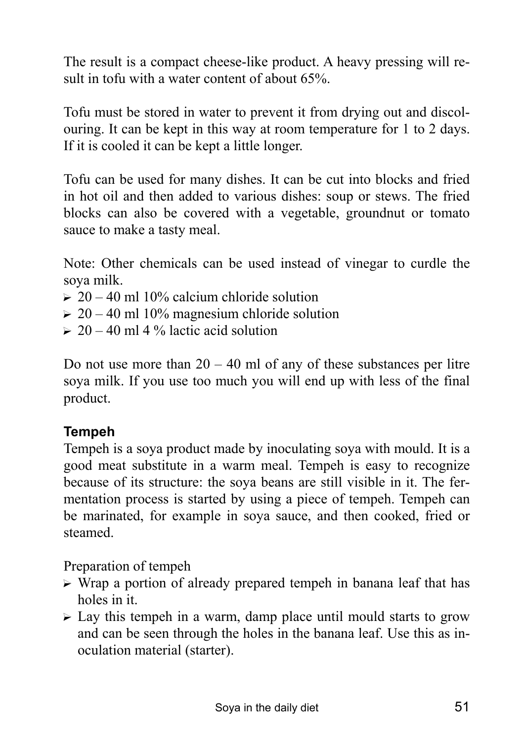The result is a compact cheese-like product. A heavy pressing will result in tofu with a water content of about 65%.

Tofu must be stored in water to prevent it from drying out and discolouring. It can be kept in this way at room temperature for 1 to 2 days. If it is cooled it can be kept a little longer.

Tofu can be used for many dishes. It can be cut into blocks and fried in hot oil and then added to various dishes: soup or stews. The fried blocks can also be covered with a vegetable, groundnut or tomato sauce to make a tasty meal.

Note: Other chemicals can be used instead of vinegar to curdle the soya milk.

- 20 – 40 ml 10% calcium chloride solution
- 20 – 40 ml 10% magnesium chloride solution
- 20 – 40 ml 4 % lactic acid solution

Do not use more than 20 – 40 ml of any of these substances per litre soya milk. If you use too much you will end up with less of the final product.

### Tempeh

Tempeh is a soya product made by inoculating soya with mould. It is a good meat substitute in a warm meal. Tempeh is easy to recognize because of its structure: the soya beans are still visible in it. The fermentation process is started by using a piece of tempeh. Tempeh can be marinated, for example in soya sauce, and then cooked, fried or steamed.

Preparation of tempeh

- Wrap a portion of already prepared tempeh in banana leaf that has holes in it.
- Lay this tempeh in a warm, damp place until mould starts to grow and can be seen through the holes in the banana leaf. Use this as inoculation material (starter).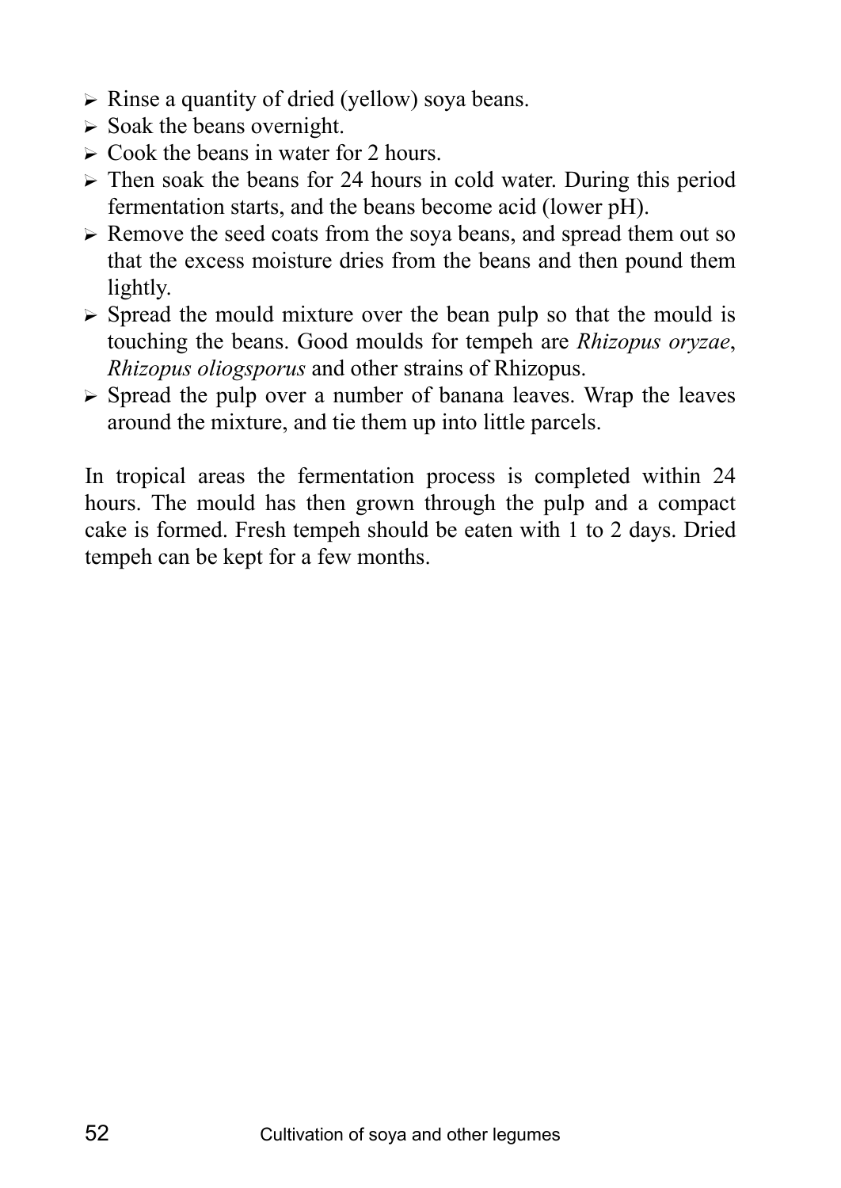- Rinse a quantity of dried (yellow) soya beans.
- Soak the beans overnight.
- Cook the beans in water for 2 hours.
- Then soak the beans for 24 hours in cold water. During this period fermentation starts, and the beans become acid (lower pH).
- Remove the seed coats from the soya beans, and spread them out so that the excess moisture dries from the beans and then pound them lightly.
- Spread the mould mixture over the bean pulp so that the mould is touching the beans. Good moulds for tempeh are *Rhizopus oryzae*, *Rhizopus oliogsporus* and other strains of Rhizopus.
- Spread the pulp over a number of banana leaves. Wrap the leaves around the mixture, and tie them up into little parcels.

In tropical areas the fermentation process is completed within 24 hours. The mould has then grown through the pulp and a compact cake is formed. Fresh tempeh should be eaten with 1 to 2 days. Dried tempeh can be kept for a few months.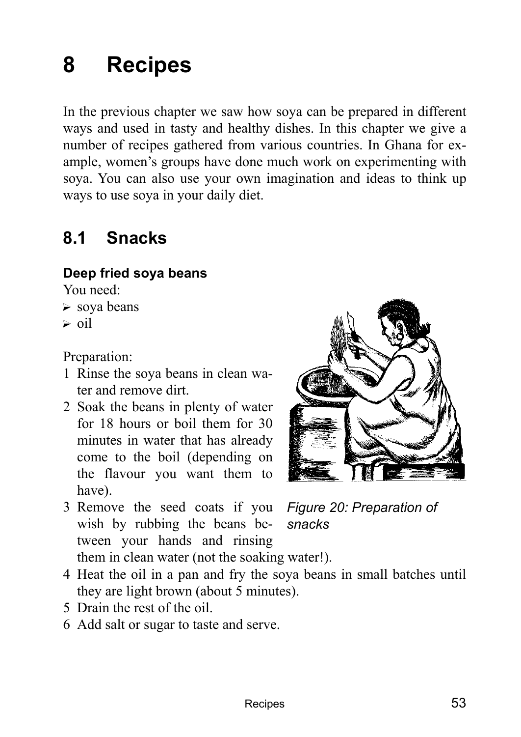# 8 Recipes

In the previous chapter we saw how soya can be prepared in different ways and used in tasty and healthy dishes. In this chapter we give a number of recipes gathered from various countries. In Ghana for example, women's groups have done much work on experimenting with soya. You can also use your own imagination and ideas to think up ways to use soya in your daily diet.

## 8.1 Snacks

**Deep fried soya beans**

You need:

- soya beans
- oil

Preparation:

1. Rinse the soya beans in clean water and remove dirt.
2. Soak the beans in plenty of water for 18 hours or boil them for 30 minutes in water that has already come to the boil (depending on the flavour you want them to have).
3. Remove the seed coats if you wish by rubbing the beans between your hands and rinsing them in clean water (not the soaking water!).
4. Heat the oil in a pan and fry the soya beans in small batches until they are light brown (about 5 minutes).
5. Drain the rest of the oil.
6. Add salt or sugar to taste and serve.

*Figure 20: Preparation of snacks*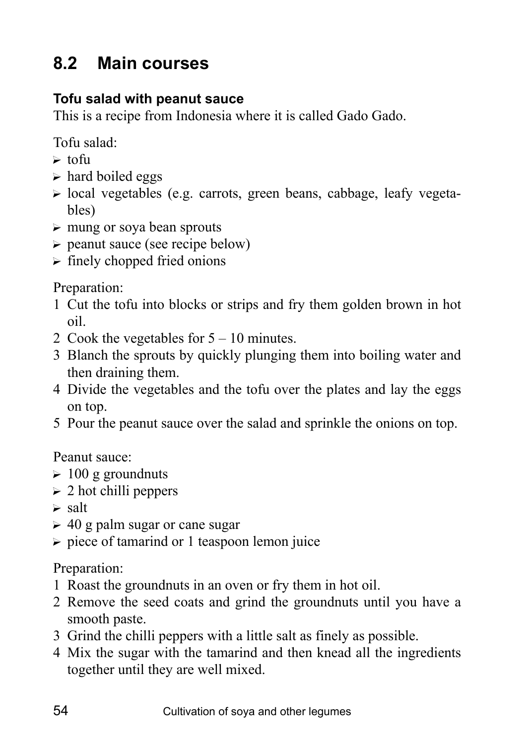## 8.2 Main courses

**Tofu salad with peanut sauce**

This is a recipe from Indonesia where it is called Gado Gado.

Tofu salad:

- tofu
- hard boiled eggs
- local vegetables (e.g. carrots, green beans, cabbage, leafy vegetables)
- mung or soya bean sprouts
- peanut sauce (see recipe below)
- finely chopped fried onions

Preparation:

1. Cut the tofu into blocks or strips and fry them golden brown in hot oil.
2. Cook the vegetables for 5 – 10 minutes.
3. Blanch the sprouts by quickly plunging them into boiling water and then draining them.
4. Divide the vegetables and the tofu over the plates and lay the eggs on top.
5. Pour the peanut sauce over the salad and sprinkle the onions on top.

Peanut sauce:

- 100 g groundnuts
- 2 hot chilli peppers
- salt
- 40 g palm sugar or cane sugar
- piece of tamarind or 1 teaspoon lemon juice

Preparation:

1. Roast the groundnuts in an oven or fry them in hot oil.
2. Remove the seed coats and grind the groundnuts until you have a smooth paste.
3. Grind the chilli peppers with a little salt as finely as possible.
4. Mix the sugar with the tamarind and then knead all the ingredients together until they are well mixed.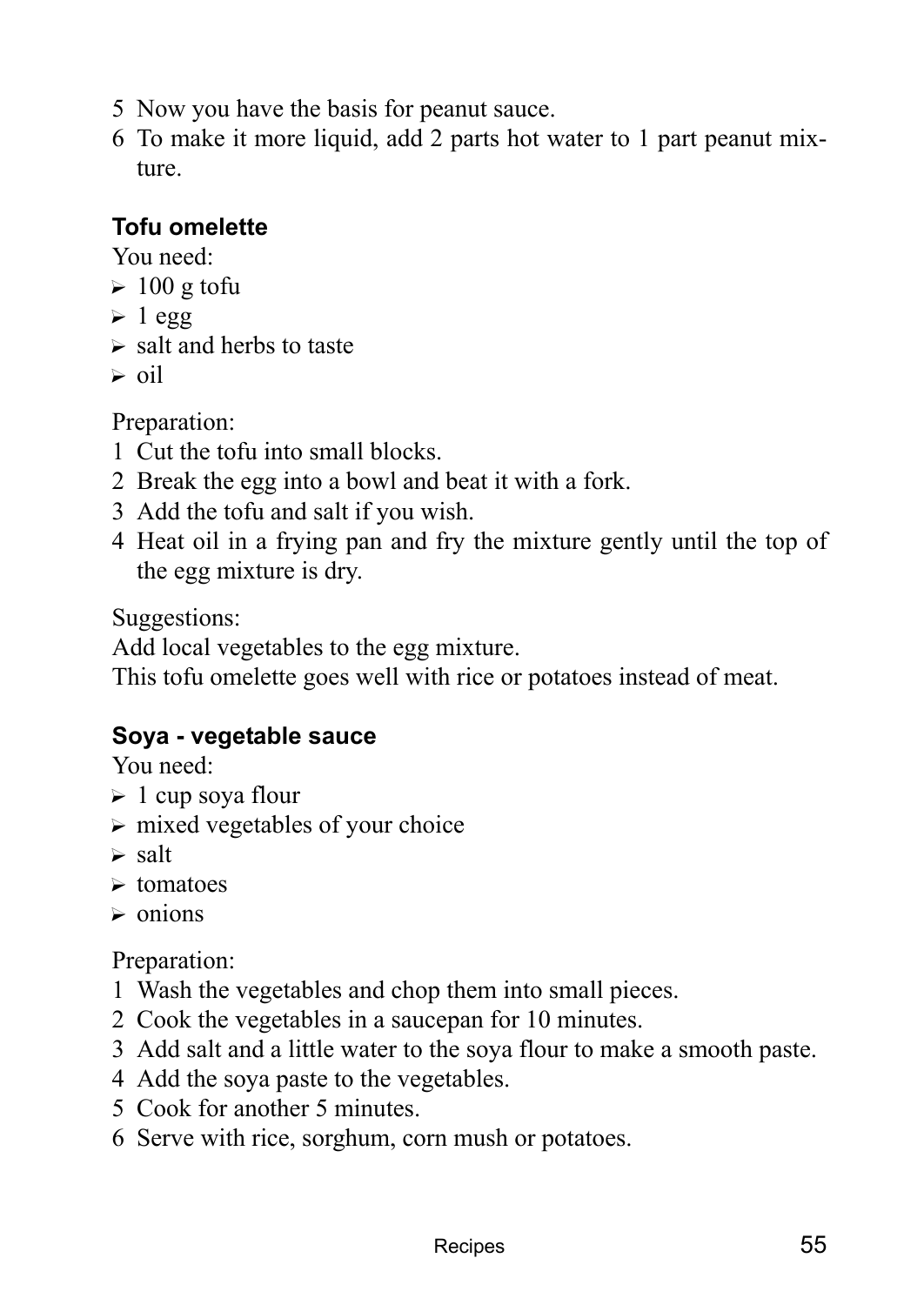5. Now you have the basis for peanut sauce.
6. To make it more liquid, add 2 parts hot water to 1 part peanut mixture.

### Tofu omelette

You need:

- 100 g tofu
- 1 egg
- salt and herbs to taste
- oil

Preparation:

1. Cut the tofu into small blocks.
2. Break the egg into a bowl and beat it with a fork.
3. Add the tofu and salt if you wish.
4. Heat oil in a frying pan and fry the mixture gently until the top of the egg mixture is dry.

Suggestions:
Add local vegetables to the egg mixture.
This tofu omelette goes well with rice or potatoes instead of meat.

### Soya - vegetable sauce

You need:

- 1 cup soya flour
- mixed vegetables of your choice
- salt
- tomatoes
- onions

Preparation:

1. Wash the vegetables and chop them into small pieces.
2. Cook the vegetables in a saucepan for 10 minutes.
3. Add salt and a little water to the soya flour to make a smooth paste.
4. Add the soya paste to the vegetables.
5. Cook for another 5 minutes.
6. Serve with rice, sorghum, corn mush or potatoes.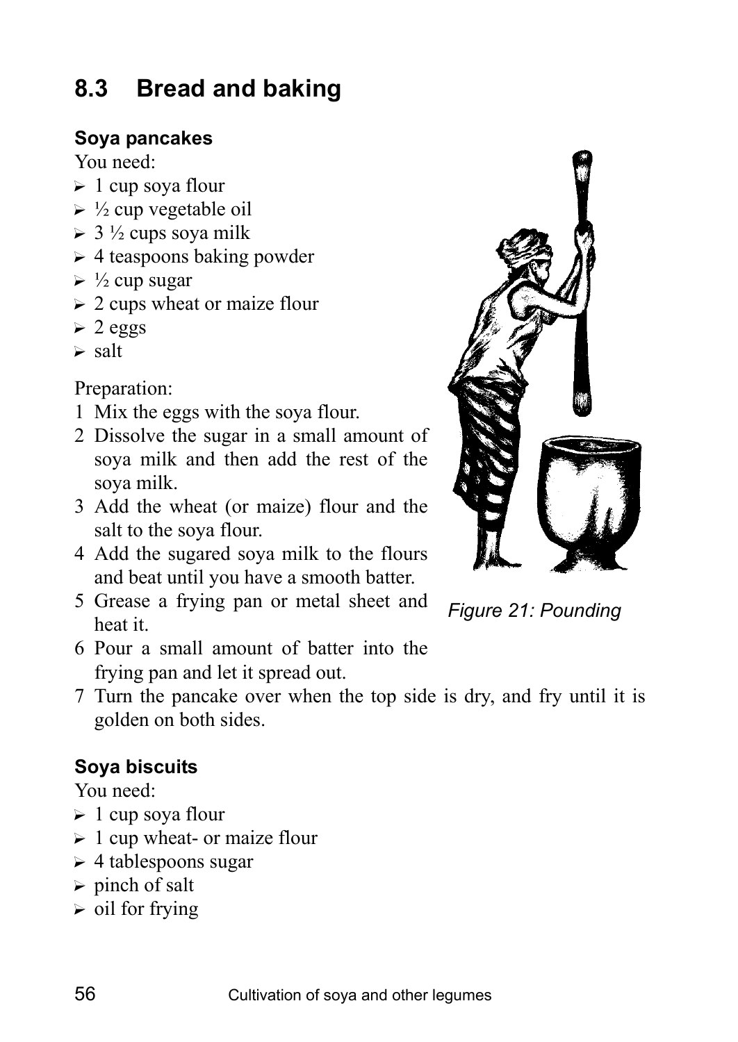## 8.3 Bread and baking

### Soya pancakes

You need:

- 1 cup soya flour
- ½ cup vegetable oil
- 3 ½ cups soya milk
- 4 teaspoons baking powder
- ½ cup sugar
- 2 cups wheat or maize flour
- 2 eggs
- salt

Preparation:

1. Mix the eggs with the soya flour.
2. Dissolve the sugar in a small amount of soya milk and then add the rest of the soya milk.
3. Add the wheat (or maize) flour and the salt to the soya flour.
4. Add the sugared soya milk to the flours and beat until you have a smooth batter.
5. Grease a frying pan or metal sheet and heat it.
6. Pour a small amount of batter into the frying pan and let it spread out.
7. Turn the pancake over when the top side is dry, and fry until it is golden on both sides.

*Figure 21: Pounding*

### Soya biscuits

You need:

- 1 cup soya flour
- 1 cup wheat- or maize flour
- 4 tablespoons sugar
- pinch of salt
- oil for frying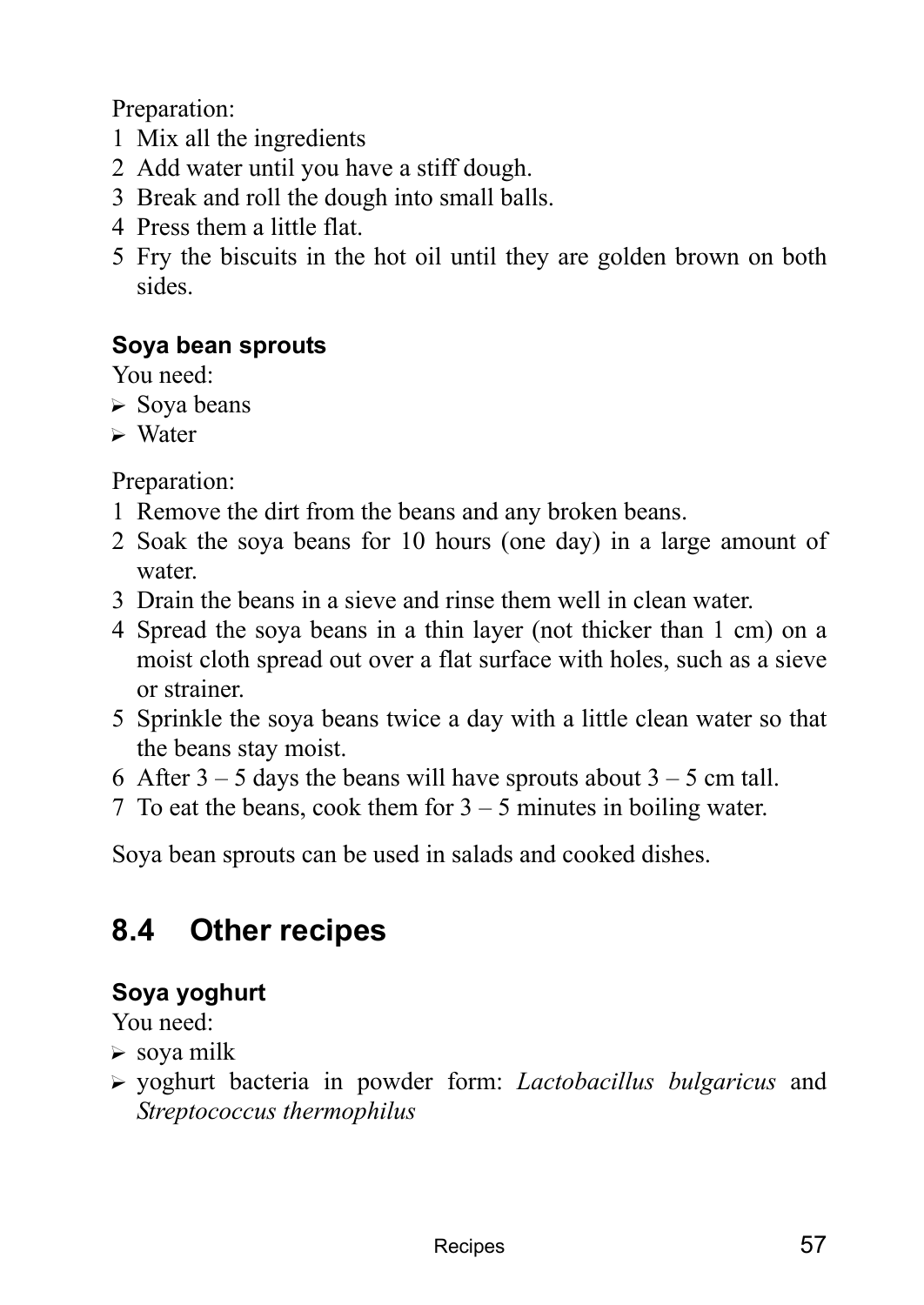Preparation:

1. Mix all the ingredients
2. Add water until you have a stiff dough.
3. Break and roll the dough into small balls.
4. Press them a little flat.
5. Fry the biscuits in the hot oil until they are golden brown on both sides.

**Soya bean sprouts**

You need:

- Soya beans
- Water

Preparation:

1. Remove the dirt from the beans and any broken beans.
2. Soak the soya beans for 10 hours (one day) in a large amount of water.
3. Drain the beans in a sieve and rinse them well in clean water.
4. Spread the soya beans in a thin layer (not thicker than 1 cm) on a moist cloth spread out over a flat surface with holes, such as a sieve or strainer.
5. Sprinkle the soya beans twice a day with a little clean water so that the beans stay moist.
6. After 3 – 5 days the beans will have sprouts about 3 – 5 cm tall.
7. To eat the beans, cook them for 3 – 5 minutes in boiling water.

Soya bean sprouts can be used in salads and cooked dishes.

## 8.4 Other recipes

**Soya yoghurt**

You need:

- soya milk
- yoghurt bacteria in powder form: *Lactobacillus bulgaricus* and *Streptococcus thermophilus*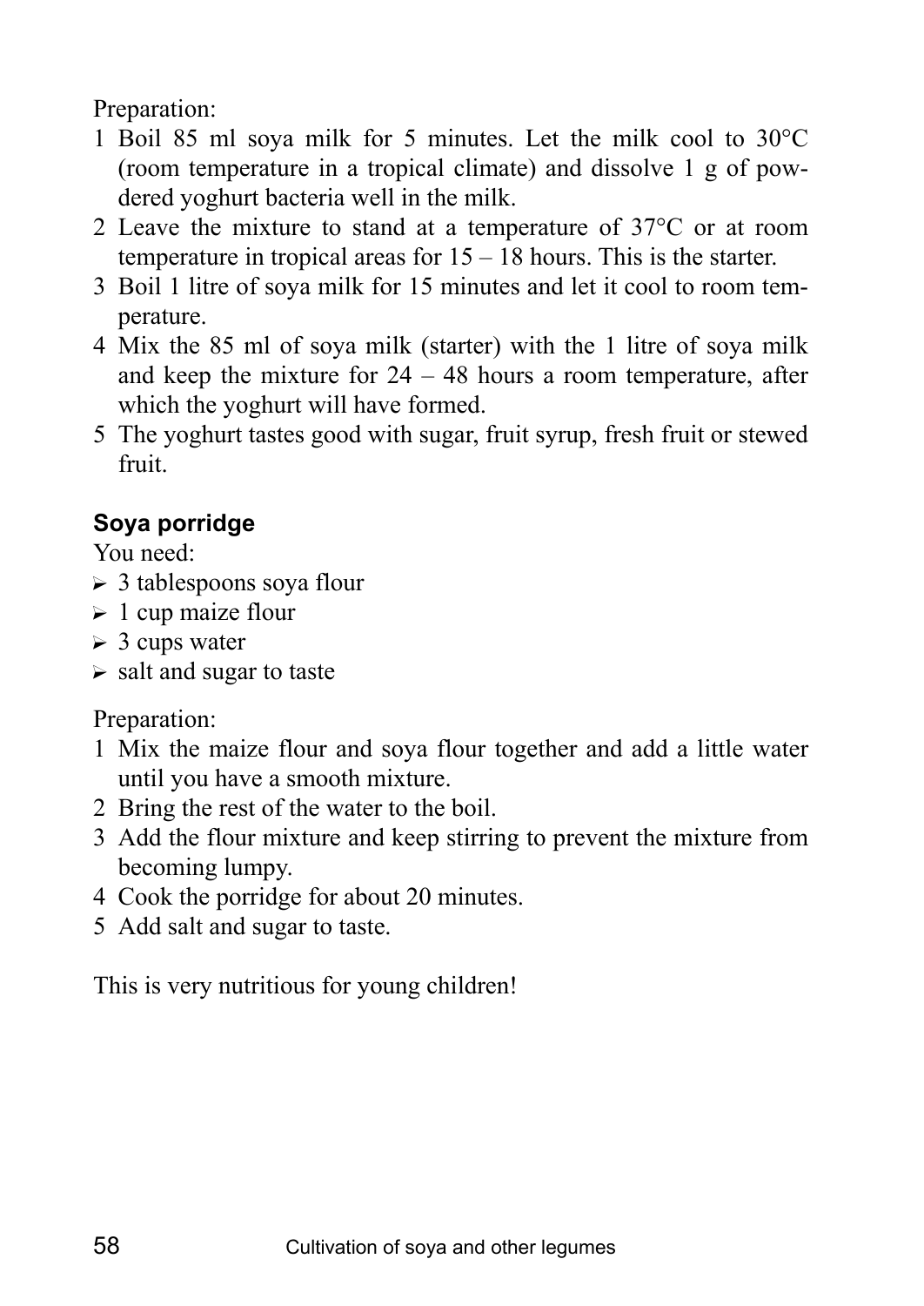Preparation:

1. Boil 85 ml soya milk for 5 minutes. Let the milk cool to 30°C (room temperature in a tropical climate) and dissolve 1 g of powdered yoghurt bacteria well in the milk.
2. Leave the mixture to stand at a temperature of 37°C or at room temperature in tropical areas for 15 – 18 hours. This is the starter.
3. Boil 1 litre of soya milk for 15 minutes and let it cool to room temperature.
4. Mix the 85 ml of soya milk (starter) with the 1 litre of soya milk and keep the mixture for 24 – 48 hours a room temperature, after which the yoghurt will have formed.
5. The yoghurt tastes good with sugar, fruit syrup, fresh fruit or stewed fruit.

### Soya porridge

You need:

- 3 tablespoons soya flour
- 1 cup maize flour
- 3 cups water
- salt and sugar to taste

Preparation:

1. Mix the maize flour and soya flour together and add a little water until you have a smooth mixture.
2. Bring the rest of the water to the boil.
3. Add the flour mixture and keep stirring to prevent the mixture from becoming lumpy.
4. Cook the porridge for about 20 minutes.
5. Add salt and sugar to taste.

This is very nutritious for young children!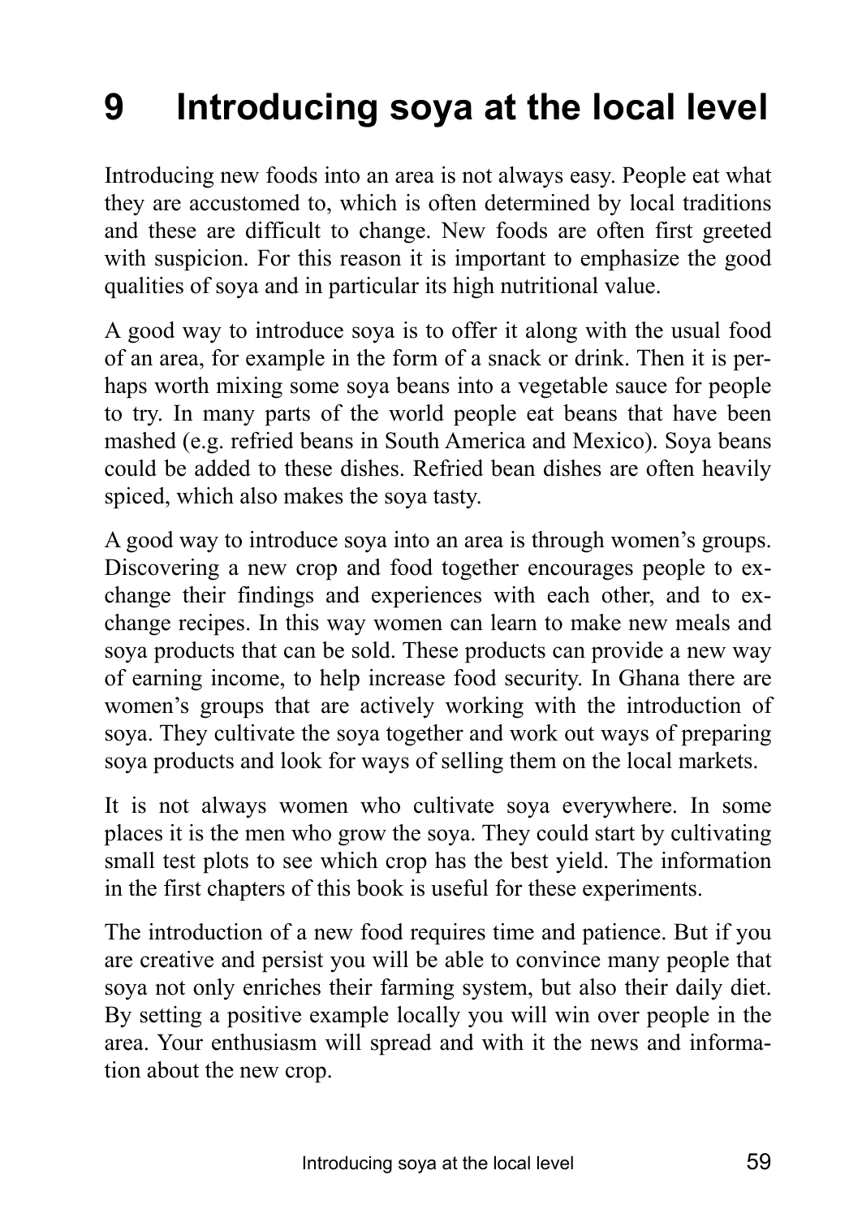# 9 Introducing soya at the local level

Introducing new foods into an area is not always easy. People eat what they are accustomed to, which is often determined by local traditions and these are difficult to change. New foods are often first greeted with suspicion. For this reason it is important to emphasize the good qualities of soya and in particular its high nutritional value.

A good way to introduce soya is to offer it along with the usual food of an area, for example in the form of a snack or drink. Then it is perhaps worth mixing some soya beans into a vegetable sauce for people to try. In many parts of the world people eat beans that have been mashed (e.g. refried beans in South America and Mexico). Soya beans could be added to these dishes. Refried bean dishes are often heavily spiced, which also makes the soya tasty.

A good way to introduce soya into an area is through women's groups. Discovering a new crop and food together encourages people to exchange their findings and experiences with each other, and to exchange recipes. In this way women can learn to make new meals and soya products that can be sold. These products can provide a new way of earning income, to help increase food security. In Ghana there are women's groups that are actively working with the introduction of soya. They cultivate the soya together and work out ways of preparing soya products and look for ways of selling them on the local markets.

It is not always women who cultivate soya everywhere. In some places it is the men who grow the soya. They could start by cultivating small test plots to see which crop has the best yield. The information in the first chapters of this book is useful for these experiments.

The introduction of a new food requires time and patience. But if you are creative and persist you will be able to convince many people that soya not only enriches their farming system, but also their daily diet. By setting a positive example locally you will win over people in the area. Your enthusiasm will spread and with it the news and information about the new crop.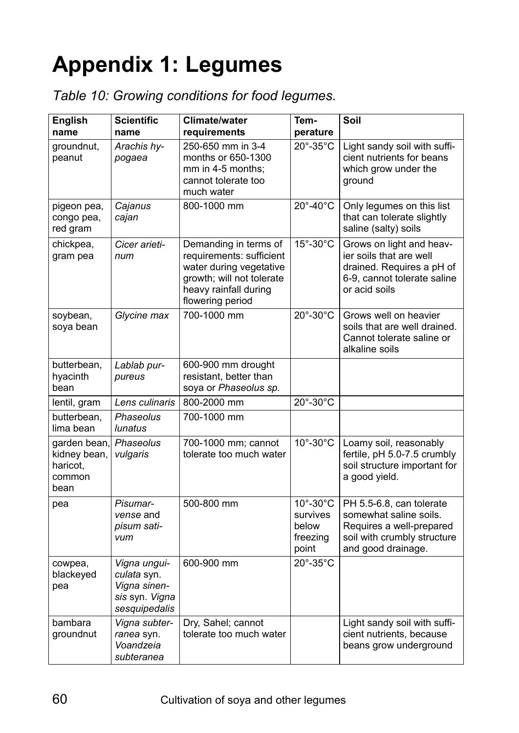# Appendix 1: Legumes

*Table 10: Growing conditions for food legumes.*

| English name | Scientific name | Climate/water requirements | Temperature | Soil |
|---|---|---|---|---|
| groundnut, peanut | *Arachis hypogaea* | 250-650 mm in 3-4 months or 650-1300 mm in 4-5 months; cannot tolerate too much water | 20°-35°C | Light sandy soil with sufficient nutrients for beans which grow under the ground |
| pigeon pea, congo pea, red gram | *Cajanus cajan* | 800-1000 mm | 20°-40°C | Only legumes on this list that can tolerate slightly saline (salty) soils |
| chickpea, gram pea | *Cicer arietinum* | Demanding in terms of requirements: sufficient water during vegetative growth; will not tolerate heavy rainfall during flowering period | 15°-30°C | Grows on light and heavier soils that are well drained. Requires a pH of 6-9, cannot tolerate saline or acid soils |
| soybean, soya bean | *Glycine max* | 700-1000 mm | 20°-30°C | Grows well on heavier soils that are well drained. Cannot tolerate saline or alkaline soils |
| butterbean, hyacinth bean | *Lablab purpureus* | 600-900 mm drought resistant, better than soya or *Phaseolus sp.* | | |
| lentil, gram | *Lens culinaris* | 800-2000 mm | 20°-30°C | |
| butterbean, lima bean | *Phaseolus lunatus* | 700-1000 mm | | |
| garden bean, kidney bean, haricot, common bean | *Phaseolus vulgaris* | 700-1000 mm; cannot tolerate too much water | 10°-30°C | Loamy soil, reasonably fertile, pH 5.0-7.5 crumbly soil structure important for a good yield. |
| pea | *Pisumarvense* and *pisum sativum* | 500-800 mm | 10°-30°C survives below freezing point | PH 5.5-6.8, can tolerate somewhat saline soils. Requires a well-prepared soil with crumbly structure and good drainage. |
| cowpea, blackeyed pea | *Vigna unguiculata* syn. *Vigna sinensis* syn. *Vigna sesquipedalis* | 600-900 mm | 20°-35°C | |
| bambara groundnut | *Vigna subterranea* syn. *Voandzeia subteranea* | Dry, Sahel; cannot tolerate too much water | | Light sandy soil with sufficient nutrients, because beans grow underground |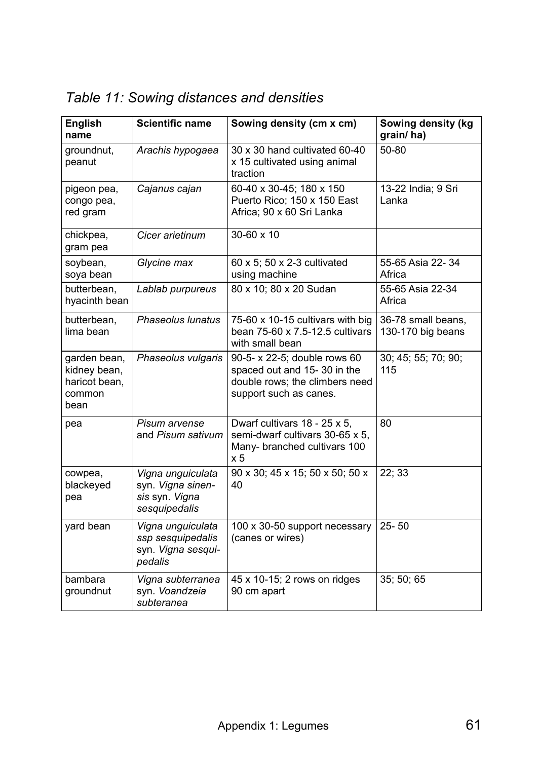*Table 11: Sowing distances and densities*

| English name | Scientific name | Sowing density (cm x cm) | Sowing density (kg grain/ ha) |
|---|---|---|---|
| groundnut, peanut | *Arachis hypogaea* | 30 x 30 hand cultivated 60-40 x 15 cultivated using animal traction | 50-80 |
| pigeon pea, congo pea, red gram | *Cajanus cajan* | 60-40 x 30-45; 180 x 150 Puerto Rico; 150 x 150 East Africa; 90 x 60 Sri Lanka | 13-22 India; 9 Sri Lanka |
| chickpea, gram pea | *Cicer arietinum* | 30-60 x 10 | |
| soybean, soya bean | *Glycine max* | 60 x 5; 50 x 2-3 cultivated using machine | 55-65 Asia 22- 34 Africa |
| butterbean, hyacinth bean | *Lablab purpureus* | 80 x 10; 80 x 20 Sudan | 55-65 Asia 22-34 Africa |
| butterbean, lima bean | *Phaseolus lunatus* | 75-60 x 10-15 cultivars with big bean 75-60 x 7.5-12.5 cultivars with small bean | 36-78 small beans, 130-170 big beans |
| garden bean, kidney bean, haricot bean, common bean | *Phaseolus vulgaris* | 90-5- x 22-5; double rows 60 spaced out and 15- 30 in the double rows; the climbers need support such as canes. | 30; 45; 55; 70; 90; 115 |
| pea | *Pisum arvense* and *Pisum sativum* | Dwarf cultivars 18 - 25 x 5, semi-dwarf cultivars 30-65 x 5, Many- branched cultivars 100 x 5 | 80 |
| cowpea, blackeyed pea | *Vigna unguiculata* syn. *Vigna sinensis* syn. *Vigna sesquipedalis* | 90 x 30; 45 x 15; 50 x 50; 50 x 40 | 22; 33 |
| yard bean | *Vigna unguiculata ssp sesquipedalis* syn. *Vigna sesquipedalis* | 100 x 30-50 support necessary (canes or wires) | 25- 50 |
| bambara groundnut | *Vigna subterranea* syn. *Voandzeia subteranea* | 45 x 10-15; 2 rows on ridges 90 cm apart | 35; 50; 65 |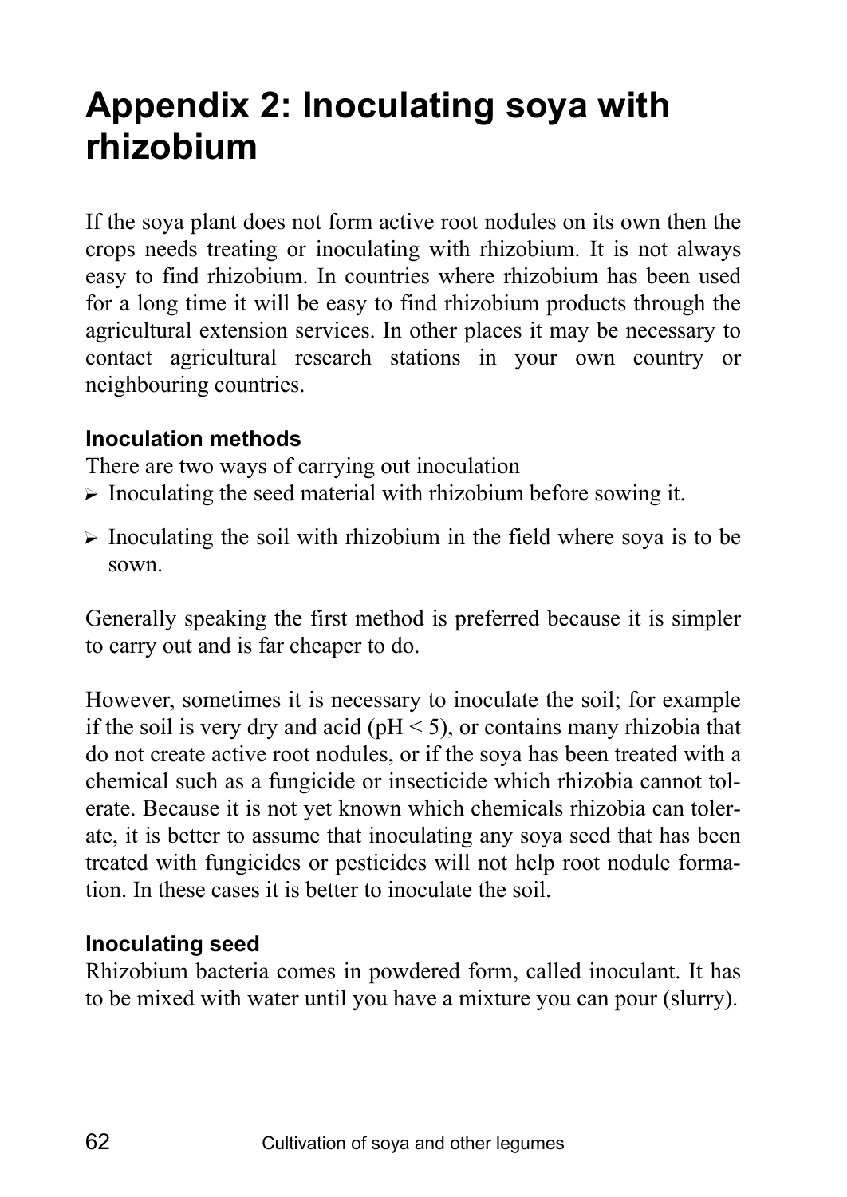# Appendix 2: Inoculating soya with rhizobium

If the soya plant does not form active root nodules on its own then the crops needs treating or inoculating with rhizobium. It is not always easy to find rhizobium. In countries where rhizobium has been used for a long time it will be easy to find rhizobium products through the agricultural extension services. In other places it may be necessary to contact agricultural research stations in your own country or neighbouring countries.

### Inoculation methods

There are two ways of carrying out inoculation

- Inoculating the seed material with rhizobium before sowing it.
- Inoculating the soil with rhizobium in the field where soya is to be sown.

Generally speaking the first method is preferred because it is simpler to carry out and is far cheaper to do.

However, sometimes it is necessary to inoculate the soil; for example if the soil is very dry and acid ($pH < 5$), or contains many rhizobia that do not create active root nodules, or if the soya has been treated with a chemical such as a fungicide or insecticide which rhizobia cannot tolerate. Because it is not yet known which chemicals rhizobia can tolerate, it is better to assume that inoculating any soya seed that has been treated with fungicides or pesticides will not help root nodule formation. In these cases it is better to inoculate the soil.

### Inoculating seed

Rhizobium bacteria comes in powdered form, called inoculant. It has to be mixed with water until you have a mixture you can pour (slurry).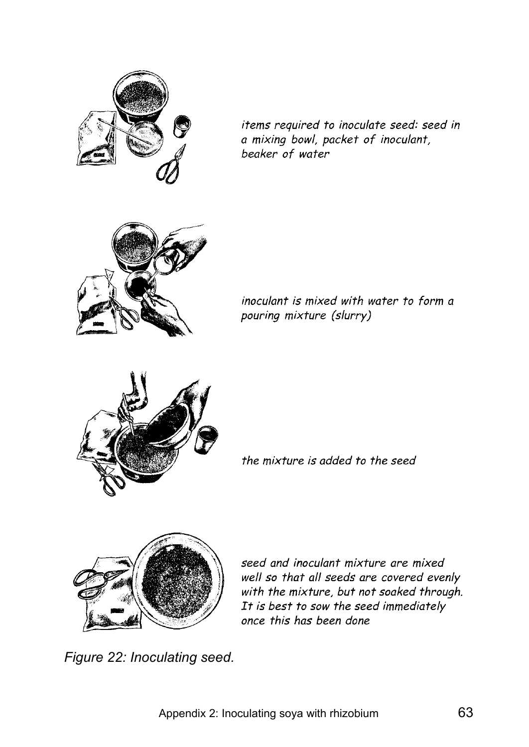*items required to inoculate seed: seed in a mixing bowl, packet of inoculant, beaker of water*

*inoculant is mixed with water to form a pouring mixture (slurry)*

*the mixture is added to the seed*

*seed and inoculant mixture are mixed well so that all seeds are covered evenly with the mixture, but not soaked through. It is best to sow the seed immediately once this has been done*

*Figure 22: Inoculating seed.*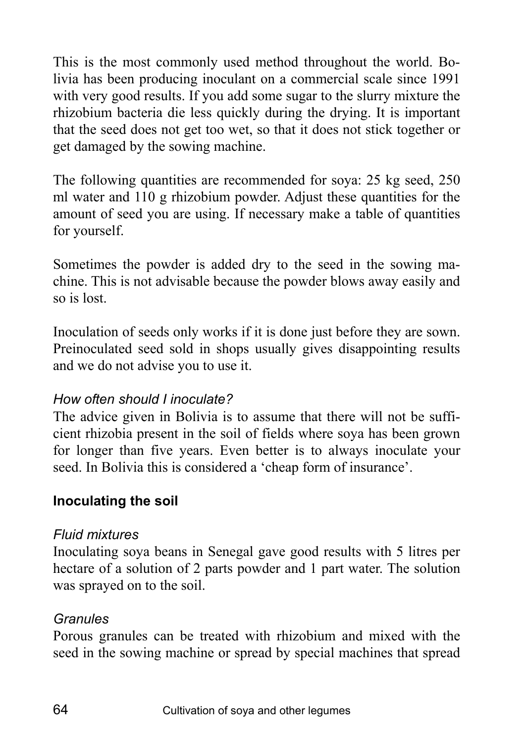This is the most commonly used method throughout the world. Bolivia has been producing inoculant on a commercial scale since 1991 with very good results. If you add some sugar to the slurry mixture the rhizobium bacteria die less quickly during the drying. It is important that the seed does not get too wet, so that it does not stick together or get damaged by the sowing machine.

The following quantities are recommended for soya: 25 kg seed, 250 ml water and 110 g rhizobium powder. Adjust these quantities for the amount of seed you are using. If necessary make a table of quantities for yourself.

Sometimes the powder is added dry to the seed in the sowing machine. This is not advisable because the powder blows away easily and so is lost.

Inoculation of seeds only works if it is done just before they are sown. Preinoculated seed sold in shops usually gives disappointing results and we do not advise you to use it.

*How often should I inoculate?*

The advice given in Bolivia is to assume that there will not be sufficient rhizobia present in the soil of fields where soya has been grown for longer than five years. Even better is to always inoculate your seed. In Bolivia this is considered a 'cheap form of insurance'.

**Inoculating the soil**

*Fluid mixtures*

Inoculating soya beans in Senegal gave good results with 5 litres per hectare of a solution of 2 parts powder and 1 part water. The solution was sprayed on to the soil.

*Granules*

Porous granules can be treated with rhizobium and mixed with the seed in the sowing machine or spread by special machines that spread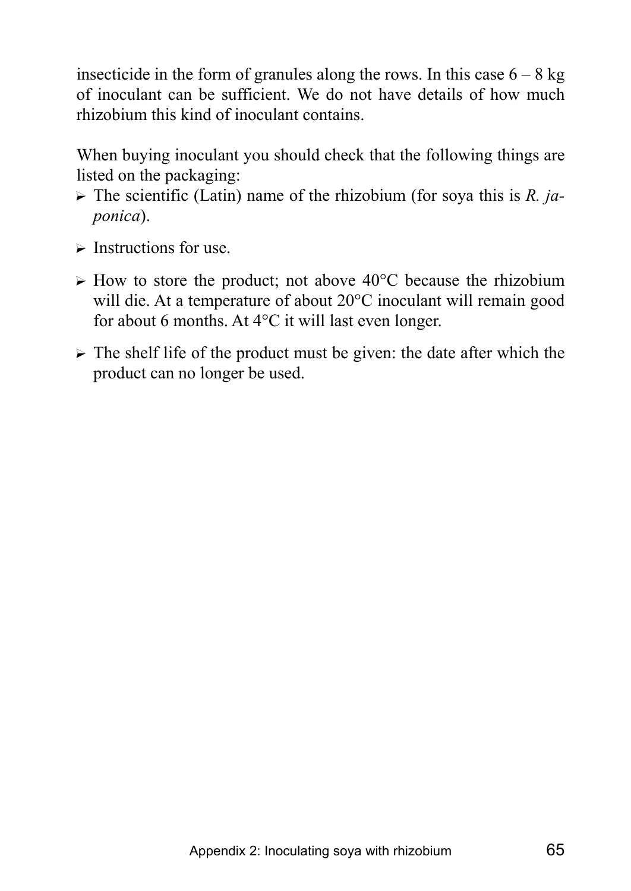insecticide in the form of granules along the rows. In this case 6 – 8 kg of inoculant can be sufficient. We do not have details of how much rhizobium this kind of inoculant contains.

When buying inoculant you should check that the following things are listed on the packaging:

- The scientific (Latin) name of the rhizobium (for soya this is *R. japonica*).
- Instructions for use.
- How to store the product; not above 40°C because the rhizobium will die. At a temperature of about 20°C inoculant will remain good for about 6 months. At 4°C it will last even longer.
- The shelf life of the product must be given: the date after which the product can no longer be used.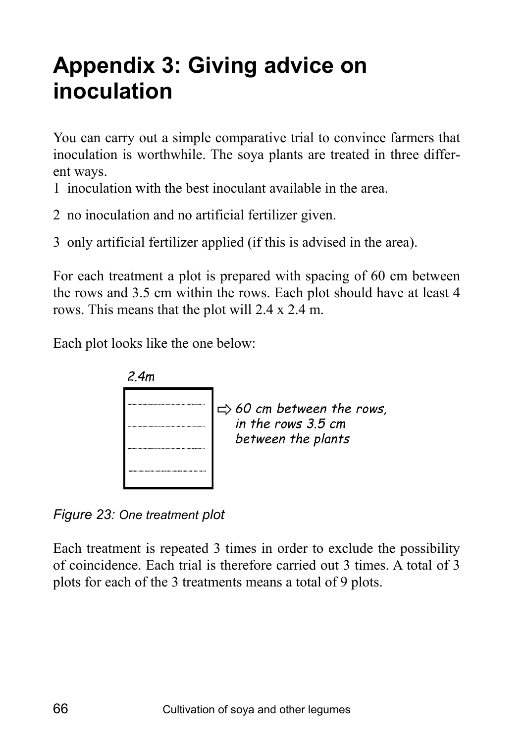# Appendix 3: Giving advice on inoculation

You can carry out a simple comparative trial to convince farmers that inoculation is worthwhile. The soya plants are treated in three different ways.

1 inoculation with the best inoculant available in the area.

2 no inoculation and no artificial fertilizer given.

3 only artificial fertilizer applied (if this is advised in the area).

For each treatment a plot is prepared with spacing of 60 cm between the rows and 3.5 cm within the rows. Each plot should have at least 4 rows. This means that the plot will 2.4 x 2.4 m.

Each plot looks like the one below:

2.4m

⇨ 60 cm between the rows, in the rows 3.5 cm between the plants

*Figure 23: One treatment plot*

Each treatment is repeated 3 times in order to exclude the possibility of coincidence. Each trial is therefore carried out 3 times. A total of 3 plots for each of the 3 treatments means a total of 9 plots.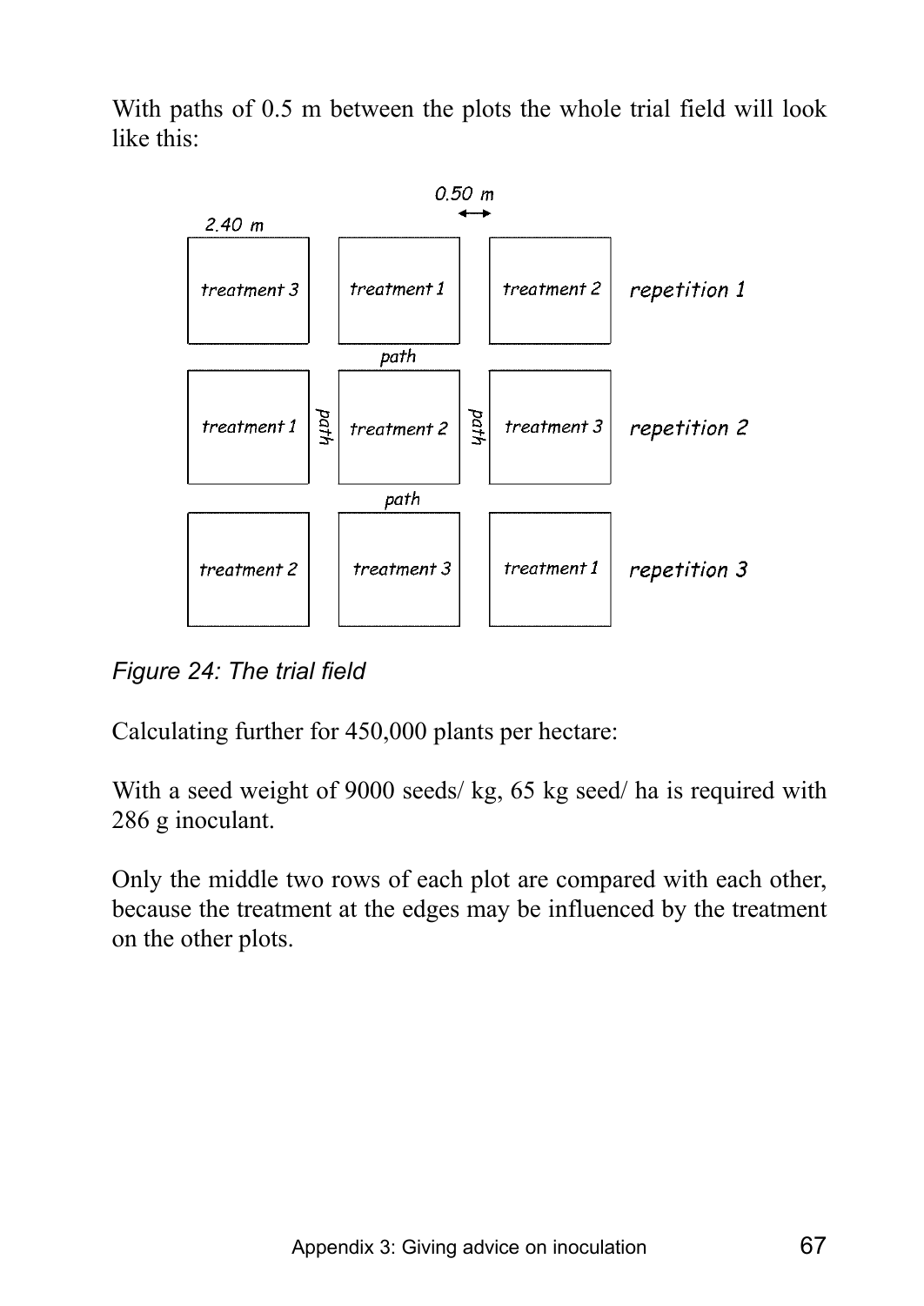With paths of 0.5 m between the plots the whole trial field will look like this:

| | | | |
|---|---|---|---|
| treatment 3 | treatment 1 | treatment 2 | repetition 1 |
| treatment 1 | treatment 2 | treatment 3 | repetition 2 |
| treatment 2 | treatment 3 | treatment 1 | repetition 3 |

*Figure 24: The trial field*

Calculating further for 450,000 plants per hectare:

With a seed weight of 9000 seeds/ kg, 65 kg seed/ ha is required with 286 g inoculant.

Only the middle two rows of each plot are compared with each other, because the treatment at the edges may be influenced by the treatment on the other plots.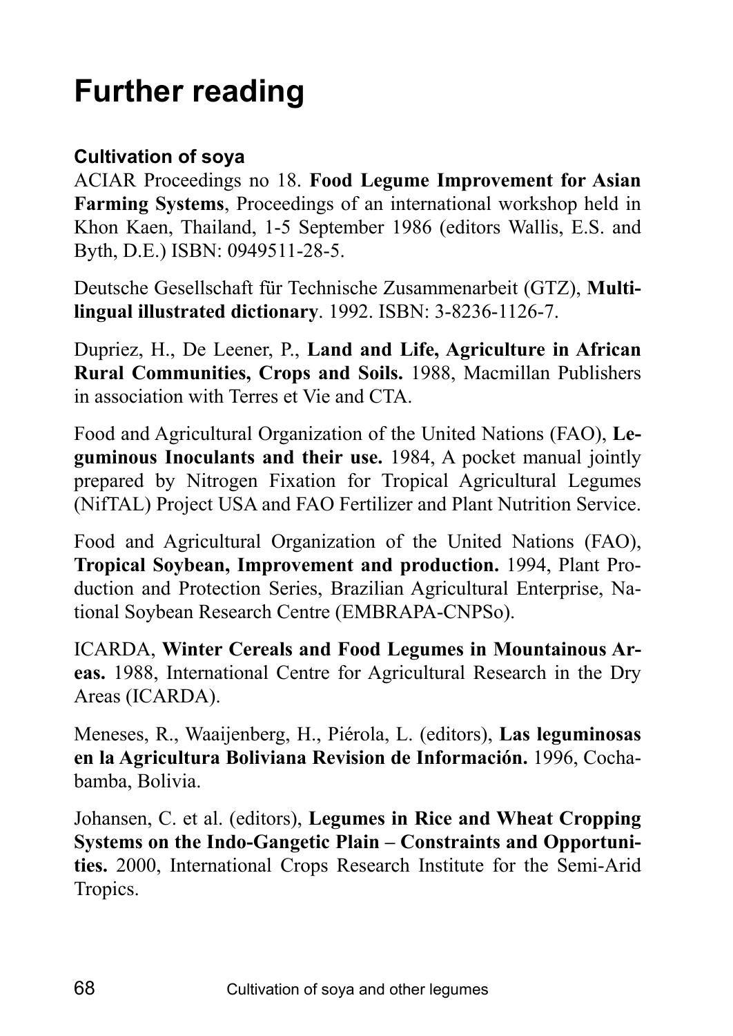# Further reading

### Cultivation of soya

ACIAR Proceedings no 18. **Food Legume Improvement for Asian Farming Systems**, Proceedings of an international workshop held in Khon Kaen, Thailand, 1-5 September 1986 (editors Wallis, E.S. and Byth, D.E.) ISBN: 0949511-28-5.

Deutsche Gesellschaft für Technische Zusammenarbeit (GTZ), **Multilingual illustrated dictionary**. 1992. ISBN: 3-8236-1126-7.

Dupriez, H., De Leener, P., **Land and Life, Agriculture in African Rural Communities, Crops and Soils.** 1988, Macmillan Publishers in association with Terres et Vie and CTA.

Food and Agricultural Organization of the United Nations (FAO), **Leguminous Inoculants and their use.** 1984, A pocket manual jointly prepared by Nitrogen Fixation for Tropical Agricultural Legumes (NifTAL) Project USA and FAO Fertilizer and Plant Nutrition Service.

Food and Agricultural Organization of the United Nations (FAO), **Tropical Soybean, Improvement and production.** 1994, Plant Production and Protection Series, Brazilian Agricultural Enterprise, National Soybean Research Centre (EMBRAPA-CNPSo).

ICARDA, **Winter Cereals and Food Legumes in Mountainous Areas.** 1988, International Centre for Agricultural Research in the Dry Areas (ICARDA).

Meneses, R., Waaijenberg, H., Piérola, L. (editors), **Las leguminosas en la Agricultura Boliviana Revision de Información.** 1996, Cochabamba, Bolivia.

Johansen, C. et al. (editors), **Legumes in Rice and Wheat Cropping Systems on the Indo-Gangetic Plain – Constraints and Opportunities.** 2000, International Crops Research Institute for the Semi-Arid Tropics.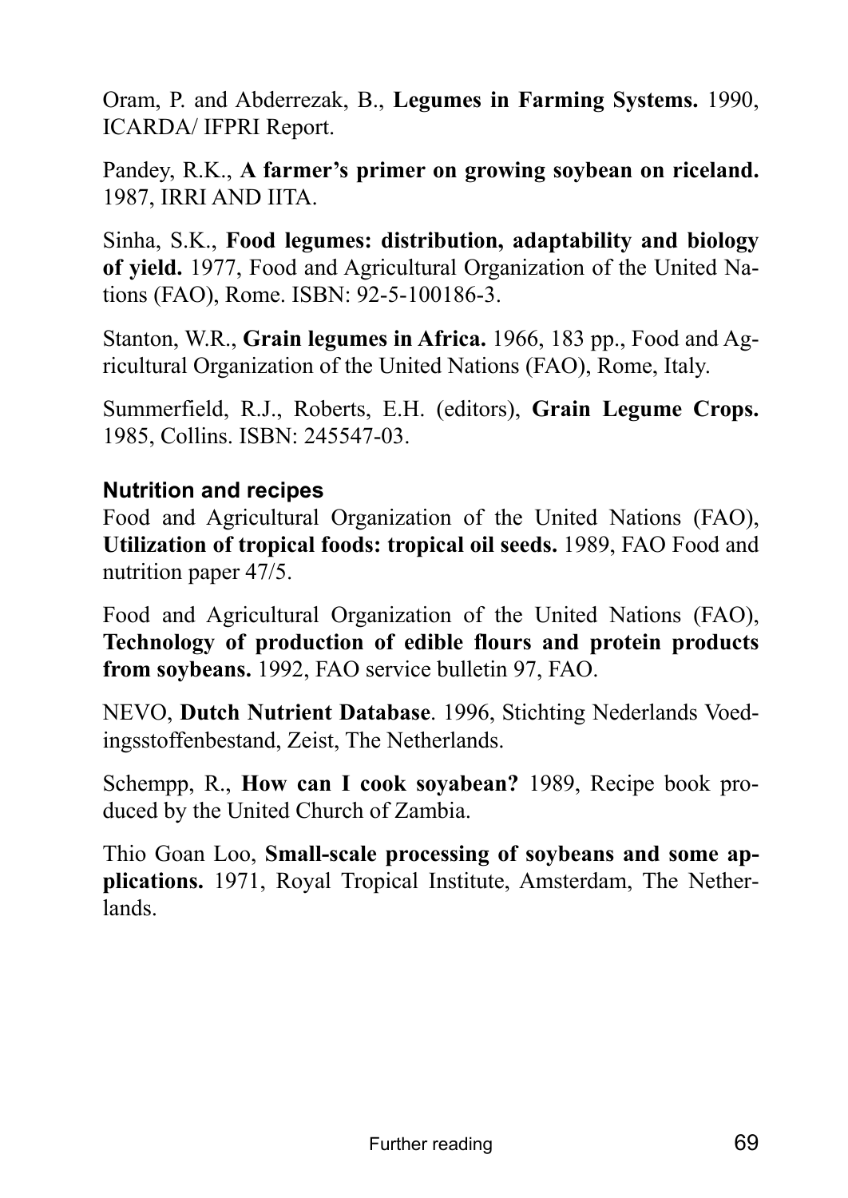Oram, P. and Abderrezak, B., **Legumes in Farming Systems.** 1990, ICARDA/ IFPRI Report.

Pandey, R.K., **A farmer's primer on growing soybean on riceland.** 1987, IRRI AND IITA.

Sinha, S.K., **Food legumes: distribution, adaptability and biology of yield.** 1977, Food and Agricultural Organization of the United Nations (FAO), Rome. ISBN: 92-5-100186-3.

Stanton, W.R., **Grain legumes in Africa.** 1966, 183 pp., Food and Agricultural Organization of the United Nations (FAO), Rome, Italy.

Summerfield, R.J., Roberts, E.H. (editors), **Grain Legume Crops.** 1985, Collins. ISBN: 245547-03.

### Nutrition and recipes

Food and Agricultural Organization of the United Nations (FAO), **Utilization of tropical foods: tropical oil seeds.** 1989, FAO Food and nutrition paper 47/5.

Food and Agricultural Organization of the United Nations (FAO), **Technology of production of edible flours and protein products from soybeans.** 1992, FAO service bulletin 97, FAO.

NEVO, **Dutch Nutrient Database**. 1996, Stichting Nederlands Voedingsstoffenbestand, Zeist, The Netherlands.

Schempp, R., **How can I cook soyabean?** 1989, Recipe book produced by the United Church of Zambia.

Thio Goan Loo, **Small-scale processing of soybeans and some applications.** 1971, Royal Tropical Institute, Amsterdam, The Netherlands.